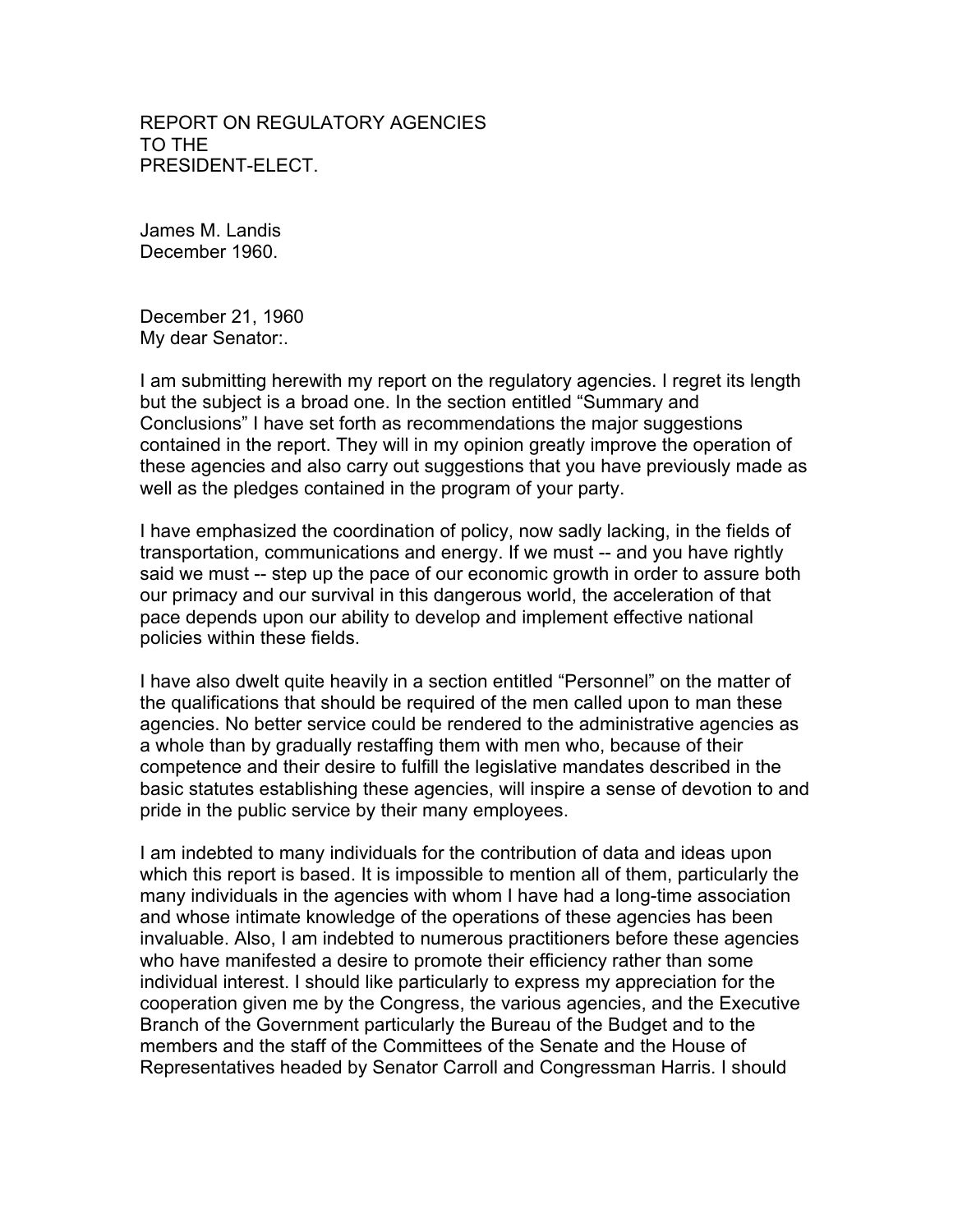# REPORT ON REGULATORY AGENCIES TO THE PRESIDENT-ELECT.

James M. Landis
December 1960.

December 21, 1960
My dear Senator:.

I am submitting herewith my report on the regulatory agencies. I regret its length but the subject is a broad one. In the section entitled "Summary and Conclusions" I have set forth as recommendations the major suggestions contained in the report. They will in my opinion greatly improve the operation of these agencies and also carry out suggestions that you have previously made as well as the pledges contained in the program of your party.

I have emphasized the coordination of policy, now sadly lacking, in the fields of transportation, communications and energy. If we must -- and you have rightly said we must -- step up the pace of our economic growth in order to assure both our primacy and our survival in this dangerous world, the acceleration of that pace depends upon our ability to develop and implement effective national policies within these fields.

I have also dwelt quite heavily in a section entitled "Personnel" on the matter of the qualifications that should be required of the men called upon to man these agencies. No better service could be rendered to the administrative agencies as a whole than by gradually restaffing them with men who, because of their competence and their desire to fulfill the legislative mandates described in the basic statutes establishing these agencies, will inspire a sense of devotion to and pride in the public service by their many employees.

I am indebted to many individuals for the contribution of data and ideas upon which this report is based. It is impossible to mention all of them, particularly the many individuals in the agencies with whom I have had a long-time association and whose intimate knowledge of the operations of these agencies has been invaluable. Also, I am indebted to numerous practitioners before these agencies who have manifested a desire to promote their efficiency rather than some individual interest. I should like particularly to express my appreciation for the cooperation given me by the Congress, the various agencies, and the Executive Branch of the Government particularly the Bureau of the Budget and to the members and the staff of the Committees of the Senate and the House of Representatives headed by Senator Carroll and Congressman Harris. I should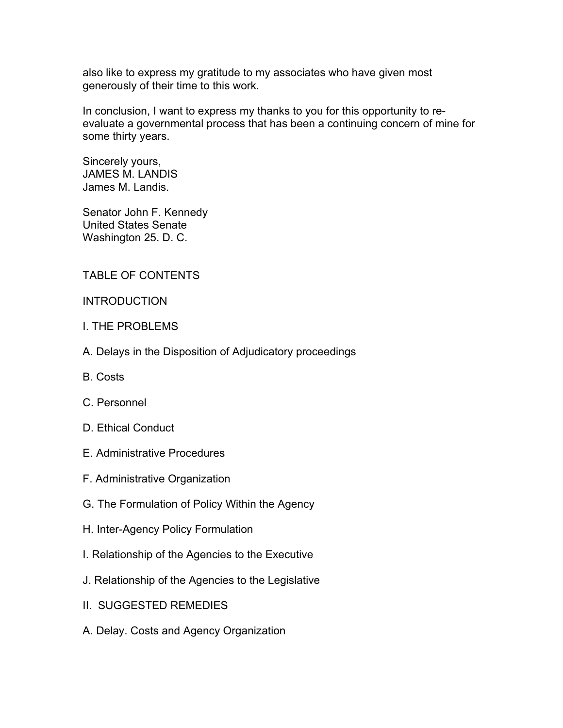also like to express my gratitude to my associates who have given most generously of their time to this work.

In conclusion, I want to express my thanks to you for this opportunity to re-evaluate a governmental process that has been a continuing concern of mine for some thirty years.

Sincerely yours,
JAMES M. LANDIS
James M. Landis.

Senator John F. Kennedy
United States Senate
Washington 25. D. C.

## TABLE OF CONTENTS

INTRODUCTION

I. THE PROBLEMS

A. Delays in the Disposition of Adjudicatory proceedings

B. Costs

C. Personnel

D. Ethical Conduct

E. Administrative Procedures

F. Administrative Organization

G. The Formulation of Policy Within the Agency

H. Inter-Agency Policy Formulation

I. Relationship of the Agencies to the Executive

J. Relationship of the Agencies to the Legislative

II. SUGGESTED REMEDIES

A. Delay. Costs and Agency Organization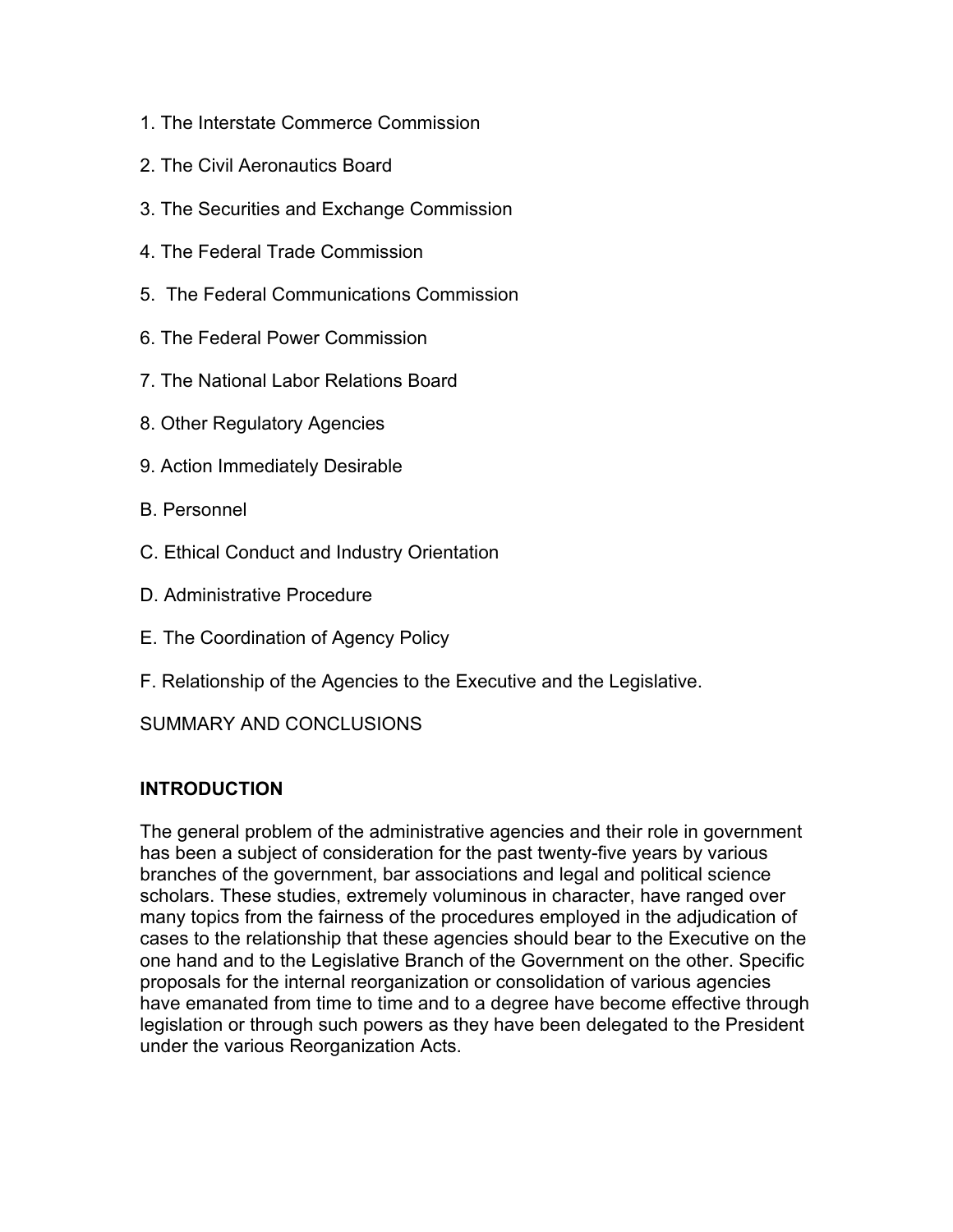1. The Interstate Commerce Commission

2. The Civil Aeronautics Board

3. The Securities and Exchange Commission

4. The Federal Trade Commission

5. The Federal Communications Commission

6. The Federal Power Commission

7. The National Labor Relations Board

8. Other Regulatory Agencies

9. Action Immediately Desirable

B. Personnel

C. Ethical Conduct and Industry Orientation

D. Administrative Procedure

E. The Coordination of Agency Policy

F. Relationship of the Agencies to the Executive and the Legislative.

SUMMARY AND CONCLUSIONS

## INTRODUCTION

The general problem of the administrative agencies and their role in government has been a subject of consideration for the past twenty-five years by various branches of the government, bar associations and legal and political science scholars. These studies, extremely voluminous in character, have ranged over many topics from the fairness of the procedures employed in the adjudication of cases to the relationship that these agencies should bear to the Executive on the one hand and to the Legislative Branch of the Government on the other. Specific proposals for the internal reorganization or consolidation of various agencies have emanated from time to time and to a degree have become effective through legislation or through such powers as they have been delegated to the President under the various Reorganization Acts.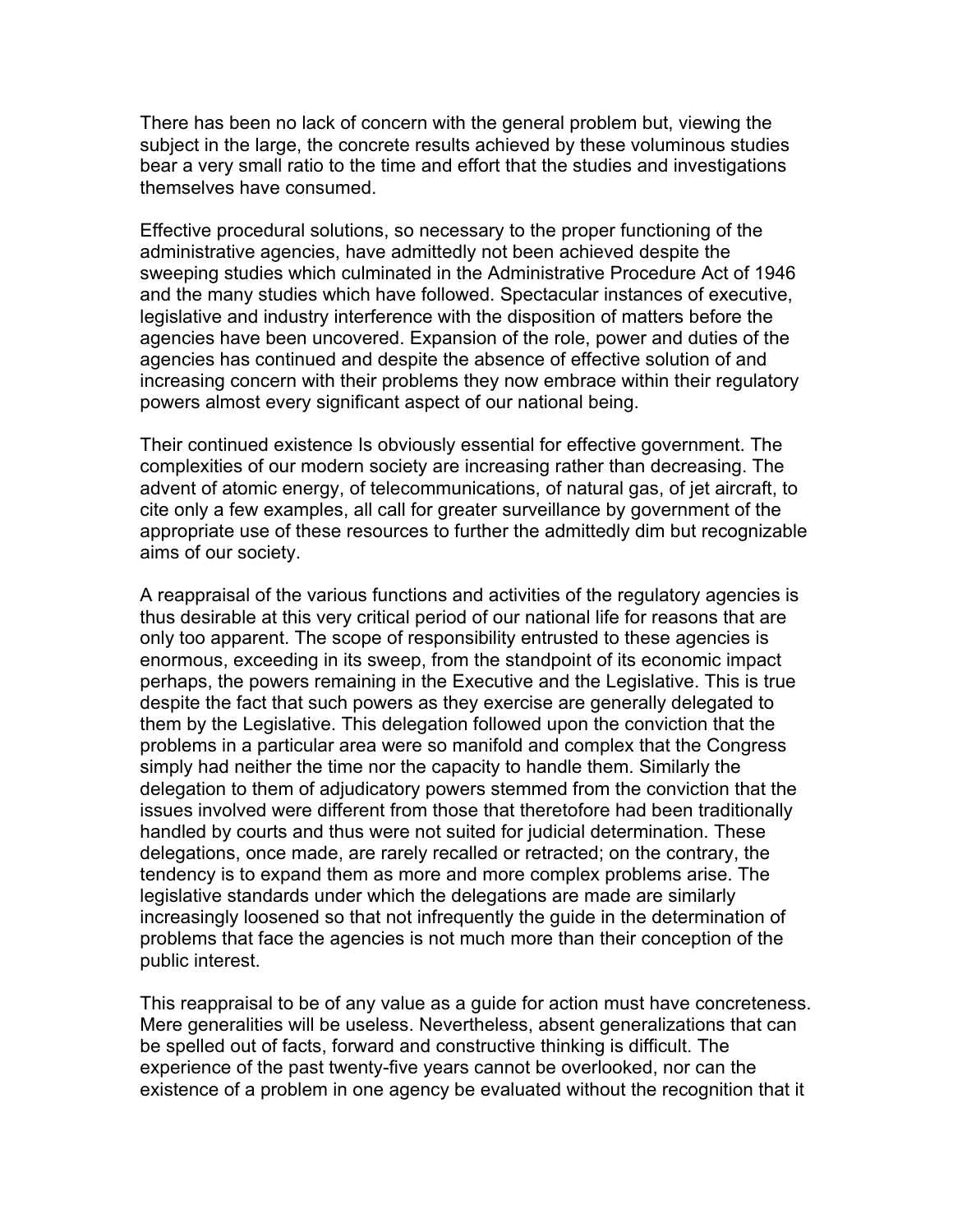There has been no lack of concern with the general problem but, viewing the subject in the large, the concrete results achieved by these voluminous studies bear a very small ratio to the time and effort that the studies and investigations themselves have consumed.

Effective procedural solutions, so necessary to the proper functioning of the administrative agencies, have admittedly not been achieved despite the sweeping studies which culminated in the Administrative Procedure Act of 1946 and the many studies which have followed. Spectacular instances of executive, legislative and industry interference with the disposition of matters before the agencies have been uncovered. Expansion of the role, power and duties of the agencies has continued and despite the absence of effective solution of and increasing concern with their problems they now embrace within their regulatory powers almost every significant aspect of our national being.

Their continued existence Is obviously essential for effective government. The complexities of our modern society are increasing rather than decreasing. The advent of atomic energy, of telecommunications, of natural gas, of jet aircraft, to cite only a few examples, all call for greater surveillance by government of the appropriate use of these resources to further the admittedly dim but recognizable aims of our society.

A reappraisal of the various functions and activities of the regulatory agencies is thus desirable at this very critical period of our national life for reasons that are only too apparent. The scope of responsibility entrusted to these agencies is enormous, exceeding in its sweep, from the standpoint of its economic impact perhaps, the powers remaining in the Executive and the Legislative. This is true despite the fact that such powers as they exercise are generally delegated to them by the Legislative. This delegation followed upon the conviction that the problems in a particular area were so manifold and complex that the Congress simply had neither the time nor the capacity to handle them. Similarly the delegation to them of adjudicatory powers stemmed from the conviction that the issues involved were different from those that theretofore had been traditionally handled by courts and thus were not suited for judicial determination. These delegations, once made, are rarely recalled or retracted; on the contrary, the tendency is to expand them as more and more complex problems arise. The legislative standards under which the delegations are made are similarly increasingly loosened so that not infrequently the guide in the determination of problems that face the agencies is not much more than their conception of the public interest.

This reappraisal to be of any value as a guide for action must have concreteness. Mere generalities will be useless. Nevertheless, absent generalizations that can be spelled out of facts, forward and constructive thinking is difficult. The experience of the past twenty-five years cannot be overlooked, nor can the existence of a problem in one agency be evaluated without the recognition that it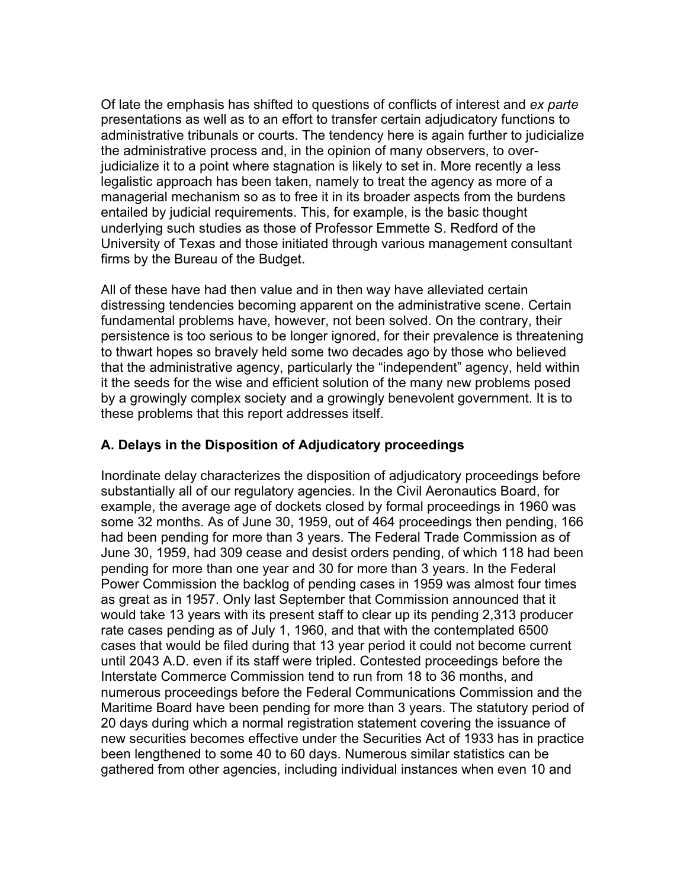Of late the emphasis has shifted to questions of conflicts of interest and *ex parte* presentations as well as to an effort to transfer certain adjudicatory functions to administrative tribunals or courts. The tendency here is again further to judicialize the administrative process and, in the opinion of many observers, to over-judicialize it to a point where stagnation is likely to set in. More recently a less legalistic approach has been taken, namely to treat the agency as more of a managerial mechanism so as to free it in its broader aspects from the burdens entailed by judicial requirements. This, for example, is the basic thought underlying such studies as those of Professor Emmette S. Redford of the University of Texas and those initiated through various management consultant firms by the Bureau of the Budget.

All of these have had then value and in then way have alleviated certain distressing tendencies becoming apparent on the administrative scene. Certain fundamental problems have, however, not been solved. On the contrary, their persistence is too serious to be longer ignored, for their prevalence is threatening to thwart hopes so bravely held some two decades ago by those who believed that the administrative agency, particularly the "independent" agency, held within it the seeds for the wise and efficient solution of the many new problems posed by a growingly complex society and a growingly benevolent government. It is to these problems that this report addresses itself.

### A. Delays in the Disposition of Adjudicatory proceedings

Inordinate delay characterizes the disposition of adjudicatory proceedings before substantially all of our regulatory agencies. In the Civil Aeronautics Board, for example, the average age of dockets closed by formal proceedings in 1960 was some 32 months. As of June 30, 1959, out of 464 proceedings then pending, 166 had been pending for more than 3 years. The Federal Trade Commission as of June 30, 1959, had 309 cease and desist orders pending, of which 118 had been pending for more than one year and 30 for more than 3 years. In the Federal Power Commission the backlog of pending cases in 1959 was almost four times as great as in 1957. Only last September that Commission announced that it would take 13 years with its present staff to clear up its pending 2,313 producer rate cases pending as of July 1, 1960, and that with the contemplated 6500 cases that would be filed during that 13 year period it could not become current until 2043 A.D. even if its staff were tripled. Contested proceedings before the Interstate Commerce Commission tend to run from 18 to 36 months, and numerous proceedings before the Federal Communications Commission and the Maritime Board have been pending for more than 3 years. The statutory period of 20 days during which a normal registration statement covering the issuance of new securities becomes effective under the Securities Act of 1933 has in practice been lengthened to some 40 to 60 days. Numerous similar statistics can be gathered from other agencies, including individual instances when even 10 and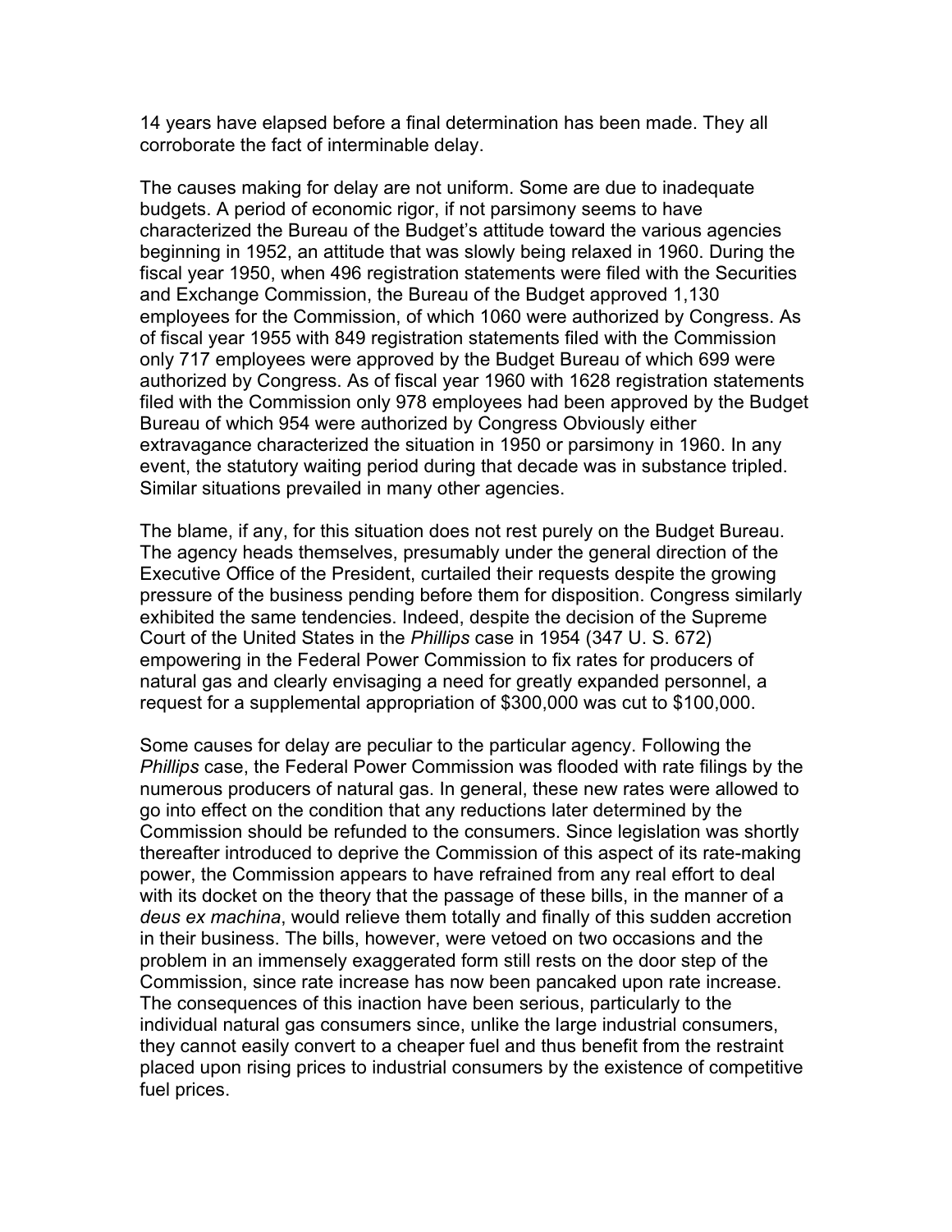14 years have elapsed before a final determination has been made. They all corroborate the fact of interminable delay.

The causes making for delay are not uniform. Some are due to inadequate budgets. A period of economic rigor, if not parsimony seems to have characterized the Bureau of the Budget's attitude toward the various agencies beginning in 1952, an attitude that was slowly being relaxed in 1960. During the fiscal year 1950, when 496 registration statements were filed with the Securities and Exchange Commission, the Bureau of the Budget approved 1,130 employees for the Commission, of which 1060 were authorized by Congress. As of fiscal year 1955 with 849 registration statements filed with the Commission only 717 employees were approved by the Budget Bureau of which 699 were authorized by Congress. As of fiscal year 1960 with 1628 registration statements filed with the Commission only 978 employees had been approved by the Budget Bureau of which 954 were authorized by Congress Obviously either extravagance characterized the situation in 1950 or parsimony in 1960. In any event, the statutory waiting period during that decade was in substance tripled. Similar situations prevailed in many other agencies.

The blame, if any, for this situation does not rest purely on the Budget Bureau. The agency heads themselves, presumably under the general direction of the Executive Office of the President, curtailed their requests despite the growing pressure of the business pending before them for disposition. Congress similarly exhibited the same tendencies. Indeed, despite the decision of the Supreme Court of the United States in the *Phillips* case in 1954 (347 U. S. 672) empowering in the Federal Power Commission to fix rates for producers of natural gas and clearly envisaging a need for greatly expanded personnel, a request for a supplemental appropriation of $300,000 was cut to $100,000.

Some causes for delay are peculiar to the particular agency. Following the *Phillips* case, the Federal Power Commission was flooded with rate filings by the numerous producers of natural gas. In general, these new rates were allowed to go into effect on the condition that any reductions later determined by the Commission should be refunded to the consumers. Since legislation was shortly thereafter introduced to deprive the Commission of this aspect of its rate-making power, the Commission appears to have refrained from any real effort to deal with its docket on the theory that the passage of these bills, in the manner of a *deus ex machina*, would relieve them totally and finally of this sudden accretion in their business. The bills, however, were vetoed on two occasions and the problem in an immensely exaggerated form still rests on the door step of the Commission, since rate increase has now been pancaked upon rate increase. The consequences of this inaction have been serious, particularly to the individual natural gas consumers since, unlike the large industrial consumers, they cannot easily convert to a cheaper fuel and thus benefit from the restraint placed upon rising prices to industrial consumers by the existence of competitive fuel prices.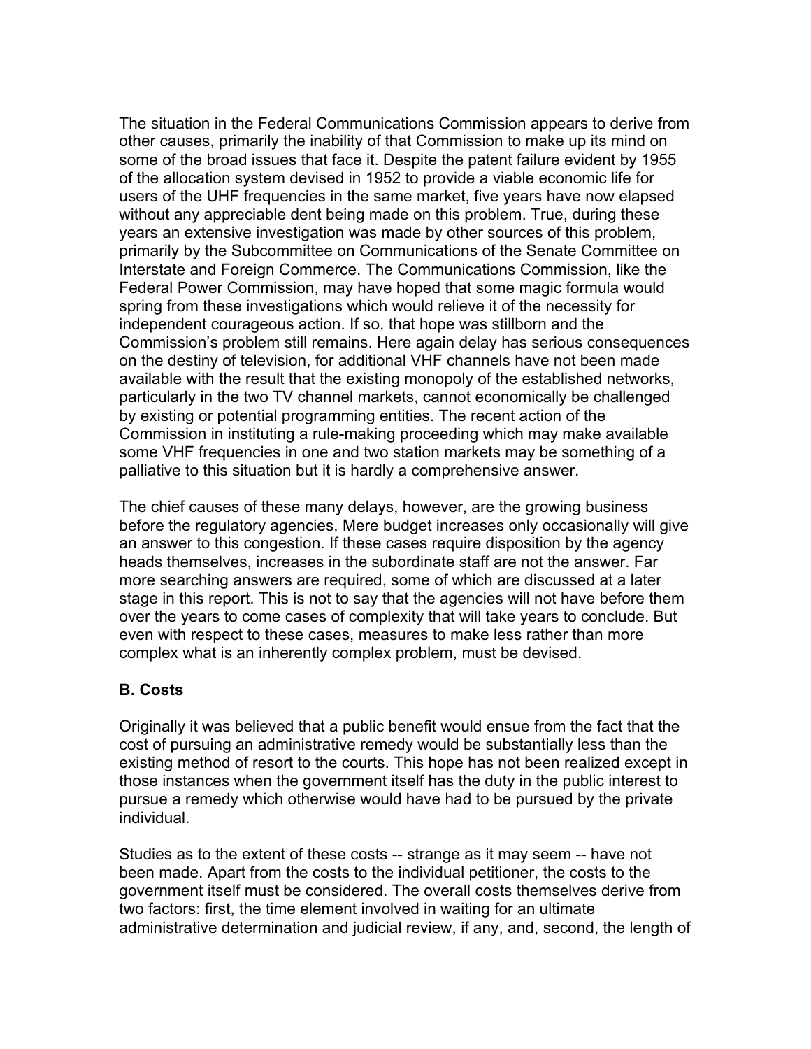The situation in the Federal Communications Commission appears to derive from other causes, primarily the inability of that Commission to make up its mind on some of the broad issues that face it. Despite the patent failure evident by 1955 of the allocation system devised in 1952 to provide a viable economic life for users of the UHF frequencies in the same market, five years have now elapsed without any appreciable dent being made on this problem. True, during these years an extensive investigation was made by other sources of this problem, primarily by the Subcommittee on Communications of the Senate Committee on Interstate and Foreign Commerce. The Communications Commission, like the Federal Power Commission, may have hoped that some magic formula would spring from these investigations which would relieve it of the necessity for independent courageous action. If so, that hope was stillborn and the Commission's problem still remains. Here again delay has serious consequences on the destiny of television, for additional VHF channels have not been made available with the result that the existing monopoly of the established networks, particularly in the two TV channel markets, cannot economically be challenged by existing or potential programming entities. The recent action of the Commission in instituting a rule-making proceeding which may make available some VHF frequencies in one and two station markets may be something of a palliative to this situation but it is hardly a comprehensive answer.

The chief causes of these many delays, however, are the growing business before the regulatory agencies. Mere budget increases only occasionally will give an answer to this congestion. If these cases require disposition by the agency heads themselves, increases in the subordinate staff are not the answer. Far more searching answers are required, some of which are discussed at a later stage in this report. This is not to say that the agencies will not have before them over the years to come cases of complexity that will take years to conclude. But even with respect to these cases, measures to make less rather than more complex what is an inherently complex problem, must be devised.

### B. Costs

Originally it was believed that a public benefit would ensue from the fact that the cost of pursuing an administrative remedy would be substantially less than the existing method of resort to the courts. This hope has not been realized except in those instances when the government itself has the duty in the public interest to pursue a remedy which otherwise would have had to be pursued by the private individual.

Studies as to the extent of these costs -- strange as it may seem -- have not been made. Apart from the costs to the individual petitioner, the costs to the government itself must be considered. The overall costs themselves derive from two factors: first, the time element involved in waiting for an ultimate administrative determination and judicial review, if any, and, second, the length of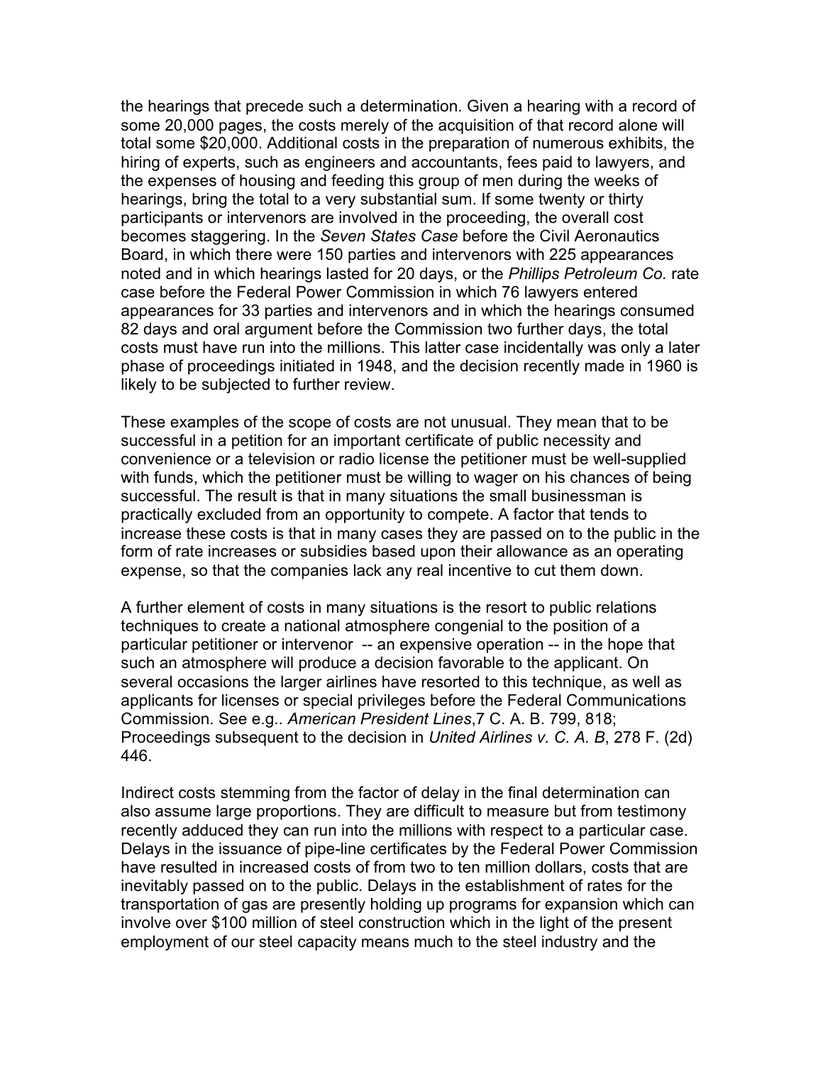the hearings that precede such a determination. Given a hearing with a record of some 20,000 pages, the costs merely of the acquisition of that record alone will total some $20,000. Additional costs in the preparation of numerous exhibits, the hiring of experts, such as engineers and accountants, fees paid to lawyers, and the expenses of housing and feeding this group of men during the weeks of hearings, bring the total to a very substantial sum. If some twenty or thirty participants or intervenors are involved in the proceeding, the overall cost becomes staggering. In the *Seven States Case* before the Civil Aeronautics Board, in which there were 150 parties and intervenors with 225 appearances noted and in which hearings lasted for 20 days, or the *Phillips Petroleum Co.* rate case before the Federal Power Commission in which 76 lawyers entered appearances for 33 parties and intervenors and in which the hearings consumed 82 days and oral argument before the Commission two further days, the total costs must have run into the millions. This latter case incidentally was only a later phase of proceedings initiated in 1948, and the decision recently made in 1960 is likely to be subjected to further review.

These examples of the scope of costs are not unusual. They mean that to be successful in a petition for an important certificate of public necessity and convenience or a television or radio license the petitioner must be well-supplied with funds, which the petitioner must be willing to wager on his chances of being successful. The result is that in many situations the small businessman is practically excluded from an opportunity to compete. A factor that tends to increase these costs is that in many cases they are passed on to the public in the form of rate increases or subsidies based upon their allowance as an operating expense, so that the companies lack any real incentive to cut them down.

A further element of costs in many situations is the resort to public relations techniques to create a national atmosphere congenial to the position of a particular petitioner or intervenor -- an expensive operation -- in the hope that such an atmosphere will produce a decision favorable to the applicant. On several occasions the larger airlines have resorted to this technique, as well as applicants for licenses or special privileges before the Federal Communications Commission. See e.g.. *American President Lines*,7 C. A. B. 799, 818; Proceedings subsequent to the decision in *United Airlines v. C. A. B*, 278 F. (2d) 446.

Indirect costs stemming from the factor of delay in the final determination can also assume large proportions. They are difficult to measure but from testimony recently adduced they can run into the millions with respect to a particular case. Delays in the issuance of pipe-line certificates by the Federal Power Commission have resulted in increased costs of from two to ten million dollars, costs that are inevitably passed on to the public. Delays in the establishment of rates for the transportation of gas are presently holding up programs for expansion which can involve over $100 million of steel construction which in the light of the present employment of our steel capacity means much to the steel industry and the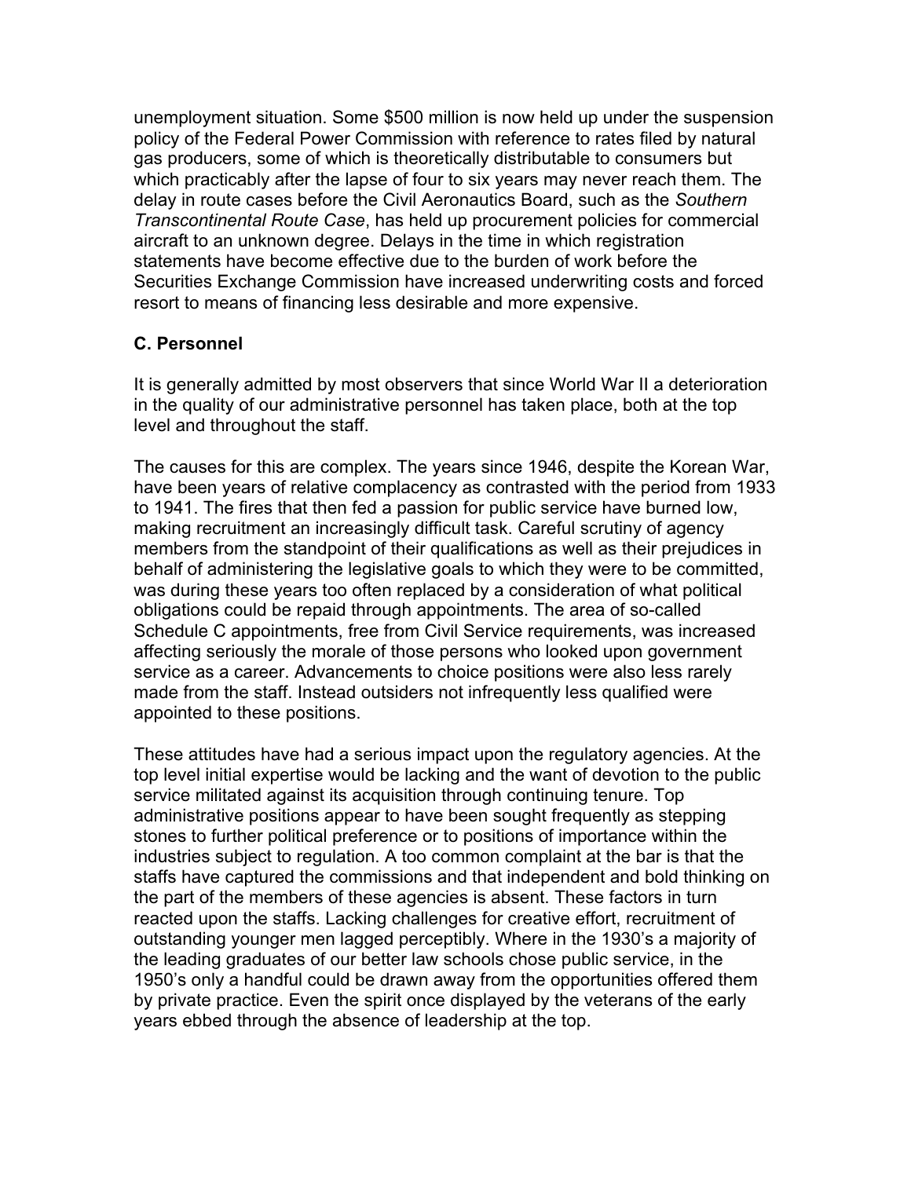unemployment situation. Some $500 million is now held up under the suspension policy of the Federal Power Commission with reference to rates filed by natural gas producers, some of which is theoretically distributable to consumers but which practicably after the lapse of four to six years may never reach them. The delay in route cases before the Civil Aeronautics Board, such as the *Southern Transcontinental Route Case*, has held up procurement policies for commercial aircraft to an unknown degree. Delays in the time in which registration statements have become effective due to the burden of work before the Securities Exchange Commission have increased underwriting costs and forced resort to means of financing less desirable and more expensive.

### C. Personnel

It is generally admitted by most observers that since World War II a deterioration in the quality of our administrative personnel has taken place, both at the top level and throughout the staff.

The causes for this are complex. The years since 1946, despite the Korean War, have been years of relative complacency as contrasted with the period from 1933 to 1941. The fires that then fed a passion for public service have burned low, making recruitment an increasingly difficult task. Careful scrutiny of agency members from the standpoint of their qualifications as well as their prejudices in behalf of administering the legislative goals to which they were to be committed, was during these years too often replaced by a consideration of what political obligations could be repaid through appointments. The area of so-called Schedule C appointments, free from Civil Service requirements, was increased affecting seriously the morale of those persons who looked upon government service as a career. Advancements to choice positions were also less rarely made from the staff. Instead outsiders not infrequently less qualified were appointed to these positions.

These attitudes have had a serious impact upon the regulatory agencies. At the top level initial expertise would be lacking and the want of devotion to the public service militated against its acquisition through continuing tenure. Top administrative positions appear to have been sought frequently as stepping stones to further political preference or to positions of importance within the industries subject to regulation. A too common complaint at the bar is that the staffs have captured the commissions and that independent and bold thinking on the part of the members of these agencies is absent. These factors in turn reacted upon the staffs. Lacking challenges for creative effort, recruitment of outstanding younger men lagged perceptibly. Where in the 1930's a majority of the leading graduates of our better law schools chose public service, in the 1950's only a handful could be drawn away from the opportunities offered them by private practice. Even the spirit once displayed by the veterans of the early years ebbed through the absence of leadership at the top.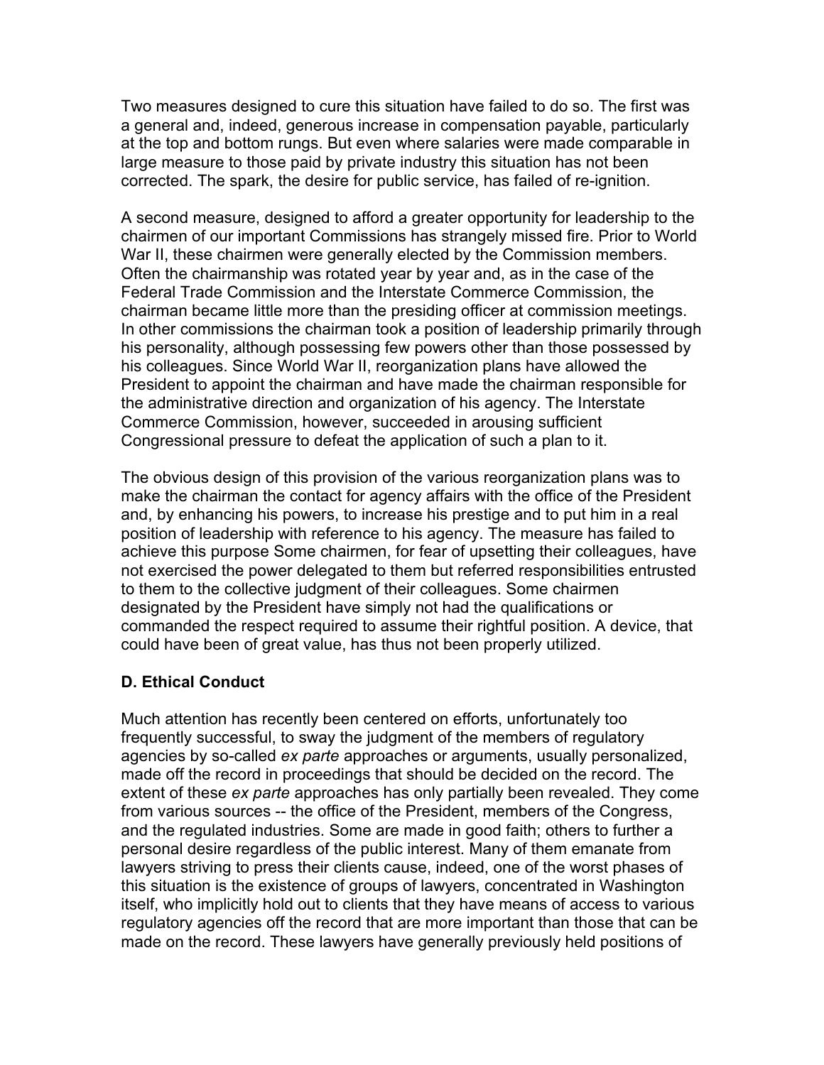Two measures designed to cure this situation have failed to do so. The first was a general and, indeed, generous increase in compensation payable, particularly at the top and bottom rungs. But even where salaries were made comparable in large measure to those paid by private industry this situation has not been corrected. The spark, the desire for public service, has failed of re-ignition.

A second measure, designed to afford a greater opportunity for leadership to the chairmen of our important Commissions has strangely missed fire. Prior to World War II, these chairmen were generally elected by the Commission members. Often the chairmanship was rotated year by year and, as in the case of the Federal Trade Commission and the Interstate Commerce Commission, the chairman became little more than the presiding officer at commission meetings. In other commissions the chairman took a position of leadership primarily through his personality, although possessing few powers other than those possessed by his colleagues. Since World War II, reorganization plans have allowed the President to appoint the chairman and have made the chairman responsible for the administrative direction and organization of his agency. The Interstate Commerce Commission, however, succeeded in arousing sufficient Congressional pressure to defeat the application of such a plan to it.

The obvious design of this provision of the various reorganization plans was to make the chairman the contact for agency affairs with the office of the President and, by enhancing his powers, to increase his prestige and to put him in a real position of leadership with reference to his agency. The measure has failed to achieve this purpose Some chairmen, for fear of upsetting their colleagues, have not exercised the power delegated to them but referred responsibilities entrusted to them to the collective judgment of their colleagues. Some chairmen designated by the President have simply not had the qualifications or commanded the respect required to assume their rightful position. A device, that could have been of great value, has thus not been properly utilized.

### D. Ethical Conduct

Much attention has recently been centered on efforts, unfortunately too frequently successful, to sway the judgment of the members of regulatory agencies by so-called *ex parte* approaches or arguments, usually personalized, made off the record in proceedings that should be decided on the record. The extent of these *ex parte* approaches has only partially been revealed. They come from various sources -- the office of the President, members of the Congress, and the regulated industries. Some are made in good faith; others to further a personal desire regardless of the public interest. Many of them emanate from lawyers striving to press their clients cause, indeed, one of the worst phases of this situation is the existence of groups of lawyers, concentrated in Washington itself, who implicitly hold out to clients that they have means of access to various regulatory agencies off the record that are more important than those that can be made on the record. These lawyers have generally previously held positions of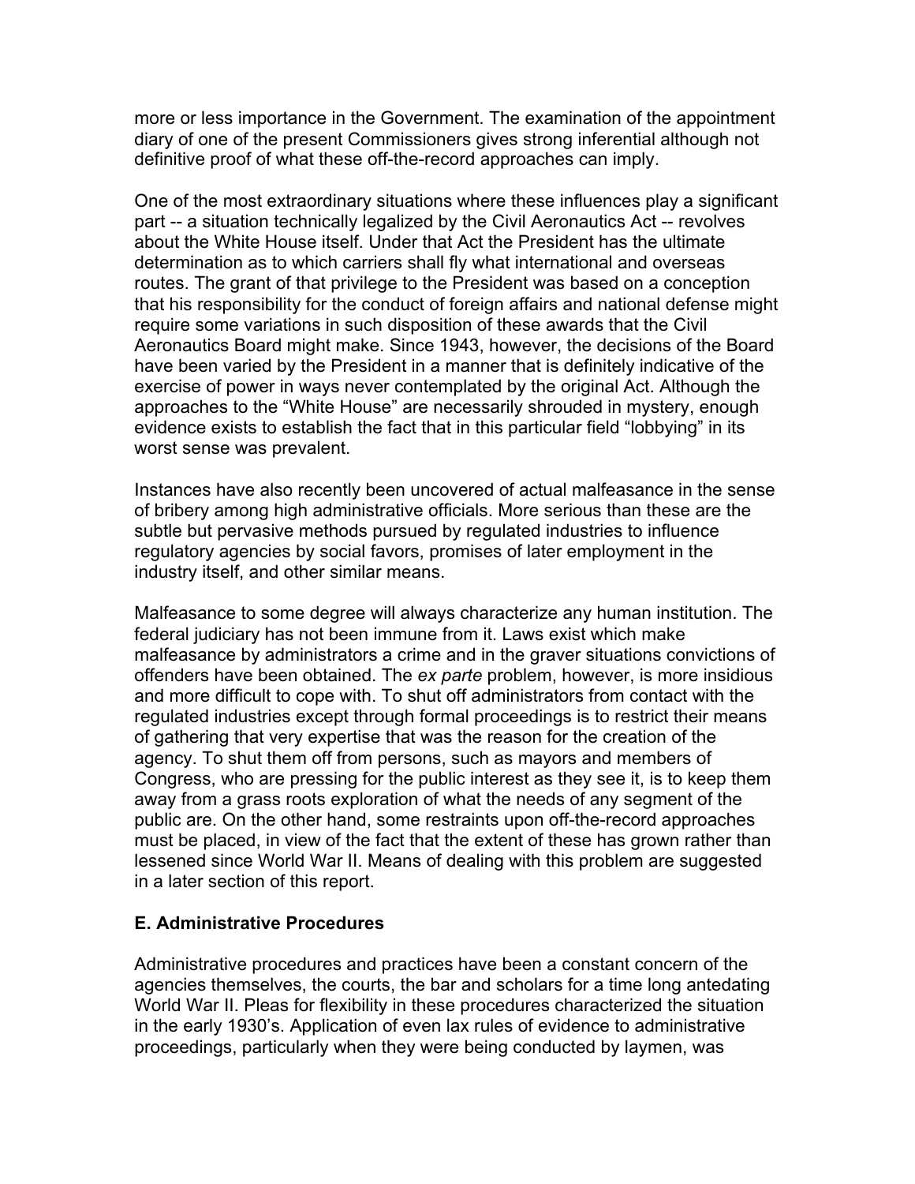more or less importance in the Government. The examination of the appointment diary of one of the present Commissioners gives strong inferential although not definitive proof of what these off-the-record approaches can imply.

One of the most extraordinary situations where these influences play a significant part -- a situation technically legalized by the Civil Aeronautics Act -- revolves about the White House itself. Under that Act the President has the ultimate determination as to which carriers shall fly what international and overseas routes. The grant of that privilege to the President was based on a conception that his responsibility for the conduct of foreign affairs and national defense might require some variations in such disposition of these awards that the Civil Aeronautics Board might make. Since 1943, however, the decisions of the Board have been varied by the President in a manner that is definitely indicative of the exercise of power in ways never contemplated by the original Act. Although the approaches to the "White House" are necessarily shrouded in mystery, enough evidence exists to establish the fact that in this particular field "lobbying" in its worst sense was prevalent.

Instances have also recently been uncovered of actual malfeasance in the sense of bribery among high administrative officials. More serious than these are the subtle but pervasive methods pursued by regulated industries to influence regulatory agencies by social favors, promises of later employment in the industry itself, and other similar means.

Malfeasance to some degree will always characterize any human institution. The federal judiciary has not been immune from it. Laws exist which make malfeasance by administrators a crime and in the graver situations convictions of offenders have been obtained. The *ex parte* problem, however, is more insidious and more difficult to cope with. To shut off administrators from contact with the regulated industries except through formal proceedings is to restrict their means of gathering that very expertise that was the reason for the creation of the agency. To shut them off from persons, such as mayors and members of Congress, who are pressing for the public interest as they see it, is to keep them away from a grass roots exploration of what the needs of any segment of the public are. On the other hand, some restraints upon off-the-record approaches must be placed, in view of the fact that the extent of these has grown rather than lessened since World War II. Means of dealing with this problem are suggested in a later section of this report.

### E. Administrative Procedures

Administrative procedures and practices have been a constant concern of the agencies themselves, the courts, the bar and scholars for a time long antedating World War II. Pleas for flexibility in these procedures characterized the situation in the early 1930's. Application of even lax rules of evidence to administrative proceedings, particularly when they were being conducted by laymen, was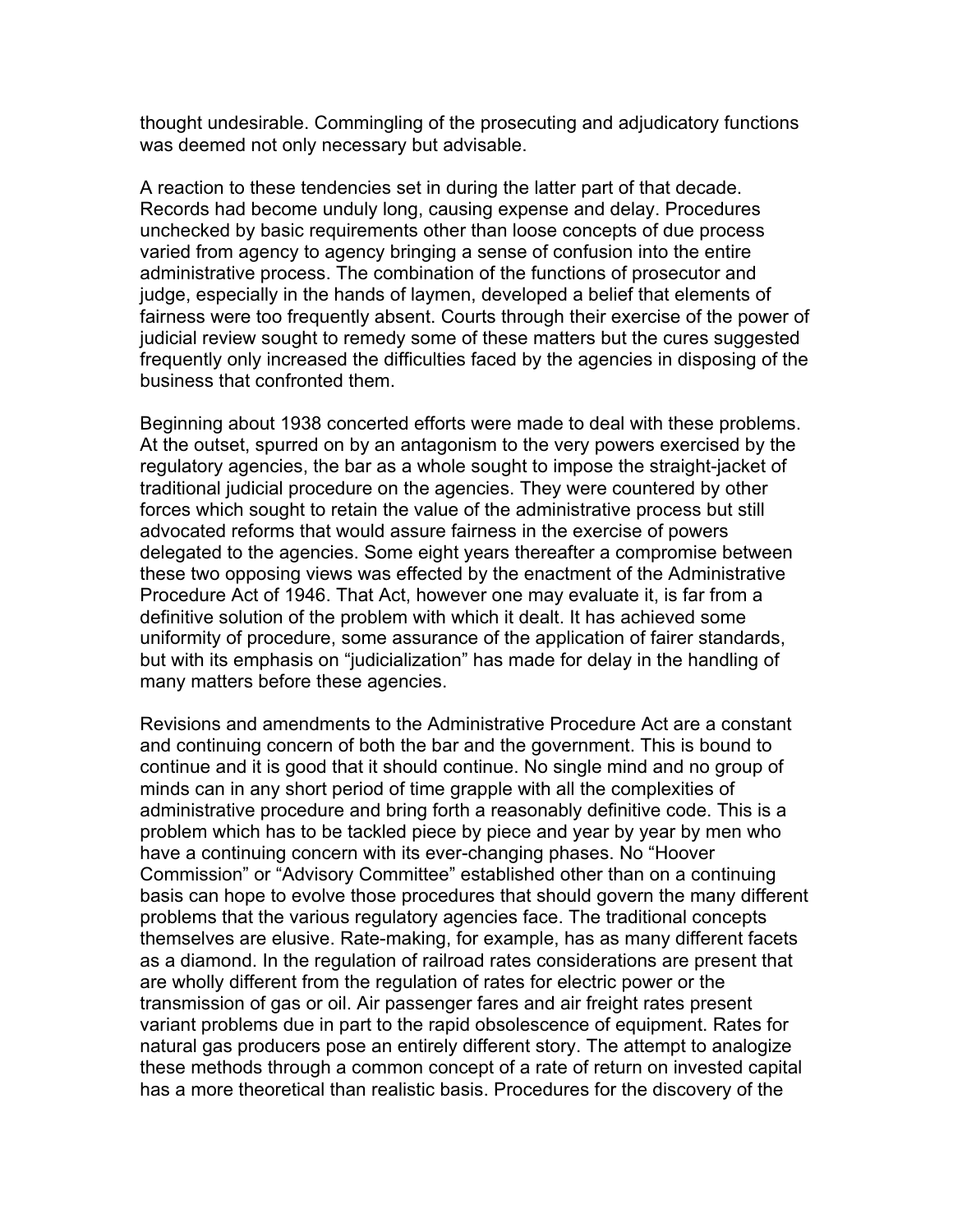thought undesirable. Commingling of the prosecuting and adjudicatory functions was deemed not only necessary but advisable.

A reaction to these tendencies set in during the latter part of that decade. Records had become unduly long, causing expense and delay. Procedures unchecked by basic requirements other than loose concepts of due process varied from agency to agency bringing a sense of confusion into the entire administrative process. The combination of the functions of prosecutor and judge, especially in the hands of laymen, developed a belief that elements of fairness were too frequently absent. Courts through their exercise of the power of judicial review sought to remedy some of these matters but the cures suggested frequently only increased the difficulties faced by the agencies in disposing of the business that confronted them.

Beginning about 1938 concerted efforts were made to deal with these problems. At the outset, spurred on by an antagonism to the very powers exercised by the regulatory agencies, the bar as a whole sought to impose the straight-jacket of traditional judicial procedure on the agencies. They were countered by other forces which sought to retain the value of the administrative process but still advocated reforms that would assure fairness in the exercise of powers delegated to the agencies. Some eight years thereafter a compromise between these two opposing views was effected by the enactment of the Administrative Procedure Act of 1946. That Act, however one may evaluate it, is far from a definitive solution of the problem with which it dealt. It has achieved some uniformity of procedure, some assurance of the application of fairer standards, but with its emphasis on "judicialization" has made for delay in the handling of many matters before these agencies.

Revisions and amendments to the Administrative Procedure Act are a constant and continuing concern of both the bar and the government. This is bound to continue and it is good that it should continue. No single mind and no group of minds can in any short period of time grapple with all the complexities of administrative procedure and bring forth a reasonably definitive code. This is a problem which has to be tackled piece by piece and year by year by men who have a continuing concern with its ever-changing phases. No "Hoover Commission" or "Advisory Committee" established other than on a continuing basis can hope to evolve those procedures that should govern the many different problems that the various regulatory agencies face. The traditional concepts themselves are elusive. Rate-making, for example, has as many different facets as a diamond. In the regulation of railroad rates considerations are present that are wholly different from the regulation of rates for electric power or the transmission of gas or oil. Air passenger fares and air freight rates present variant problems due in part to the rapid obsolescence of equipment. Rates for natural gas producers pose an entirely different story. The attempt to analogize these methods through a common concept of a rate of return on invested capital has a more theoretical than realistic basis. Procedures for the discovery of the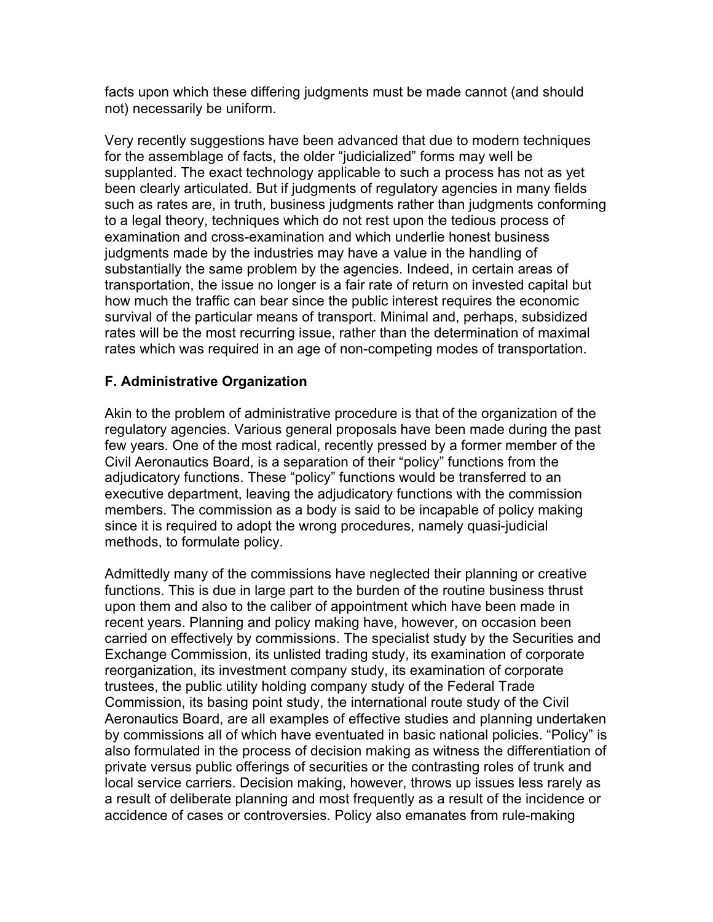facts upon which these differing judgments must be made cannot (and should not) necessarily be uniform.

Very recently suggestions have been advanced that due to modern techniques for the assemblage of facts, the older "judicialized" forms may well be supplanted. The exact technology applicable to such a process has not as yet been clearly articulated. But if judgments of regulatory agencies in many fields such as rates are, in truth, business judgments rather than judgments conforming to a legal theory, techniques which do not rest upon the tedious process of examination and cross-examination and which underlie honest business judgments made by the industries may have a value in the handling of substantially the same problem by the agencies. Indeed, in certain areas of transportation, the issue no longer is a fair rate of return on invested capital but how much the traffic can bear since the public interest requires the economic survival of the particular means of transport. Minimal and, perhaps, subsidized rates will be the most recurring issue, rather than the determination of maximal rates which was required in an age of non-competing modes of transportation.

### F. Administrative Organization

Akin to the problem of administrative procedure is that of the organization of the regulatory agencies. Various general proposals have been made during the past few years. One of the most radical, recently pressed by a former member of the Civil Aeronautics Board, is a separation of their "policy" functions from the adjudicatory functions. These "policy" functions would be transferred to an executive department, leaving the adjudicatory functions with the commission members. The commission as a body is said to be incapable of policy making since it is required to adopt the wrong procedures, namely quasi-judicial methods, to formulate policy.

Admittedly many of the commissions have neglected their planning or creative functions. This is due in large part to the burden of the routine business thrust upon them and also to the caliber of appointment which have been made in recent years. Planning and policy making have, however, on occasion been carried on effectively by commissions. The specialist study by the Securities and Exchange Commission, its unlisted trading study, its examination of corporate reorganization, its investment company study, its examination of corporate trustees, the public utility holding company study of the Federal Trade Commission, its basing point study, the international route study of the Civil Aeronautics Board, are all examples of effective studies and planning undertaken by commissions all of which have eventuated in basic national policies. "Policy" is also formulated in the process of decision making as witness the differentiation of private versus public offerings of securities or the contrasting roles of trunk and local service carriers. Decision making, however, throws up issues less rarely as a result of deliberate planning and most frequently as a result of the incidence or accidence of cases or controversies. Policy also emanates from rule-making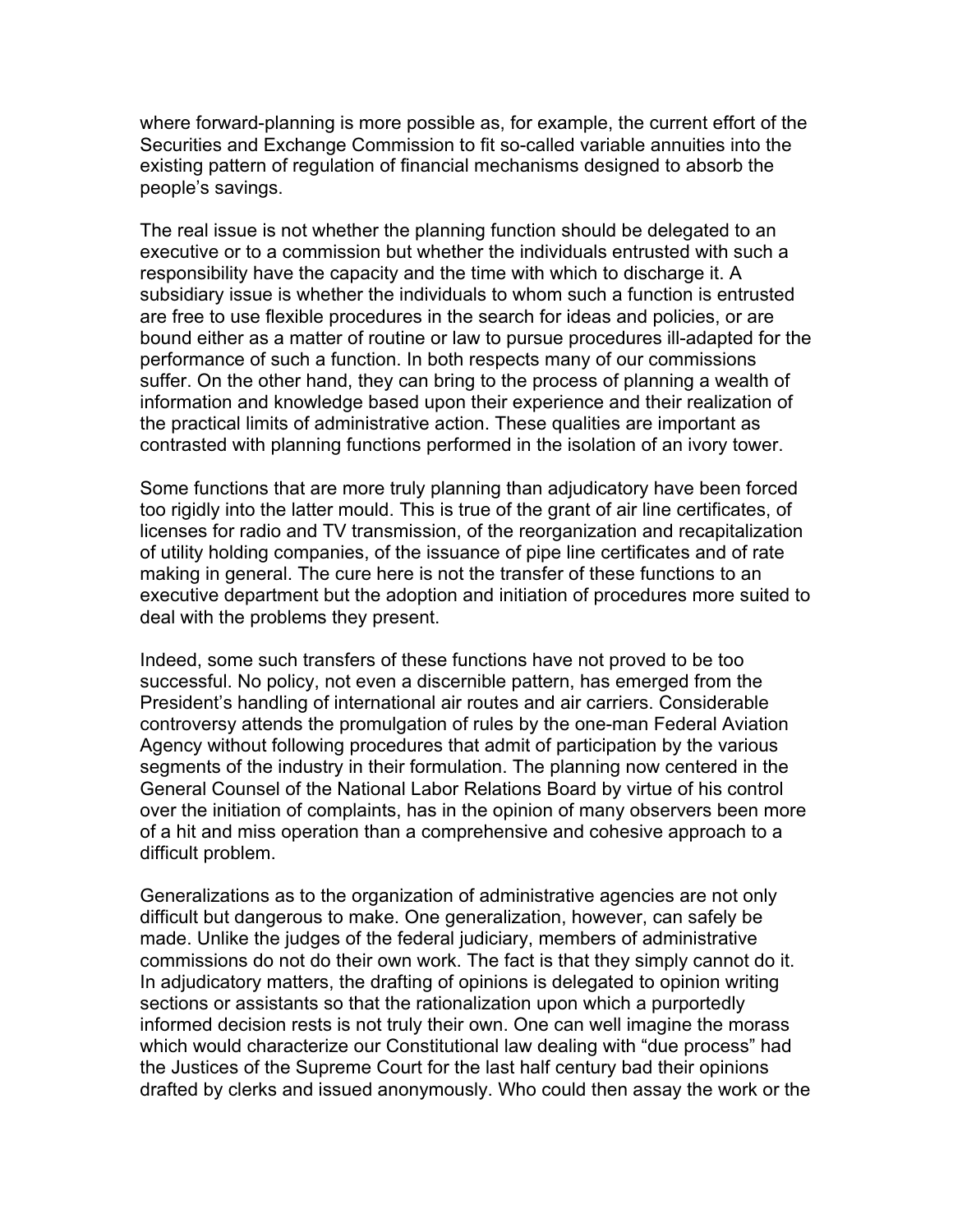where forward-planning is more possible as, for example, the current effort of the Securities and Exchange Commission to fit so-called variable annuities into the existing pattern of regulation of financial mechanisms designed to absorb the people's savings.

The real issue is not whether the planning function should be delegated to an executive or to a commission but whether the individuals entrusted with such a responsibility have the capacity and the time with which to discharge it. A subsidiary issue is whether the individuals to whom such a function is entrusted are free to use flexible procedures in the search for ideas and policies, or are bound either as a matter of routine or law to pursue procedures ill-adapted for the performance of such a function. In both respects many of our commissions suffer. On the other hand, they can bring to the process of planning a wealth of information and knowledge based upon their experience and their realization of the practical limits of administrative action. These qualities are important as contrasted with planning functions performed in the isolation of an ivory tower.

Some functions that are more truly planning than adjudicatory have been forced too rigidly into the latter mould. This is true of the grant of air line certificates, of licenses for radio and TV transmission, of the reorganization and recapitalization of utility holding companies, of the issuance of pipe line certificates and of rate making in general. The cure here is not the transfer of these functions to an executive department but the adoption and initiation of procedures more suited to deal with the problems they present.

Indeed, some such transfers of these functions have not proved to be too successful. No policy, not even a discernible pattern, has emerged from the President's handling of international air routes and air carriers. Considerable controversy attends the promulgation of rules by the one-man Federal Aviation Agency without following procedures that admit of participation by the various segments of the industry in their formulation. The planning now centered in the General Counsel of the National Labor Relations Board by virtue of his control over the initiation of complaints, has in the opinion of many observers been more of a hit and miss operation than a comprehensive and cohesive approach to a difficult problem.

Generalizations as to the organization of administrative agencies are not only difficult but dangerous to make. One generalization, however, can safely be made. Unlike the judges of the federal judiciary, members of administrative commissions do not do their own work. The fact is that they simply cannot do it. In adjudicatory matters, the drafting of opinions is delegated to opinion writing sections or assistants so that the rationalization upon which a purportedly informed decision rests is not truly their own. One can well imagine the morass which would characterize our Constitutional law dealing with "due process" had the Justices of the Supreme Court for the last half century bad their opinions drafted by clerks and issued anonymously. Who could then assay the work or the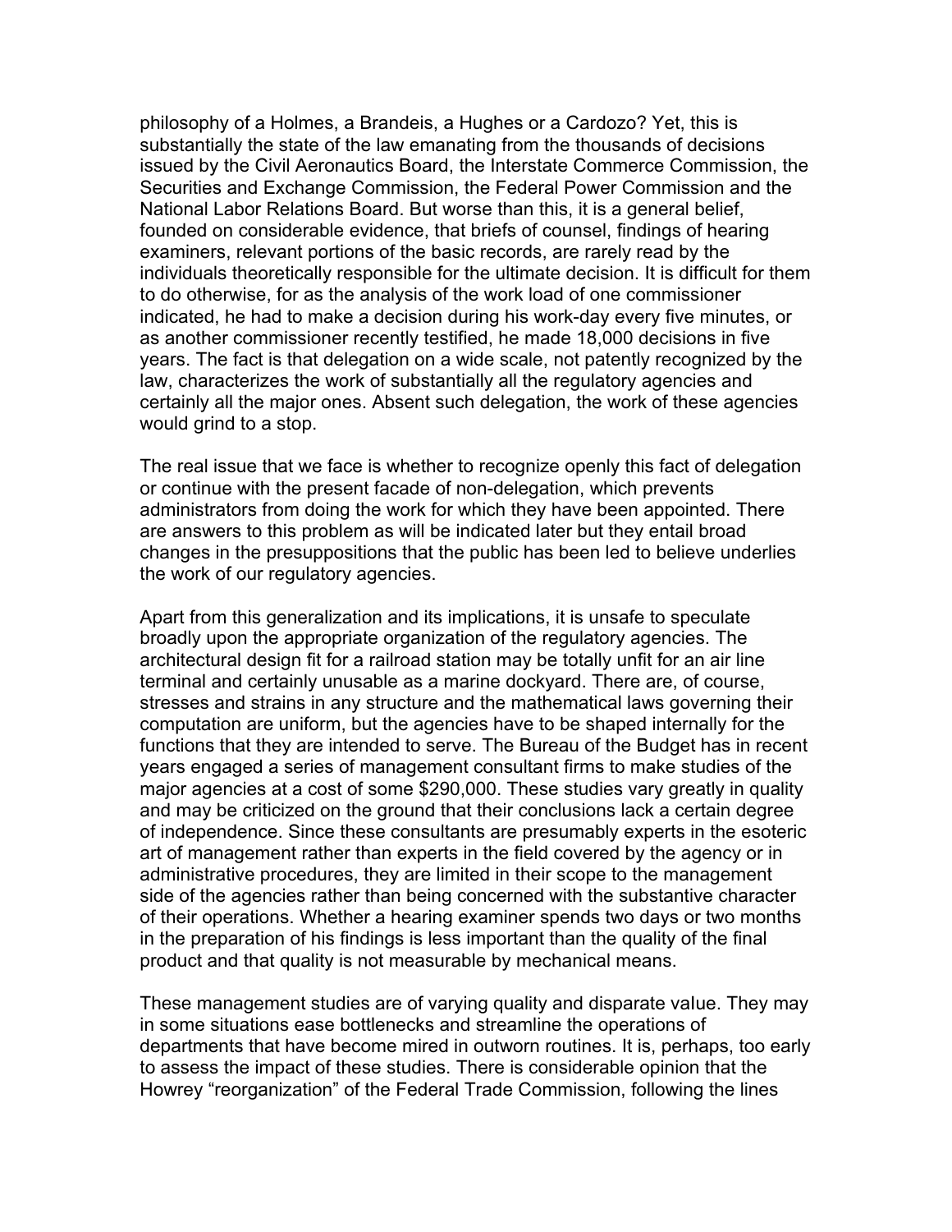philosophy of a Holmes, a Brandeis, a Hughes or a Cardozo? Yet, this is substantially the state of the law emanating from the thousands of decisions issued by the Civil Aeronautics Board, the Interstate Commerce Commission, the Securities and Exchange Commission, the Federal Power Commission and the National Labor Relations Board. But worse than this, it is a general belief, founded on considerable evidence, that briefs of counsel, findings of hearing examiners, relevant portions of the basic records, are rarely read by the individuals theoretically responsible for the ultimate decision. It is difficult for them to do otherwise, for as the analysis of the work load of one commissioner indicated, he had to make a decision during his work-day every five minutes, or as another commissioner recently testified, he made 18,000 decisions in five years. The fact is that delegation on a wide scale, not patently recognized by the law, characterizes the work of substantially all the regulatory agencies and certainly all the major ones. Absent such delegation, the work of these agencies would grind to a stop.

The real issue that we face is whether to recognize openly this fact of delegation or continue with the present facade of non-delegation, which prevents administrators from doing the work for which they have been appointed. There are answers to this problem as will be indicated later but they entail broad changes in the presuppositions that the public has been led to believe underlies the work of our regulatory agencies.

Apart from this generalization and its implications, it is unsafe to speculate broadly upon the appropriate organization of the regulatory agencies. The architectural design fit for a railroad station may be totally unfit for an air line terminal and certainly unusable as a marine dockyard. There are, of course, stresses and strains in any structure and the mathematical laws governing their computation are uniform, but the agencies have to be shaped internally for the functions that they are intended to serve. The Bureau of the Budget has in recent years engaged a series of management consultant firms to make studies of the major agencies at a cost of some $290,000. These studies vary greatly in quality and may be criticized on the ground that their conclusions lack a certain degree of independence. Since these consultants are presumably experts in the esoteric art of management rather than experts in the field covered by the agency or in administrative procedures, they are limited in their scope to the management side of the agencies rather than being concerned with the substantive character of their operations. Whether a hearing examiner spends two days or two months in the preparation of his findings is less important than the quality of the final product and that quality is not measurable by mechanical means.

These management studies are of varying quality and disparate value. They may in some situations ease bottlenecks and streamline the operations of departments that have become mired in outworn routines. It is, perhaps, too early to assess the impact of these studies. There is considerable opinion that the Howrey "reorganization" of the Federal Trade Commission, following the lines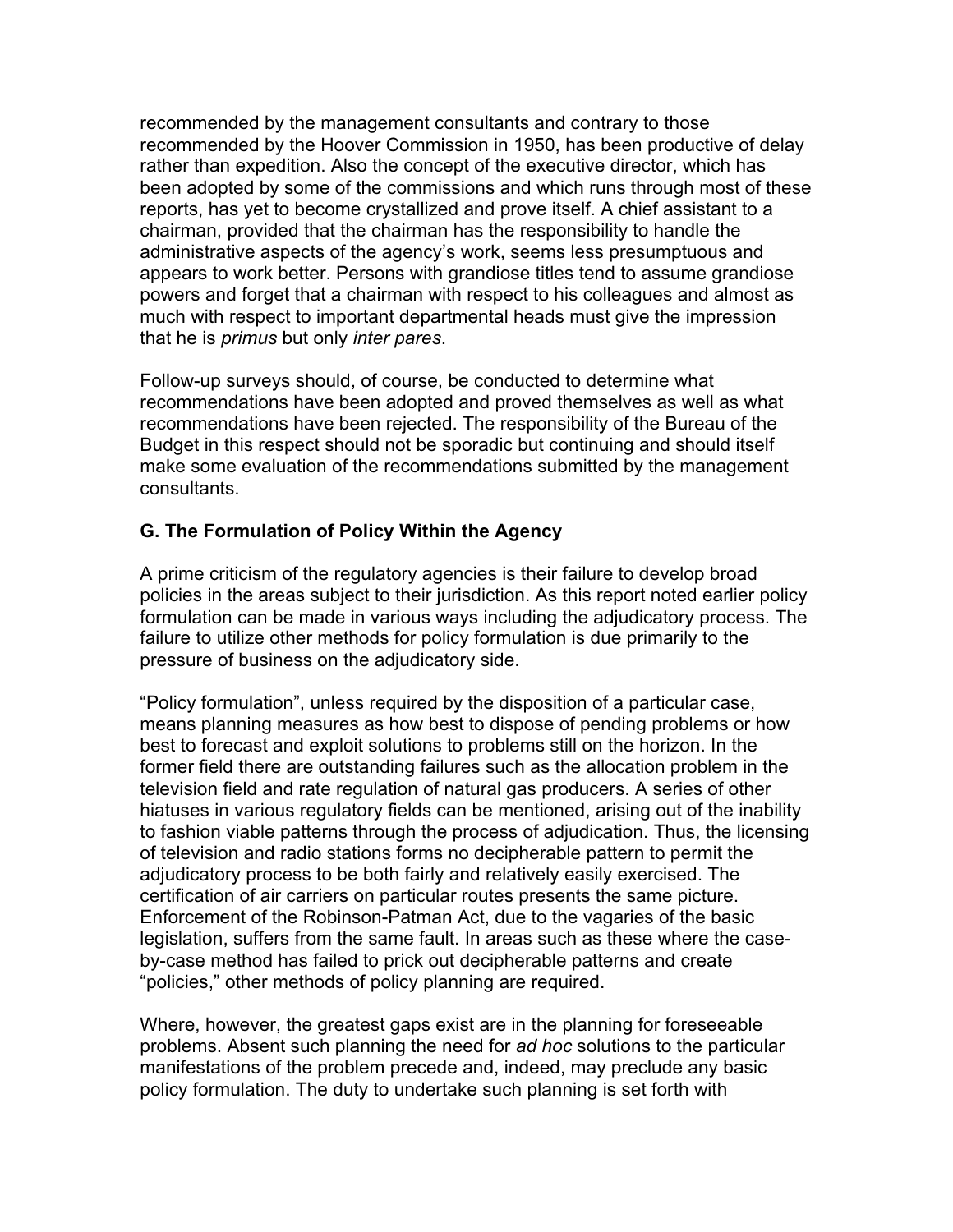recommended by the management consultants and contrary to those recommended by the Hoover Commission in 1950, has been productive of delay rather than expedition. Also the concept of the executive director, which has been adopted by some of the commissions and which runs through most of these reports, has yet to become crystallized and prove itself. A chief assistant to a chairman, provided that the chairman has the responsibility to handle the administrative aspects of the agency's work, seems less presumptuous and appears to work better. Persons with grandiose titles tend to assume grandiose powers and forget that a chairman with respect to his colleagues and almost as much with respect to important departmental heads must give the impression that he is *primus* but only *inter pares*.

Follow-up surveys should, of course, be conducted to determine what recommendations have been adopted and proved themselves as well as what recommendations have been rejected. The responsibility of the Bureau of the Budget in this respect should not be sporadic but continuing and should itself make some evaluation of the recommendations submitted by the management consultants.

**G. The Formulation of Policy Within the Agency**

A prime criticism of the regulatory agencies is their failure to develop broad policies in the areas subject to their jurisdiction. As this report noted earlier policy formulation can be made in various ways including the adjudicatory process. The failure to utilize other methods for policy formulation is due primarily to the pressure of business on the adjudicatory side.

"Policy formulation", unless required by the disposition of a particular case, means planning measures as how best to dispose of pending problems or how best to forecast and exploit solutions to problems still on the horizon. In the former field there are outstanding failures such as the allocation problem in the television field and rate regulation of natural gas producers. A series of other hiatuses in various regulatory fields can be mentioned, arising out of the inability to fashion viable patterns through the process of adjudication. Thus, the licensing of television and radio stations forms no decipherable pattern to permit the adjudicatory process to be both fairly and relatively easily exercised. The certification of air carriers on particular routes presents the same picture. Enforcement of the Robinson-Patman Act, due to the vagaries of the basic legislation, suffers from the same fault. In areas such as these where the case-by-case method has failed to prick out decipherable patterns and create "policies," other methods of policy planning are required.

Where, however, the greatest gaps exist are in the planning for foreseeable problems. Absent such planning the need for *ad hoc* solutions to the particular manifestations of the problem precede and, indeed, may preclude any basic policy formulation. The duty to undertake such planning is set forth with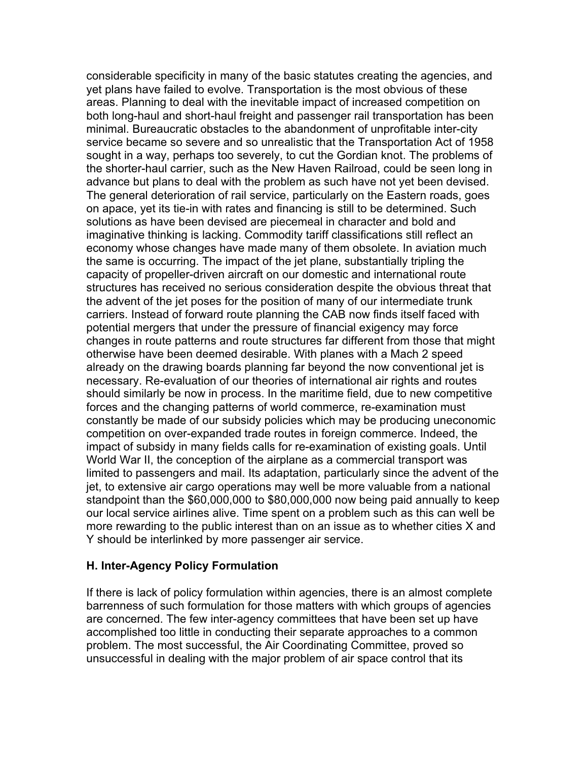considerable specificity in many of the basic statutes creating the agencies, and yet plans have failed to evolve. Transportation is the most obvious of these areas. Planning to deal with the inevitable impact of increased competition on both long-haul and short-haul freight and passenger rail transportation has been minimal. Bureaucratic obstacles to the abandonment of unprofitable inter-city service became so severe and so unrealistic that the Transportation Act of 1958 sought in a way, perhaps too severely, to cut the Gordian knot. The problems of the shorter-haul carrier, such as the New Haven Railroad, could be seen long in advance but plans to deal with the problem as such have not yet been devised. The general deterioration of rail service, particularly on the Eastern roads, goes on apace, yet its tie-in with rates and financing is still to be determined. Such solutions as have been devised are piecemeal in character and bold and imaginative thinking is lacking. Commodity tariff classifications still reflect an economy whose changes have made many of them obsolete. In aviation much the same is occurring. The impact of the jet plane, substantially tripling the capacity of propeller-driven aircraft on our domestic and international route structures has received no serious consideration despite the obvious threat that the advent of the jet poses for the position of many of our intermediate trunk carriers. Instead of forward route planning the CAB now finds itself faced with potential mergers that under the pressure of financial exigency may force changes in route patterns and route structures far different from those that might otherwise have been deemed desirable. With planes with a Mach 2 speed already on the drawing boards planning far beyond the now conventional jet is necessary. Re-evaluation of our theories of international air rights and routes should similarly be now in process. In the maritime field, due to new competitive forces and the changing patterns of world commerce, re-examination must constantly be made of our subsidy policies which may be producing uneconomic competition on over-expanded trade routes in foreign commerce. Indeed, the impact of subsidy in many fields calls for re-examination of existing goals. Until World War II, the conception of the airplane as a commercial transport was limited to passengers and mail. Its adaptation, particularly since the advent of the jet, to extensive air cargo operations may well be more valuable from a national standpoint than the $60,000,000 to $80,000,000 now being paid annually to keep our local service airlines alive. Time spent on a problem such as this can well be more rewarding to the public interest than on an issue as to whether cities X and Y should be interlinked by more passenger air service.

### H. Inter-Agency Policy Formulation

If there is lack of policy formulation within agencies, there is an almost complete barrenness of such formulation for those matters with which groups of agencies are concerned. The few inter-agency committees that have been set up have accomplished too little in conducting their separate approaches to a common problem. The most successful, the Air Coordinating Committee, proved so unsuccessful in dealing with the major problem of air space control that its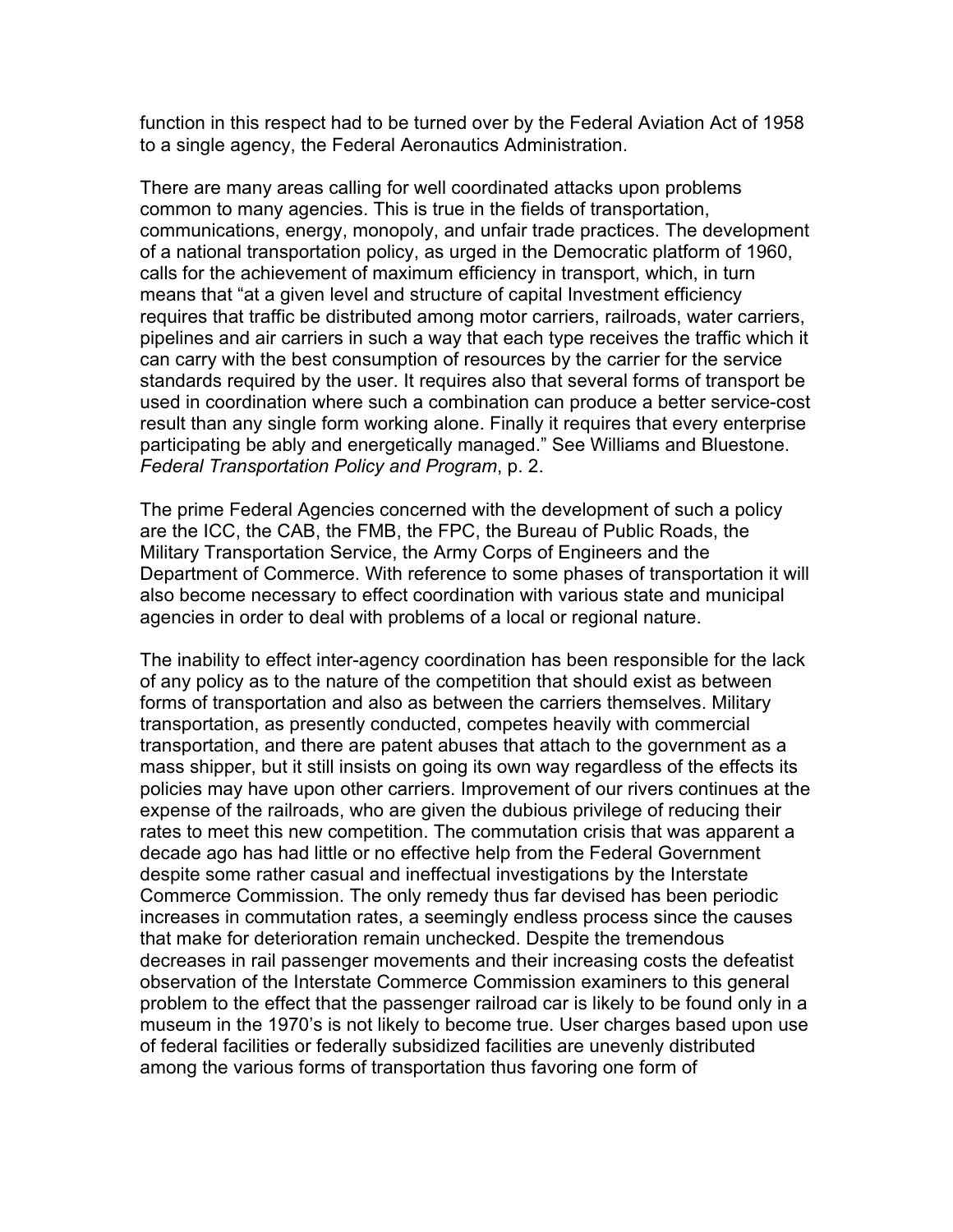function in this respect had to be turned over by the Federal Aviation Act of 1958 to a single agency, the Federal Aeronautics Administration.

There are many areas calling for well coordinated attacks upon problems common to many agencies. This is true in the fields of transportation, communications, energy, monopoly, and unfair trade practices. The development of a national transportation policy, as urged in the Democratic platform of 1960, calls for the achievement of maximum efficiency in transport, which, in turn means that "at a given level and structure of capital Investment efficiency requires that traffic be distributed among motor carriers, railroads, water carriers, pipelines and air carriers in such a way that each type receives the traffic which it can carry with the best consumption of resources by the carrier for the service standards required by the user. It requires also that several forms of transport be used in coordination where such a combination can produce a better service-cost result than any single form working alone. Finally it requires that every enterprise participating be ably and energetically managed." See Williams and Bluestone. *Federal Transportation Policy and Program*, p. 2.

The prime Federal Agencies concerned with the development of such a policy are the ICC, the CAB, the FMB, the FPC, the Bureau of Public Roads, the Military Transportation Service, the Army Corps of Engineers and the Department of Commerce. With reference to some phases of transportation it will also become necessary to effect coordination with various state and municipal agencies in order to deal with problems of a local or regional nature.

The inability to effect inter-agency coordination has been responsible for the lack of any policy as to the nature of the competition that should exist as between forms of transportation and also as between the carriers themselves. Military transportation, as presently conducted, competes heavily with commercial transportation, and there are patent abuses that attach to the government as a mass shipper, but it still insists on going its own way regardless of the effects its policies may have upon other carriers. Improvement of our rivers continues at the expense of the railroads, who are given the dubious privilege of reducing their rates to meet this new competition. The commutation crisis that was apparent a decade ago has had little or no effective help from the Federal Government despite some rather casual and ineffectual investigations by the Interstate Commerce Commission. The only remedy thus far devised has been periodic increases in commutation rates, a seemingly endless process since the causes that make for deterioration remain unchecked. Despite the tremendous decreases in rail passenger movements and their increasing costs the defeatist observation of the Interstate Commerce Commission examiners to this general problem to the effect that the passenger railroad car is likely to be found only in a museum in the 1970's is not likely to become true. User charges based upon use of federal facilities or federally subsidized facilities are unevenly distributed among the various forms of transportation thus favoring one form of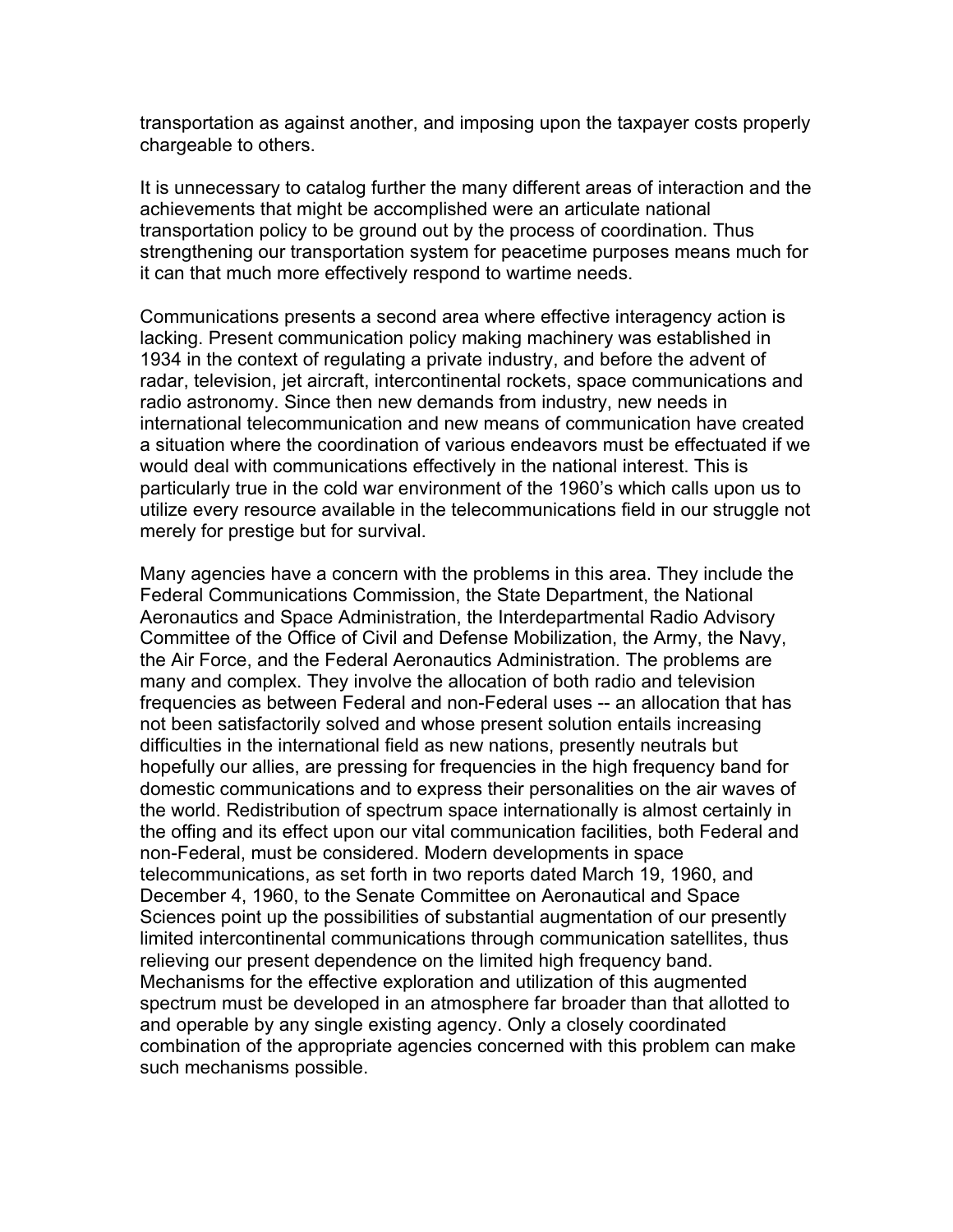transportation as against another, and imposing upon the taxpayer costs properly chargeable to others.

It is unnecessary to catalog further the many different areas of interaction and the achievements that might be accomplished were an articulate national transportation policy to be ground out by the process of coordination. Thus strengthening our transportation system for peacetime purposes means much for it can that much more effectively respond to wartime needs.

Communications presents a second area where effective interagency action is lacking. Present communication policy making machinery was established in 1934 in the context of regulating a private industry, and before the advent of radar, television, jet aircraft, intercontinental rockets, space communications and radio astronomy. Since then new demands from industry, new needs in international telecommunication and new means of communication have created a situation where the coordination of various endeavors must be effectuated if we would deal with communications effectively in the national interest. This is particularly true in the cold war environment of the 1960's which calls upon us to utilize every resource available in the telecommunications field in our struggle not merely for prestige but for survival.

Many agencies have a concern with the problems in this area. They include the Federal Communications Commission, the State Department, the National Aeronautics and Space Administration, the Interdepartmental Radio Advisory Committee of the Office of Civil and Defense Mobilization, the Army, the Navy, the Air Force, and the Federal Aeronautics Administration. The problems are many and complex. They involve the allocation of both radio and television frequencies as between Federal and non-Federal uses -- an allocation that has not been satisfactorily solved and whose present solution entails increasing difficulties in the international field as new nations, presently neutrals but hopefully our allies, are pressing for frequencies in the high frequency band for domestic communications and to express their personalities on the air waves of the world. Redistribution of spectrum space internationally is almost certainly in the offing and its effect upon our vital communication facilities, both Federal and non-Federal, must be considered. Modern developments in space telecommunications, as set forth in two reports dated March 19, 1960, and December 4, 1960, to the Senate Committee on Aeronautical and Space Sciences point up the possibilities of substantial augmentation of our presently limited intercontinental communications through communication satellites, thus relieving our present dependence on the limited high frequency band. Mechanisms for the effective exploration and utilization of this augmented spectrum must be developed in an atmosphere far broader than that allotted to and operable by any single existing agency. Only a closely coordinated combination of the appropriate agencies concerned with this problem can make such mechanisms possible.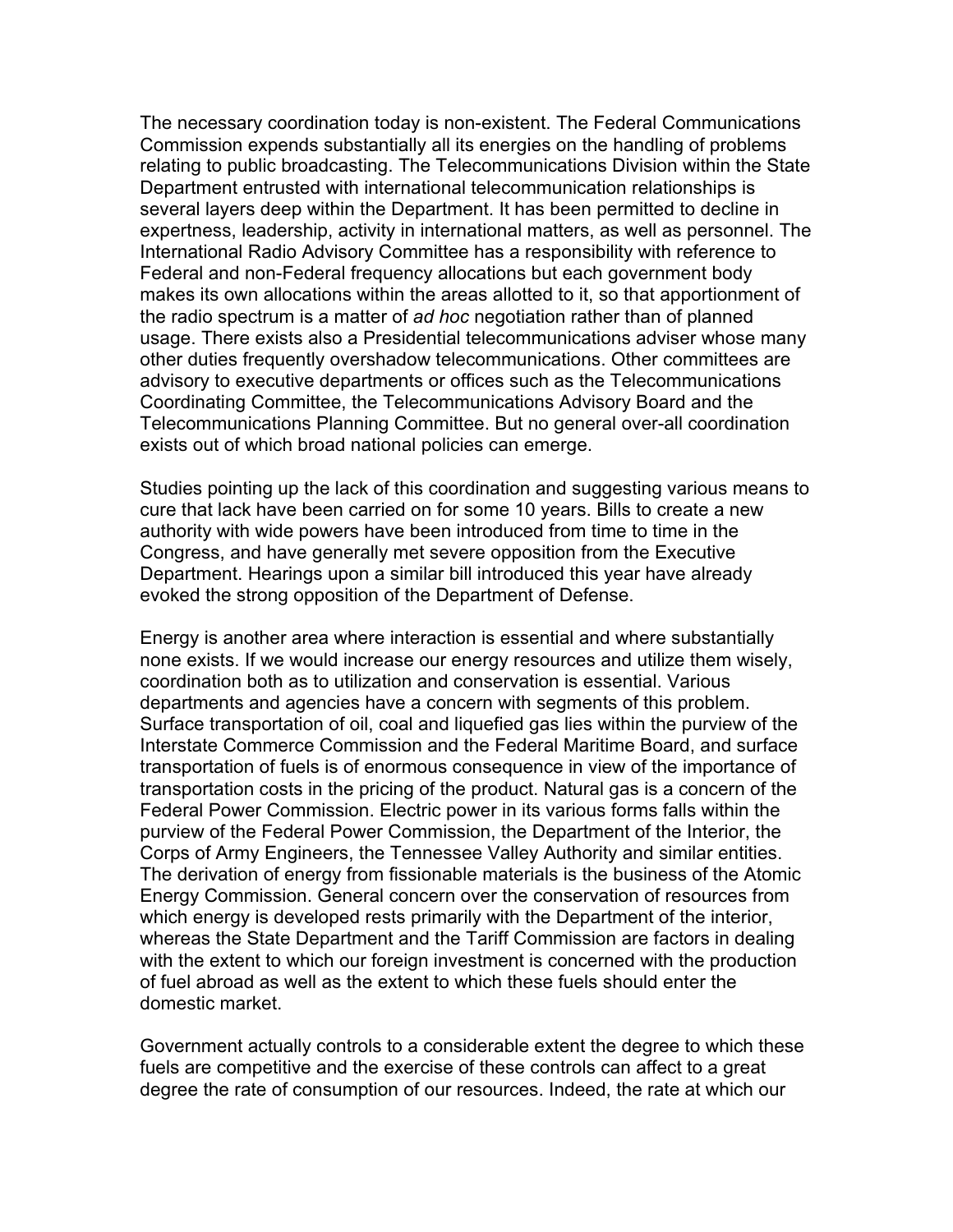The necessary coordination today is non-existent. The Federal Communications Commission expends substantially all its energies on the handling of problems relating to public broadcasting. The Telecommunications Division within the State Department entrusted with international telecommunication relationships is several layers deep within the Department. It has been permitted to decline in expertness, leadership, activity in international matters, as well as personnel. The International Radio Advisory Committee has a responsibility with reference to Federal and non-Federal frequency allocations but each government body makes its own allocations within the areas allotted to it, so that apportionment of the radio spectrum is a matter of *ad hoc* negotiation rather than of planned usage. There exists also a Presidential telecommunications adviser whose many other duties frequently overshadow telecommunications. Other committees are advisory to executive departments or offices such as the Telecommunications Coordinating Committee, the Telecommunications Advisory Board and the Telecommunications Planning Committee. But no general over-all coordination exists out of which broad national policies can emerge.

Studies pointing up the lack of this coordination and suggesting various means to cure that lack have been carried on for some 10 years. Bills to create a new authority with wide powers have been introduced from time to time in the Congress, and have generally met severe opposition from the Executive Department. Hearings upon a similar bill introduced this year have already evoked the strong opposition of the Department of Defense.

Energy is another area where interaction is essential and where substantially none exists. If we would increase our energy resources and utilize them wisely, coordination both as to utilization and conservation is essential. Various departments and agencies have a concern with segments of this problem. Surface transportation of oil, coal and liquefied gas lies within the purview of the Interstate Commerce Commission and the Federal Maritime Board, and surface transportation of fuels is of enormous consequence in view of the importance of transportation costs in the pricing of the product. Natural gas is a concern of the Federal Power Commission. Electric power in its various forms falls within the purview of the Federal Power Commission, the Department of the Interior, the Corps of Army Engineers, the Tennessee Valley Authority and similar entities. The derivation of energy from fissionable materials is the business of the Atomic Energy Commission. General concern over the conservation of resources from which energy is developed rests primarily with the Department of the interior, whereas the State Department and the Tariff Commission are factors in dealing with the extent to which our foreign investment is concerned with the production of fuel abroad as well as the extent to which these fuels should enter the domestic market.

Government actually controls to a considerable extent the degree to which these fuels are competitive and the exercise of these controls can affect to a great degree the rate of consumption of our resources. Indeed, the rate at which our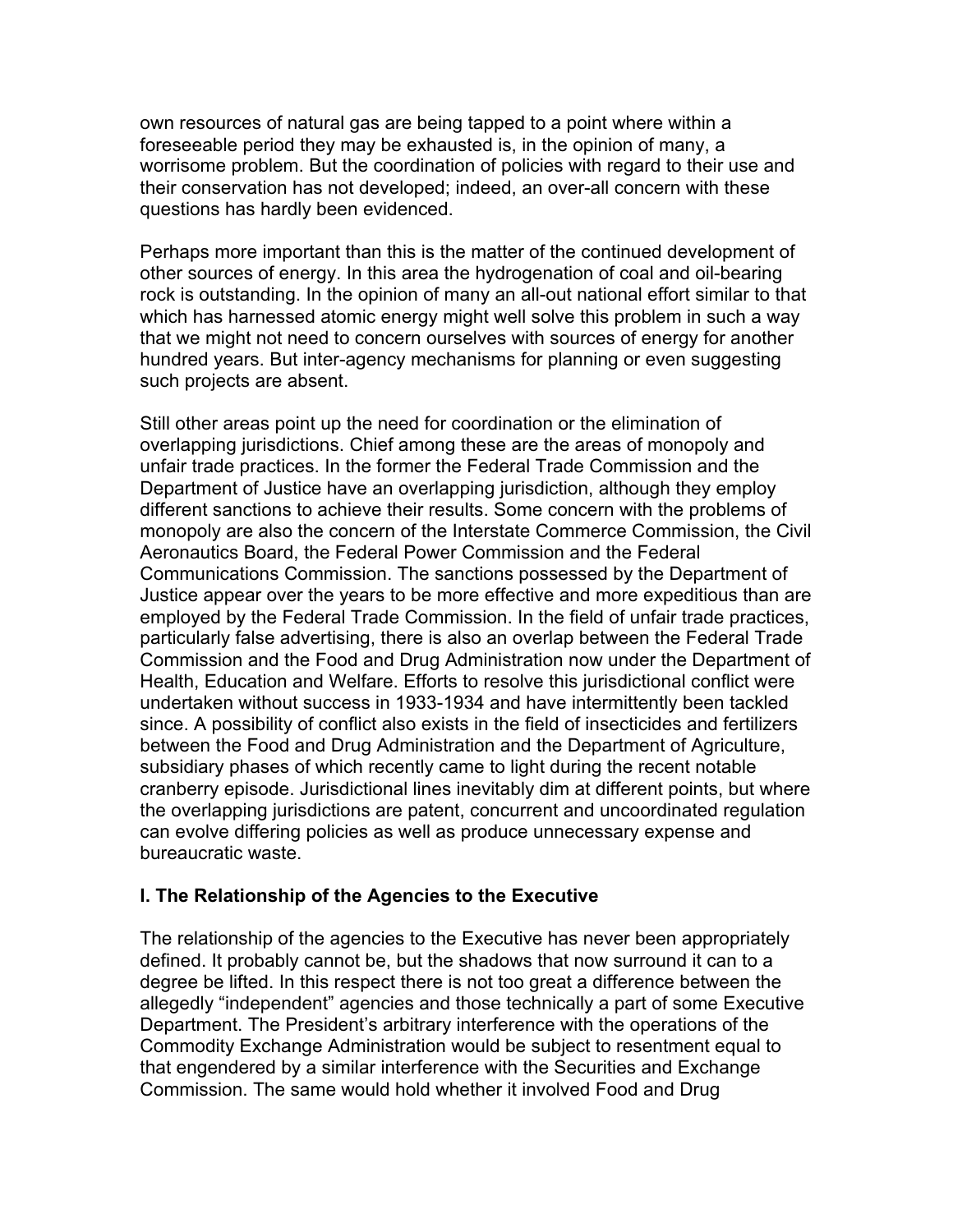own resources of natural gas are being tapped to a point where within a foreseeable period they may be exhausted is, in the opinion of many, a worrisome problem. But the coordination of policies with regard to their use and their conservation has not developed; indeed, an over-all concern with these questions has hardly been evidenced.

Perhaps more important than this is the matter of the continued development of other sources of energy. In this area the hydrogenation of coal and oil-bearing rock is outstanding. In the opinion of many an all-out national effort similar to that which has harnessed atomic energy might well solve this problem in such a way that we might not need to concern ourselves with sources of energy for another hundred years. But inter-agency mechanisms for planning or even suggesting such projects are absent.

Still other areas point up the need for coordination or the elimination of overlapping jurisdictions. Chief among these are the areas of monopoly and unfair trade practices. In the former the Federal Trade Commission and the Department of Justice have an overlapping jurisdiction, although they employ different sanctions to achieve their results. Some concern with the problems of monopoly are also the concern of the Interstate Commerce Commission, the Civil Aeronautics Board, the Federal Power Commission and the Federal Communications Commission. The sanctions possessed by the Department of Justice appear over the years to be more effective and more expeditious than are employed by the Federal Trade Commission. In the field of unfair trade practices, particularly false advertising, there is also an overlap between the Federal Trade Commission and the Food and Drug Administration now under the Department of Health, Education and Welfare. Efforts to resolve this jurisdictional conflict were undertaken without success in 1933-1934 and have intermittently been tackled since. A possibility of conflict also exists in the field of insecticides and fertilizers between the Food and Drug Administration and the Department of Agriculture, subsidiary phases of which recently came to light during the recent notable cranberry episode. Jurisdictional lines inevitably dim at different points, but where the overlapping jurisdictions are patent, concurrent and uncoordinated regulation can evolve differing policies as well as produce unnecessary expense and bureaucratic waste.

### I. The Relationship of the Agencies to the Executive

The relationship of the agencies to the Executive has never been appropriately defined. It probably cannot be, but the shadows that now surround it can to a degree be lifted. In this respect there is not too great a difference between the allegedly "independent" agencies and those technically a part of some Executive Department. The President's arbitrary interference with the operations of the Commodity Exchange Administration would be subject to resentment equal to that engendered by a similar interference with the Securities and Exchange Commission. The same would hold whether it involved Food and Drug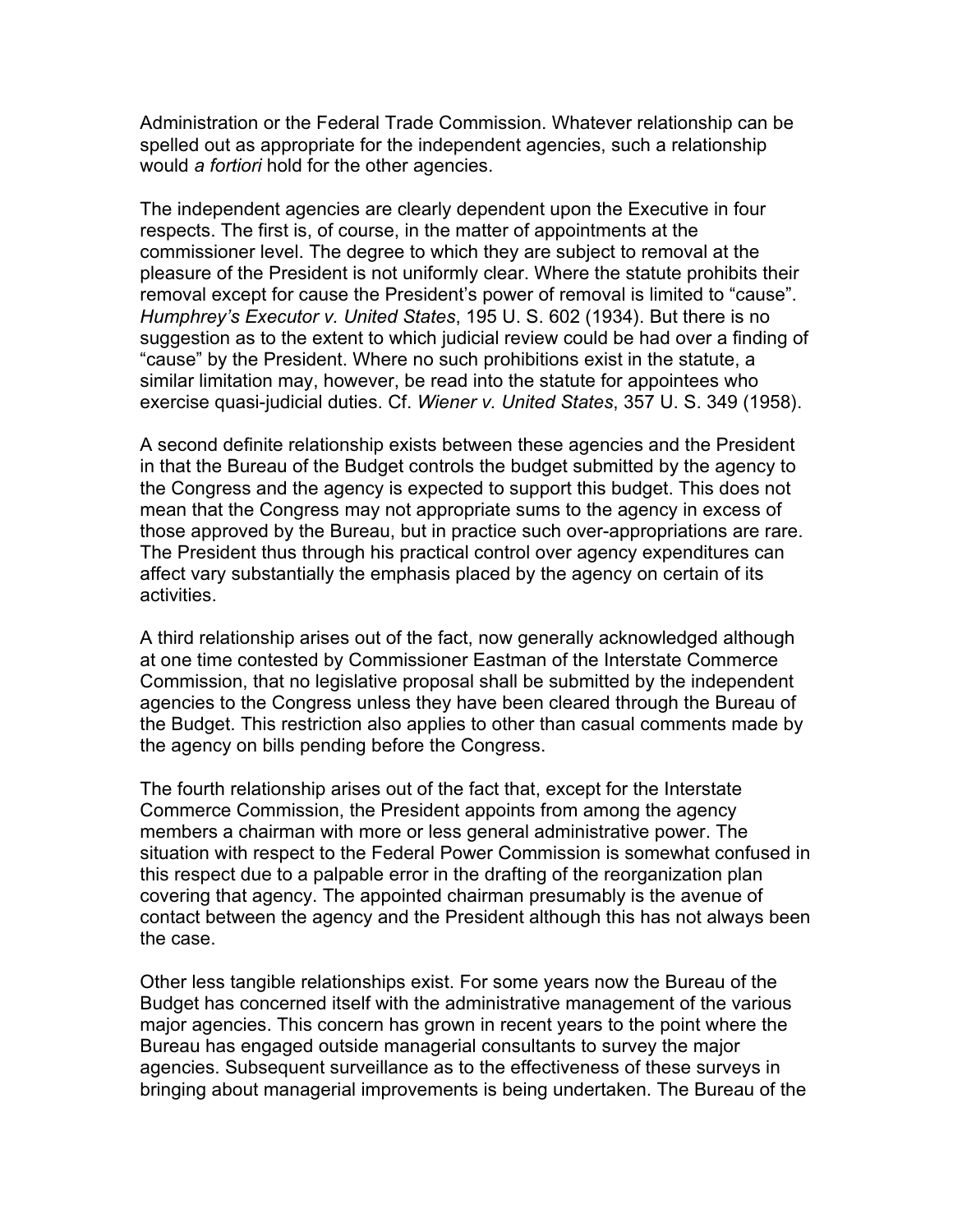Administration or the Federal Trade Commission. Whatever relationship can be spelled out as appropriate for the independent agencies, such a relationship would *a fortiori* hold for the other agencies.

The independent agencies are clearly dependent upon the Executive in four respects. The first is, of course, in the matter of appointments at the commissioner level. The degree to which they are subject to removal at the pleasure of the President is not uniformly clear. Where the statute prohibits their removal except for cause the President's power of removal is limited to "cause". *Humphrey's Executor v. United States*, 195 U. S. 602 (1934). But there is no suggestion as to the extent to which judicial review could be had over a finding of "cause" by the President. Where no such prohibitions exist in the statute, a similar limitation may, however, be read into the statute for appointees who exercise quasi-judicial duties. Cf. *Wiener v. United States*, 357 U. S. 349 (1958).

A second definite relationship exists between these agencies and the President in that the Bureau of the Budget controls the budget submitted by the agency to the Congress and the agency is expected to support this budget. This does not mean that the Congress may not appropriate sums to the agency in excess of those approved by the Bureau, but in practice such over-appropriations are rare. The President thus through his practical control over agency expenditures can affect vary substantially the emphasis placed by the agency on certain of its activities.

A third relationship arises out of the fact, now generally acknowledged although at one time contested by Commissioner Eastman of the Interstate Commerce Commission, that no legislative proposal shall be submitted by the independent agencies to the Congress unless they have been cleared through the Bureau of the Budget. This restriction also applies to other than casual comments made by the agency on bills pending before the Congress.

The fourth relationship arises out of the fact that, except for the Interstate Commerce Commission, the President appoints from among the agency members a chairman with more or less general administrative power. The situation with respect to the Federal Power Commission is somewhat confused in this respect due to a palpable error in the drafting of the reorganization plan covering that agency. The appointed chairman presumably is the avenue of contact between the agency and the President although this has not always been the case.

Other less tangible relationships exist. For some years now the Bureau of the Budget has concerned itself with the administrative management of the various major agencies. This concern has grown in recent years to the point where the Bureau has engaged outside managerial consultants to survey the major agencies. Subsequent surveillance as to the effectiveness of these surveys in bringing about managerial improvements is being undertaken. The Bureau of the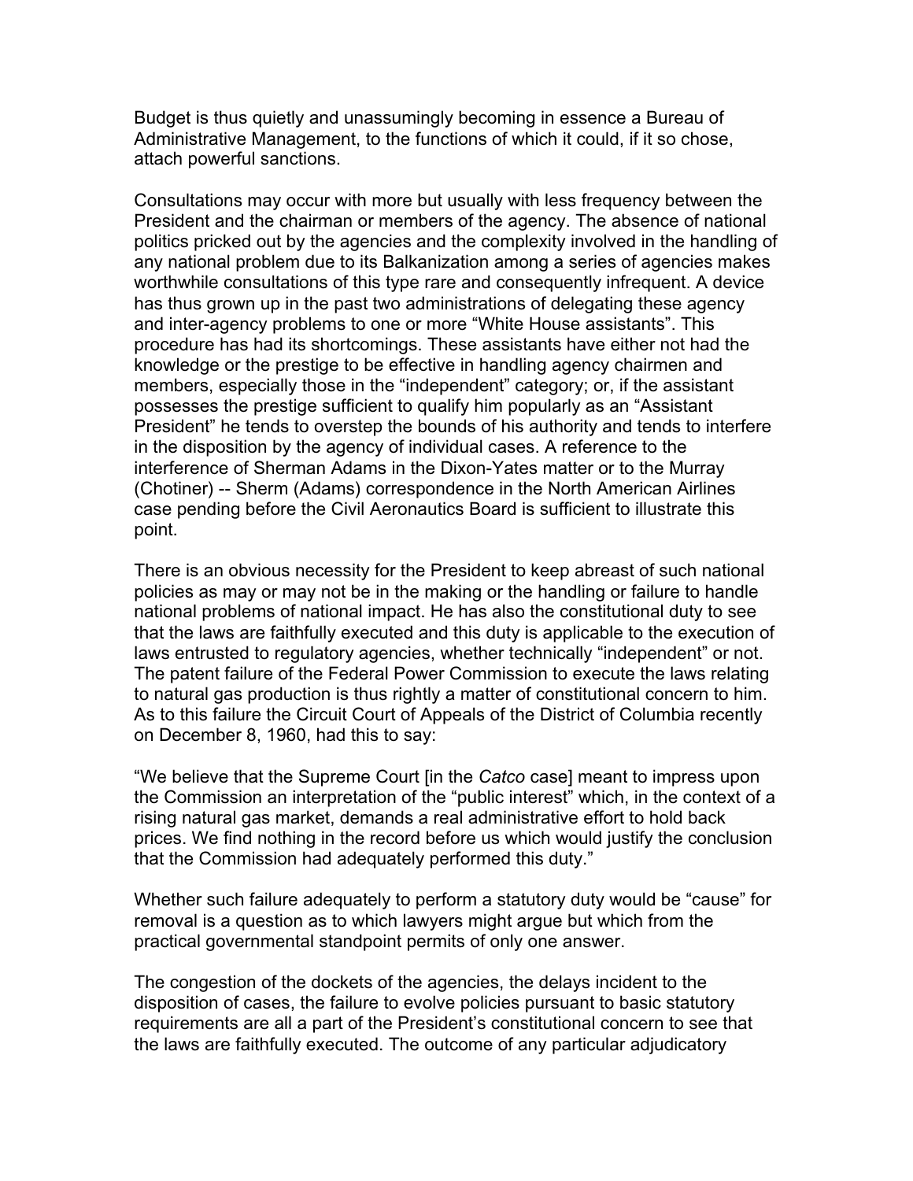Budget is thus quietly and unassumingly becoming in essence a Bureau of Administrative Management, to the functions of which it could, if it so chose, attach powerful sanctions.

Consultations may occur with more but usually with less frequency between the President and the chairman or members of the agency. The absence of national politics pricked out by the agencies and the complexity involved in the handling of any national problem due to its Balkanization among a series of agencies makes worthwhile consultations of this type rare and consequently infrequent. A device has thus grown up in the past two administrations of delegating these agency and inter-agency problems to one or more "White House assistants". This procedure has had its shortcomings. These assistants have either not had the knowledge or the prestige to be effective in handling agency chairmen and members, especially those in the "independent" category; or, if the assistant possesses the prestige sufficient to qualify him popularly as an "Assistant President" he tends to overstep the bounds of his authority and tends to interfere in the disposition by the agency of individual cases. A reference to the interference of Sherman Adams in the Dixon-Yates matter or to the Murray (Chotiner) -- Sherm (Adams) correspondence in the North American Airlines case pending before the Civil Aeronautics Board is sufficient to illustrate this point.

There is an obvious necessity for the President to keep abreast of such national policies as may or may not be in the making or the handling or failure to handle national problems of national impact. He has also the constitutional duty to see that the laws are faithfully executed and this duty is applicable to the execution of laws entrusted to regulatory agencies, whether technically "independent" or not. The patent failure of the Federal Power Commission to execute the laws relating to natural gas production is thus rightly a matter of constitutional concern to him. As to this failure the Circuit Court of Appeals of the District of Columbia recently on December 8, 1960, had this to say:

"We believe that the Supreme Court [in the *Catco* case] meant to impress upon the Commission an interpretation of the "public interest" which, in the context of a rising natural gas market, demands a real administrative effort to hold back prices. We find nothing in the record before us which would justify the conclusion that the Commission had adequately performed this duty."

Whether such failure adequately to perform a statutory duty would be "cause" for removal is a question as to which lawyers might argue but which from the practical governmental standpoint permits of only one answer.

The congestion of the dockets of the agencies, the delays incident to the disposition of cases, the failure to evolve policies pursuant to basic statutory requirements are all a part of the President's constitutional concern to see that the laws are faithfully executed. The outcome of any particular adjudicatory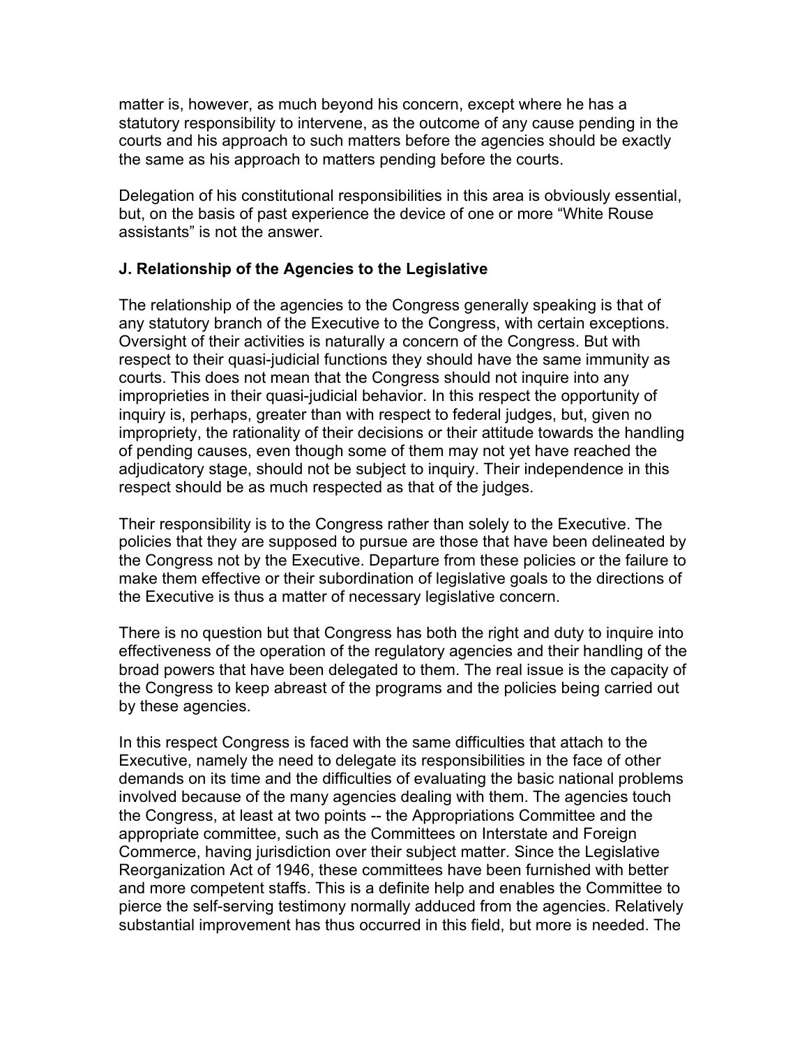matter is, however, as much beyond his concern, except where he has a statutory responsibility to intervene, as the outcome of any cause pending in the courts and his approach to such matters before the agencies should be exactly the same as his approach to matters pending before the courts.

Delegation of his constitutional responsibilities in this area is obviously essential, but, on the basis of past experience the device of one or more "White Rouse assistants" is not the answer.

**J. Relationship of the Agencies to the Legislative**

The relationship of the agencies to the Congress generally speaking is that of any statutory branch of the Executive to the Congress, with certain exceptions. Oversight of their activities is naturally a concern of the Congress. But with respect to their quasi-judicial functions they should have the same immunity as courts. This does not mean that the Congress should not inquire into any improprieties in their quasi-judicial behavior. In this respect the opportunity of inquiry is, perhaps, greater than with respect to federal judges, but, given no impropriety, the rationality of their decisions or their attitude towards the handling of pending causes, even though some of them may not yet have reached the adjudicatory stage, should not be subject to inquiry. Their independence in this respect should be as much respected as that of the judges.

Their responsibility is to the Congress rather than solely to the Executive. The policies that they are supposed to pursue are those that have been delineated by the Congress not by the Executive. Departure from these policies or the failure to make them effective or their subordination of legislative goals to the directions of the Executive is thus a matter of necessary legislative concern.

There is no question but that Congress has both the right and duty to inquire into effectiveness of the operation of the regulatory agencies and their handling of the broad powers that have been delegated to them. The real issue is the capacity of the Congress to keep abreast of the programs and the policies being carried out by these agencies.

In this respect Congress is faced with the same difficulties that attach to the Executive, namely the need to delegate its responsibilities in the face of other demands on its time and the difficulties of evaluating the basic national problems involved because of the many agencies dealing with them. The agencies touch the Congress, at least at two points -- the Appropriations Committee and the appropriate committee, such as the Committees on Interstate and Foreign Commerce, having jurisdiction over their subject matter. Since the Legislative Reorganization Act of 1946, these committees have been furnished with better and more competent staffs. This is a definite help and enables the Committee to pierce the self-serving testimony normally adduced from the agencies. Relatively substantial improvement has thus occurred in this field, but more is needed. The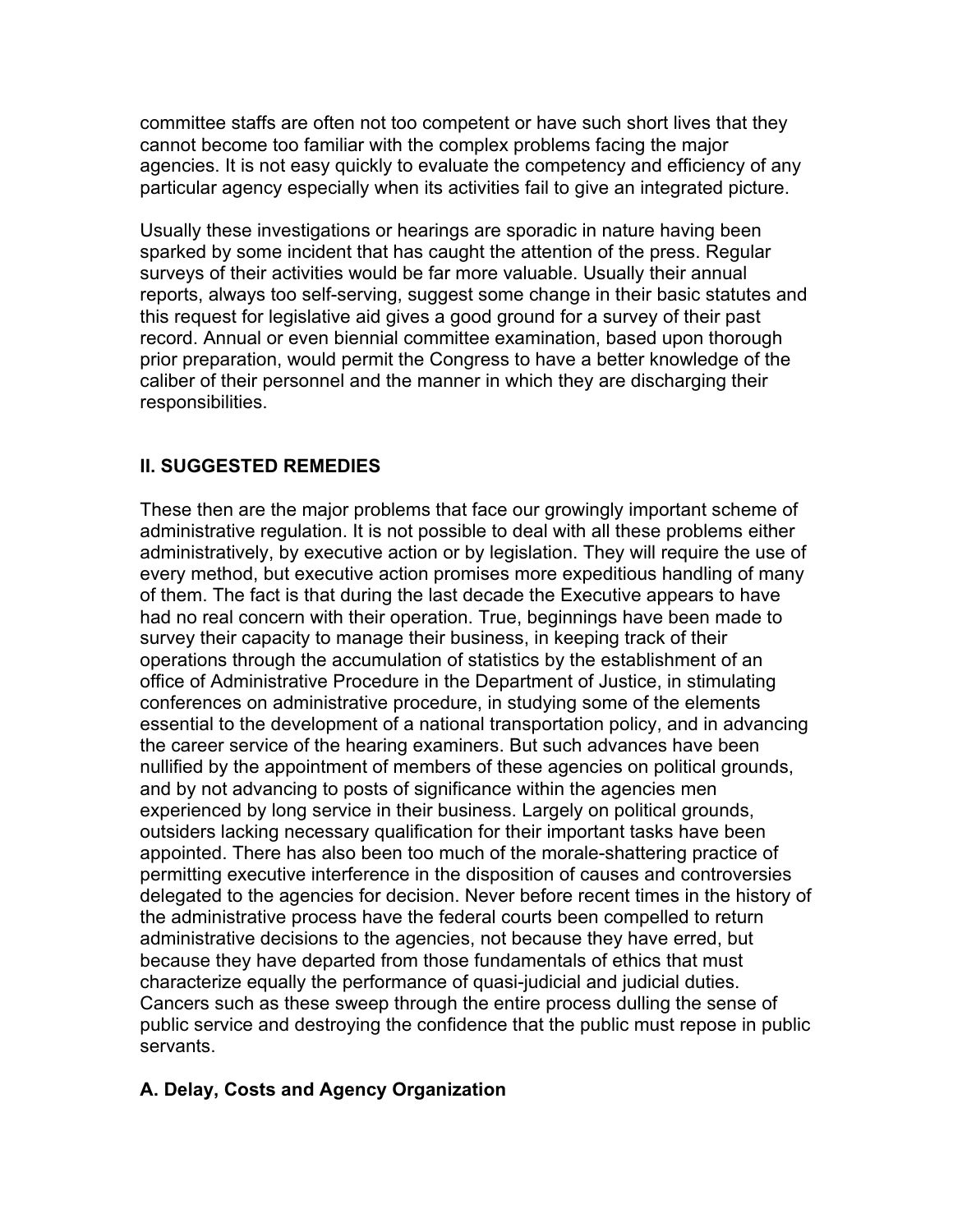committee staffs are often not too competent or have such short lives that they cannot become too familiar with the complex problems facing the major agencies. It is not easy quickly to evaluate the competency and efficiency of any particular agency especially when its activities fail to give an integrated picture.

Usually these investigations or hearings are sporadic in nature having been sparked by some incident that has caught the attention of the press. Regular surveys of their activities would be far more valuable. Usually their annual reports, always too self-serving, suggest some change in their basic statutes and this request for legislative aid gives a good ground for a survey of their past record. Annual or even biennial committee examination, based upon thorough prior preparation, would permit the Congress to have a better knowledge of the caliber of their personnel and the manner in which they are discharging their responsibilities.

## II. SUGGESTED REMEDIES

These then are the major problems that face our growingly important scheme of administrative regulation. It is not possible to deal with all these problems either administratively, by executive action or by legislation. They will require the use of every method, but executive action promises more expeditious handling of many of them. The fact is that during the last decade the Executive appears to have had no real concern with their operation. True, beginnings have been made to survey their capacity to manage their business, in keeping track of their operations through the accumulation of statistics by the establishment of an office of Administrative Procedure in the Department of Justice, in stimulating conferences on administrative procedure, in studying some of the elements essential to the development of a national transportation policy, and in advancing the career service of the hearing examiners. But such advances have been nullified by the appointment of members of these agencies on political grounds, and by not advancing to posts of significance within the agencies men experienced by long service in their business. Largely on political grounds, outsiders lacking necessary qualification for their important tasks have been appointed. There has also been too much of the morale-shattering practice of permitting executive interference in the disposition of causes and controversies delegated to the agencies for decision. Never before recent times in the history of the administrative process have the federal courts been compelled to return administrative decisions to the agencies, not because they have erred, but because they have departed from those fundamentals of ethics that must characterize equally the performance of quasi-judicial and judicial duties. Cancers such as these sweep through the entire process dulling the sense of public service and destroying the confidence that the public must repose in public servants.

### A. Delay, Costs and Agency Organization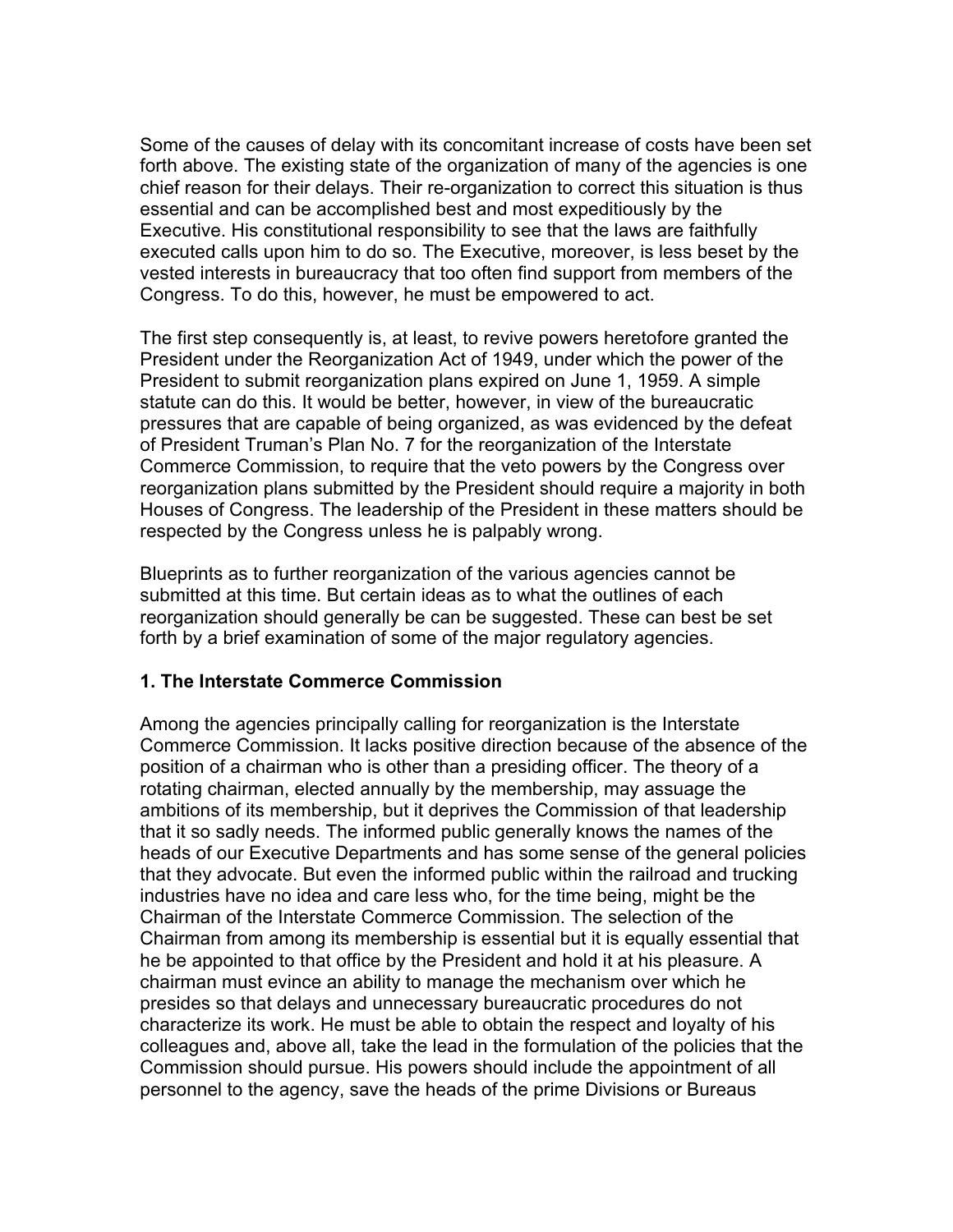Some of the causes of delay with its concomitant increase of costs have been set forth above. The existing state of the organization of many of the agencies is one chief reason for their delays. Their re-organization to correct this situation is thus essential and can be accomplished best and most expeditiously by the Executive. His constitutional responsibility to see that the laws are faithfully executed calls upon him to do so. The Executive, moreover, is less beset by the vested interests in bureaucracy that too often find support from members of the Congress. To do this, however, he must be empowered to act.

The first step consequently is, at least, to revive powers heretofore granted the President under the Reorganization Act of 1949, under which the power of the President to submit reorganization plans expired on June 1, 1959. A simple statute can do this. It would be better, however, in view of the bureaucratic pressures that are capable of being organized, as was evidenced by the defeat of President Truman's Plan No. 7 for the reorganization of the Interstate Commerce Commission, to require that the veto powers by the Congress over reorganization plans submitted by the President should require a majority in both Houses of Congress. The leadership of the President in these matters should be respected by the Congress unless he is palpably wrong.

Blueprints as to further reorganization of the various agencies cannot be submitted at this time. But certain ideas as to what the outlines of each reorganization should generally be can be suggested. These can best be set forth by a brief examination of some of the major regulatory agencies.

**1. The Interstate Commerce Commission**

Among the agencies principally calling for reorganization is the Interstate Commerce Commission. It lacks positive direction because of the absence of the position of a chairman who is other than a presiding officer. The theory of a rotating chairman, elected annually by the membership, may assuage the ambitions of its membership, but it deprives the Commission of that leadership that it so sadly needs. The informed public generally knows the names of the heads of our Executive Departments and has some sense of the general policies that they advocate. But even the informed public within the railroad and trucking industries have no idea and care less who, for the time being, might be the Chairman of the Interstate Commerce Commission. The selection of the Chairman from among its membership is essential but it is equally essential that he be appointed to that office by the President and hold it at his pleasure. A chairman must evince an ability to manage the mechanism over which he presides so that delays and unnecessary bureaucratic procedures do not characterize its work. He must be able to obtain the respect and loyalty of his colleagues and, above all, take the lead in the formulation of the policies that the Commission should pursue. His powers should include the appointment of all personnel to the agency, save the heads of the prime Divisions or Bureaus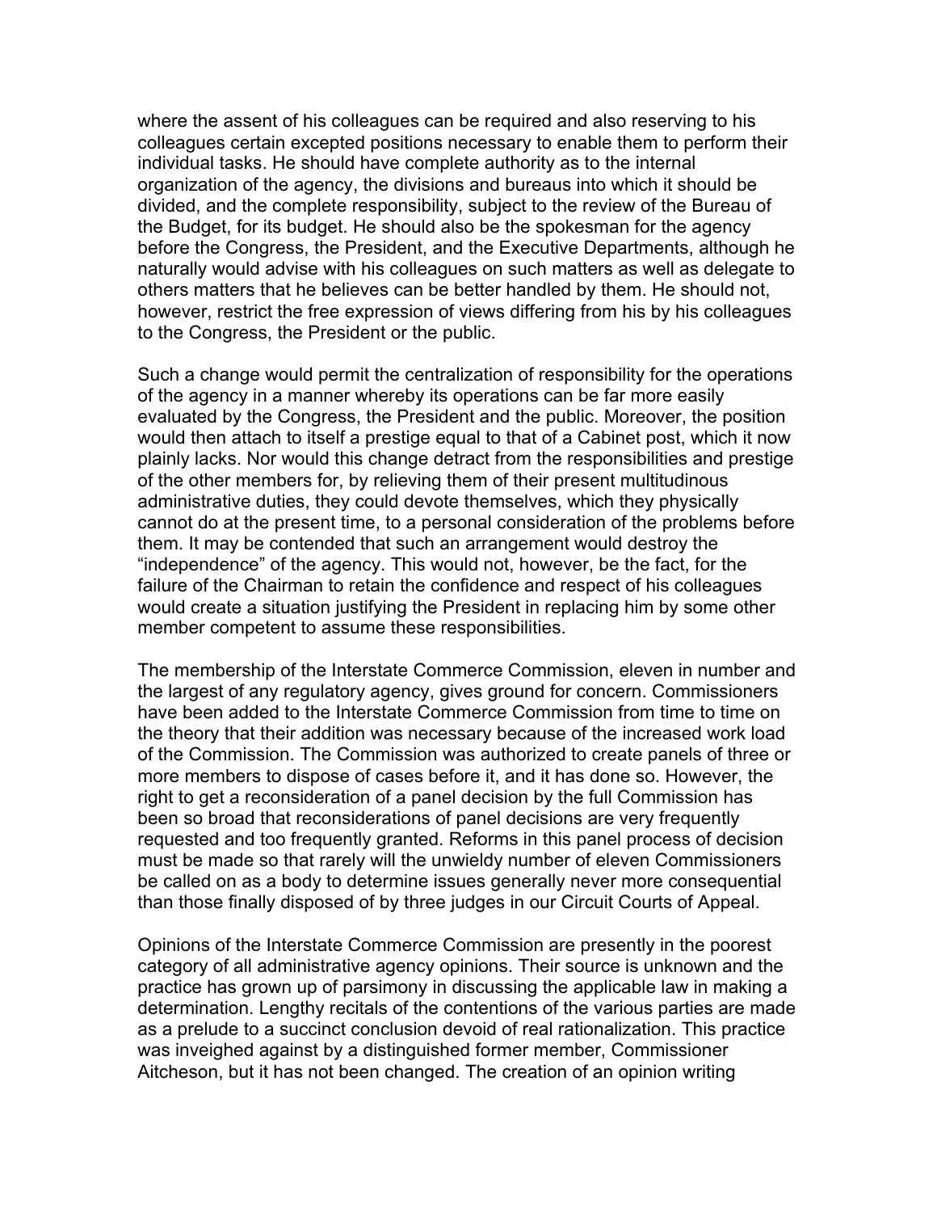where the assent of his colleagues can be required and also reserving to his colleagues certain excepted positions necessary to enable them to perform their individual tasks. He should have complete authority as to the internal organization of the agency, the divisions and bureaus into which it should be divided, and the complete responsibility, subject to the review of the Bureau of the Budget, for its budget. He should also be the spokesman for the agency before the Congress, the President, and the Executive Departments, although he naturally would advise with his colleagues on such matters as well as delegate to others matters that he believes can be better handled by them. He should not, however, restrict the free expression of views differing from his by his colleagues to the Congress, the President or the public.

Such a change would permit the centralization of responsibility for the operations of the agency in a manner whereby its operations can be far more easily evaluated by the Congress, the President and the public. Moreover, the position would then attach to itself a prestige equal to that of a Cabinet post, which it now plainly lacks. Nor would this change detract from the responsibilities and prestige of the other members for, by relieving them of their present multitudinous administrative duties, they could devote themselves, which they physically cannot do at the present time, to a personal consideration of the problems before them. It may be contended that such an arrangement would destroy the "independence" of the agency. This would not, however, be the fact, for the failure of the Chairman to retain the confidence and respect of his colleagues would create a situation justifying the President in replacing him by some other member competent to assume these responsibilities.

The membership of the Interstate Commerce Commission, eleven in number and the largest of any regulatory agency, gives ground for concern. Commissioners have been added to the Interstate Commerce Commission from time to time on the theory that their addition was necessary because of the increased work load of the Commission. The Commission was authorized to create panels of three or more members to dispose of cases before it, and it has done so. However, the right to get a reconsideration of a panel decision by the full Commission has been so broad that reconsiderations of panel decisions are very frequently requested and too frequently granted. Reforms in this panel process of decision must be made so that rarely will the unwieldy number of eleven Commissioners be called on as a body to determine issues generally never more consequential than those finally disposed of by three judges in our Circuit Courts of Appeal.

Opinions of the Interstate Commerce Commission are presently in the poorest category of all administrative agency opinions. Their source is unknown and the practice has grown up of parsimony in discussing the applicable law in making a determination. Lengthy recitals of the contentions of the various parties are made as a prelude to a succinct conclusion devoid of real rationalization. This practice was inveighed against by a distinguished former member, Commissioner Aitcheson, but it has not been changed. The creation of an opinion writing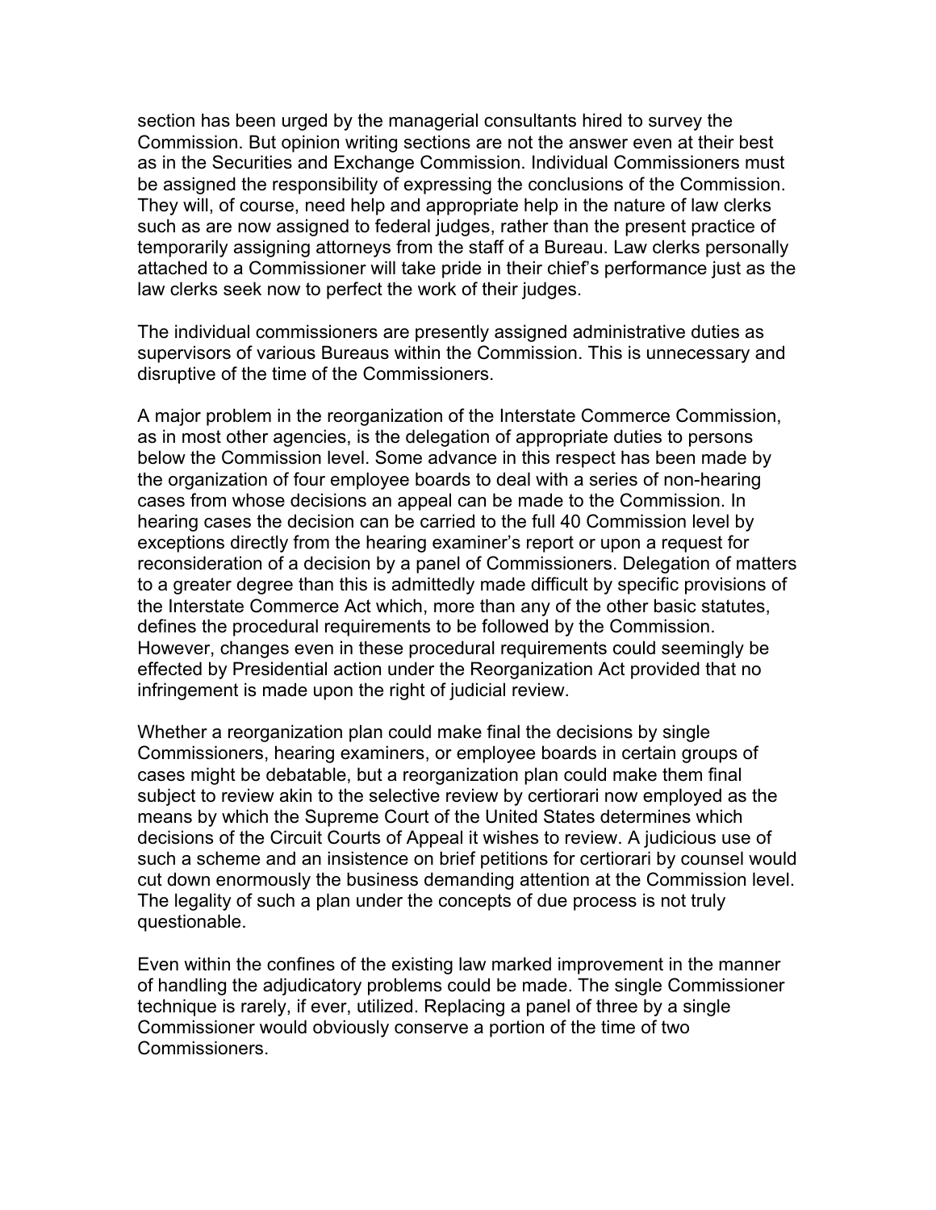section has been urged by the managerial consultants hired to survey the Commission. But opinion writing sections are not the answer even at their best as in the Securities and Exchange Commission. Individual Commissioners must be assigned the responsibility of expressing the conclusions of the Commission. They will, of course, need help and appropriate help in the nature of law clerks such as are now assigned to federal judges, rather than the present practice of temporarily assigning attorneys from the staff of a Bureau. Law clerks personally attached to a Commissioner will take pride in their chief's performance just as the law clerks seek now to perfect the work of their judges.

The individual commissioners are presently assigned administrative duties as supervisors of various Bureaus within the Commission. This is unnecessary and disruptive of the time of the Commissioners.

A major problem in the reorganization of the Interstate Commerce Commission, as in most other agencies, is the delegation of appropriate duties to persons below the Commission level. Some advance in this respect has been made by the organization of four employee boards to deal with a series of non-hearing cases from whose decisions an appeal can be made to the Commission. In hearing cases the decision can be carried to the full 40 Commission level by exceptions directly from the hearing examiner's report or upon a request for reconsideration of a decision by a panel of Commissioners. Delegation of matters to a greater degree than this is admittedly made difficult by specific provisions of the Interstate Commerce Act which, more than any of the other basic statutes, defines the procedural requirements to be followed by the Commission. However, changes even in these procedural requirements could seemingly be effected by Presidential action under the Reorganization Act provided that no infringement is made upon the right of judicial review.

Whether a reorganization plan could make final the decisions by single Commissioners, hearing examiners, or employee boards in certain groups of cases might be debatable, but a reorganization plan could make them final subject to review akin to the selective review by certiorari now employed as the means by which the Supreme Court of the United States determines which decisions of the Circuit Courts of Appeal it wishes to review. A judicious use of such a scheme and an insistence on brief petitions for certiorari by counsel would cut down enormously the business demanding attention at the Commission level. The legality of such a plan under the concepts of due process is not truly questionable.

Even within the confines of the existing law marked improvement in the manner of handling the adjudicatory problems could be made. The single Commissioner technique is rarely, if ever, utilized. Replacing a panel of three by a single Commissioner would obviously conserve a portion of the time of two Commissioners.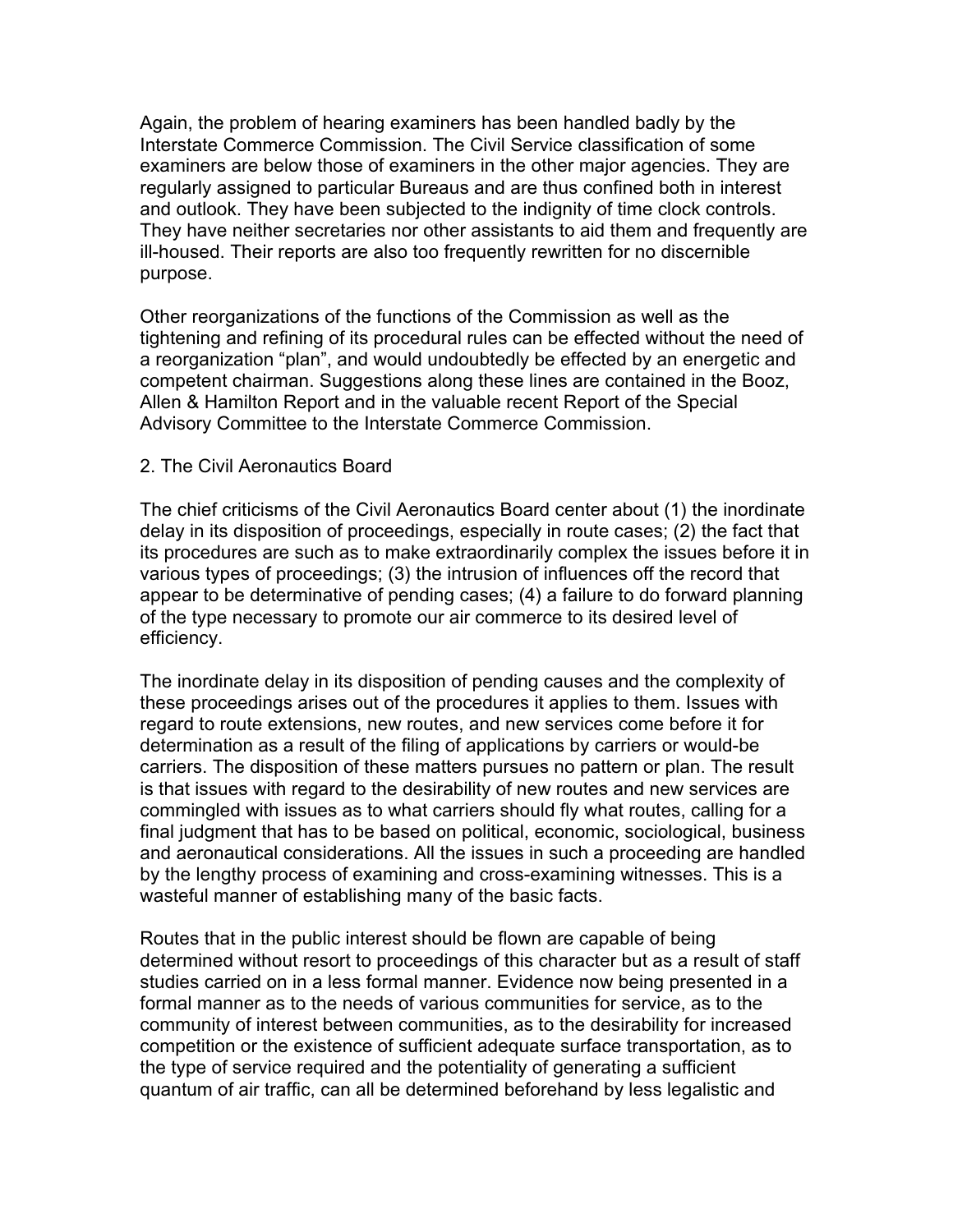Again, the problem of hearing examiners has been handled badly by the Interstate Commerce Commission. The Civil Service classification of some examiners are below those of examiners in the other major agencies. They are regularly assigned to particular Bureaus and are thus confined both in interest and outlook. They have been subjected to the indignity of time clock controls. They have neither secretaries nor other assistants to aid them and frequently are ill-housed. Their reports are also too frequently rewritten for no discernible purpose.

Other reorganizations of the functions of the Commission as well as the tightening and refining of its procedural rules can be effected without the need of a reorganization "plan", and would undoubtedly be effected by an energetic and competent chairman. Suggestions along these lines are contained in the Booz, Allen & Hamilton Report and in the valuable recent Report of the Special Advisory Committee to the Interstate Commerce Commission.

## 2. The Civil Aeronautics Board

The chief criticisms of the Civil Aeronautics Board center about (1) the inordinate delay in its disposition of proceedings, especially in route cases; (2) the fact that its procedures are such as to make extraordinarily complex the issues before it in various types of proceedings; (3) the intrusion of influences off the record that appear to be determinative of pending cases; (4) a failure to do forward planning of the type necessary to promote our air commerce to its desired level of efficiency.

The inordinate delay in its disposition of pending causes and the complexity of these proceedings arises out of the procedures it applies to them. Issues with regard to route extensions, new routes, and new services come before it for determination as a result of the filing of applications by carriers or would-be carriers. The disposition of these matters pursues no pattern or plan. The result is that issues with regard to the desirability of new routes and new services are commingled with issues as to what carriers should fly what routes, calling for a final judgment that has to be based on political, economic, sociological, business and aeronautical considerations. All the issues in such a proceeding are handled by the lengthy process of examining and cross-examining witnesses. This is a wasteful manner of establishing many of the basic facts.

Routes that in the public interest should be flown are capable of being determined without resort to proceedings of this character but as a result of staff studies carried on in a less formal manner. Evidence now being presented in a formal manner as to the needs of various communities for service, as to the community of interest between communities, as to the desirability for increased competition or the existence of sufficient adequate surface transportation, as to the type of service required and the potentiality of generating a sufficient quantum of air traffic, can all be determined beforehand by less legalistic and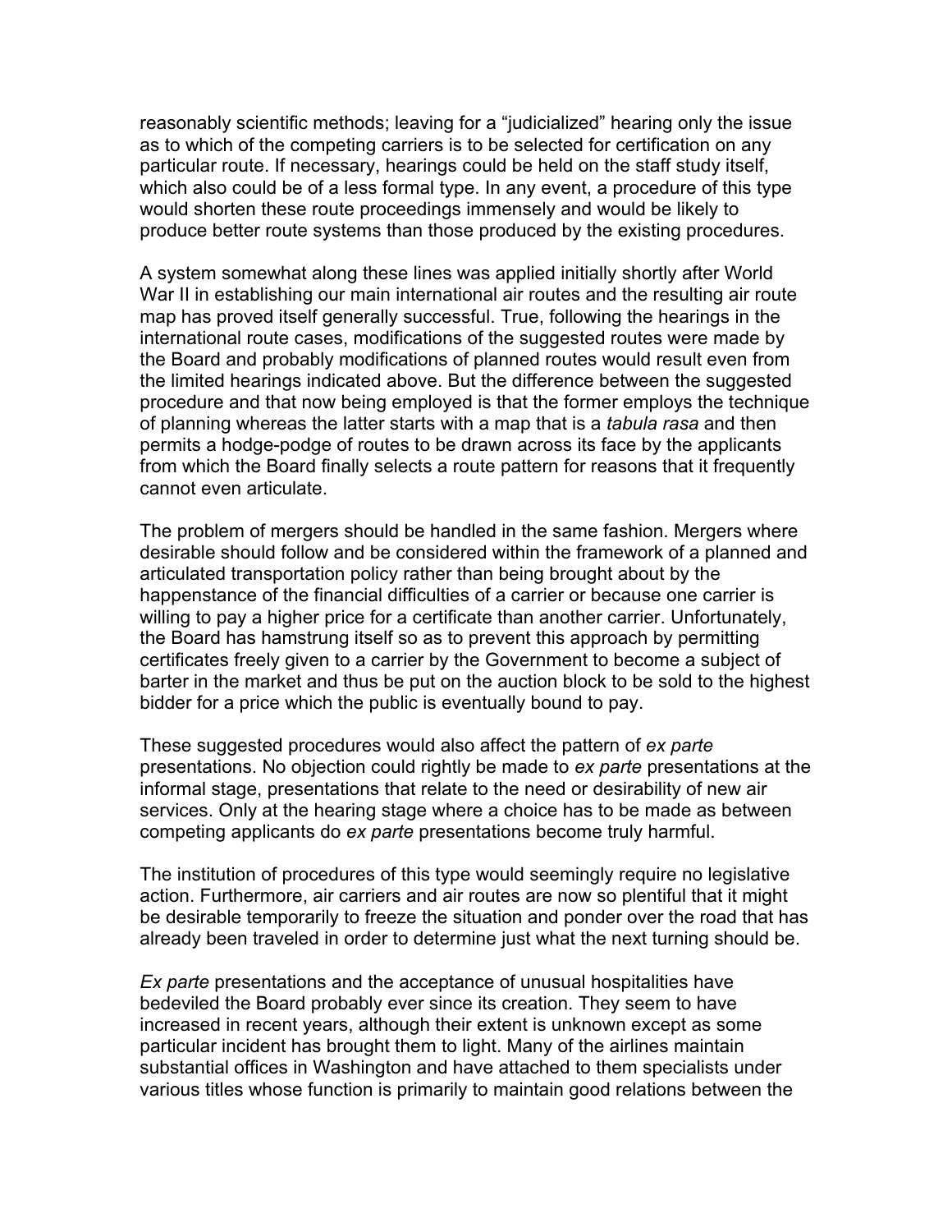reasonably scientific methods; leaving for a "judicialized" hearing only the issue as to which of the competing carriers is to be selected for certification on any particular route. If necessary, hearings could be held on the staff study itself, which also could be of a less formal type. In any event, a procedure of this type would shorten these route proceedings immensely and would be likely to produce better route systems than those produced by the existing procedures.

A system somewhat along these lines was applied initially shortly after World War II in establishing our main international air routes and the resulting air route map has proved itself generally successful. True, following the hearings in the international route cases, modifications of the suggested routes were made by the Board and probably modifications of planned routes would result even from the limited hearings indicated above. But the difference between the suggested procedure and that now being employed is that the former employs the technique of planning whereas the latter starts with a map that is a *tabula rasa* and then permits a hodge-podge of routes to be drawn across its face by the applicants from which the Board finally selects a route pattern for reasons that it frequently cannot even articulate.

The problem of mergers should be handled in the same fashion. Mergers where desirable should follow and be considered within the framework of a planned and articulated transportation policy rather than being brought about by the happenstance of the financial difficulties of a carrier or because one carrier is willing to pay a higher price for a certificate than another carrier. Unfortunately, the Board has hamstrung itself so as to prevent this approach by permitting certificates freely given to a carrier by the Government to become a subject of barter in the market and thus be put on the auction block to be sold to the highest bidder for a price which the public is eventually bound to pay.

These suggested procedures would also affect the pattern of *ex parte* presentations. No objection could rightly be made to *ex parte* presentations at the informal stage, presentations that relate to the need or desirability of new air services. Only at the hearing stage where a choice has to be made as between competing applicants do *ex parte* presentations become truly harmful.

The institution of procedures of this type would seemingly require no legislative action. Furthermore, air carriers and air routes are now so plentiful that it might be desirable temporarily to freeze the situation and ponder over the road that has already been traveled in order to determine just what the next turning should be.

*Ex parte* presentations and the acceptance of unusual hospitalities have bedeviled the Board probably ever since its creation. They seem to have increased in recent years, although their extent is unknown except as some particular incident has brought them to light. Many of the airlines maintain substantial offices in Washington and have attached to them specialists under various titles whose function is primarily to maintain good relations between the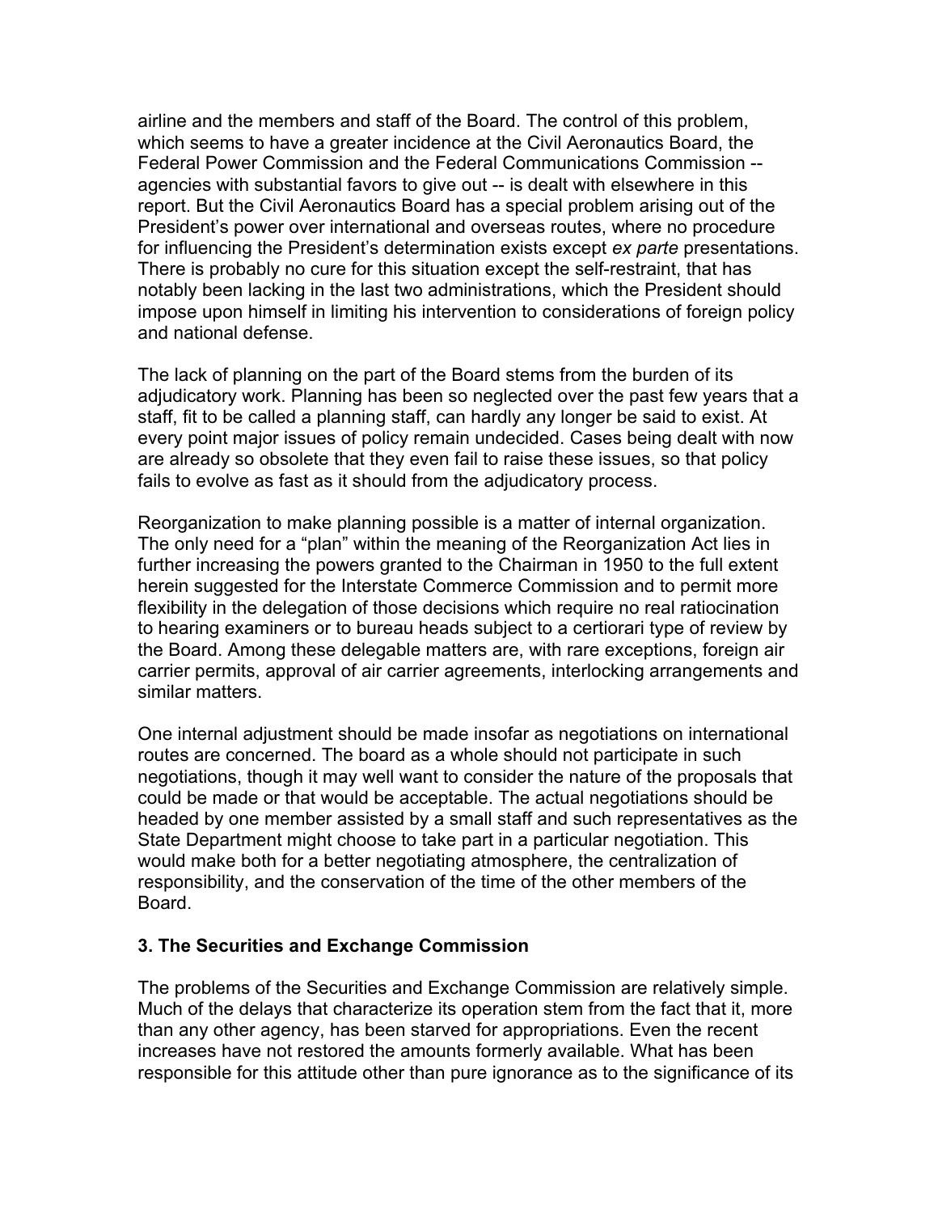airline and the members and staff of the Board. The control of this problem, which seems to have a greater incidence at the Civil Aeronautics Board, the Federal Power Commission and the Federal Communications Commission -- agencies with substantial favors to give out -- is dealt with elsewhere in this report. But the Civil Aeronautics Board has a special problem arising out of the President's power over international and overseas routes, where no procedure for influencing the President's determination exists except *ex parte* presentations. There is probably no cure for this situation except the self-restraint, that has notably been lacking in the last two administrations, which the President should impose upon himself in limiting his intervention to considerations of foreign policy and national defense.

The lack of planning on the part of the Board stems from the burden of its adjudicatory work. Planning has been so neglected over the past few years that a staff, fit to be called a planning staff, can hardly any longer be said to exist. At every point major issues of policy remain undecided. Cases being dealt with now are already so obsolete that they even fail to raise these issues, so that policy fails to evolve as fast as it should from the adjudicatory process.

Reorganization to make planning possible is a matter of internal organization. The only need for a "plan" within the meaning of the Reorganization Act lies in further increasing the powers granted to the Chairman in 1950 to the full extent herein suggested for the Interstate Commerce Commission and to permit more flexibility in the delegation of those decisions which require no real ratiocination to hearing examiners or to bureau heads subject to a certiorari type of review by the Board. Among these delegable matters are, with rare exceptions, foreign air carrier permits, approval of air carrier agreements, interlocking arrangements and similar matters.

One internal adjustment should be made insofar as negotiations on international routes are concerned. The board as a whole should not participate in such negotiations, though it may well want to consider the nature of the proposals that could be made or that would be acceptable. The actual negotiations should be headed by one member assisted by a small staff and such representatives as the State Department might choose to take part in a particular negotiation. This would make both for a better negotiating atmosphere, the centralization of responsibility, and the conservation of the time of the other members of the Board.

### 3. The Securities and Exchange Commission

The problems of the Securities and Exchange Commission are relatively simple. Much of the delays that characterize its operation stem from the fact that it, more than any other agency, has been starved for appropriations. Even the recent increases have not restored the amounts formerly available. What has been responsible for this attitude other than pure ignorance as to the significance of its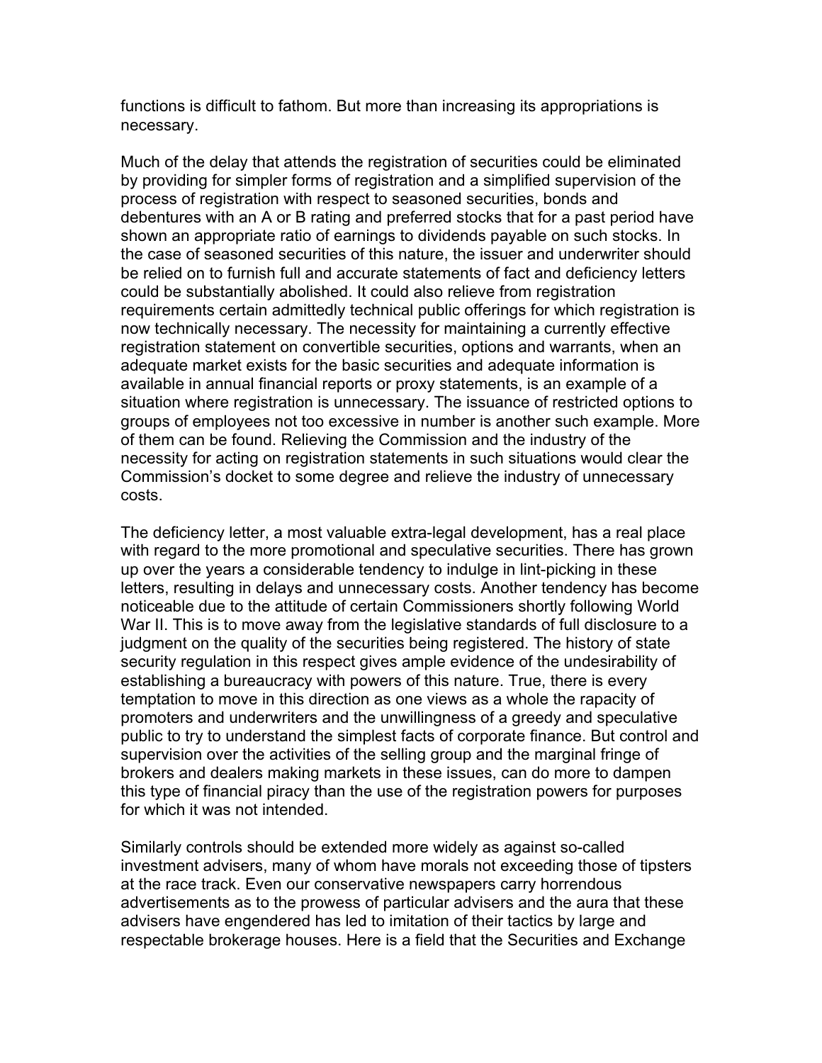functions is difficult to fathom. But more than increasing its appropriations is necessary.

Much of the delay that attends the registration of securities could be eliminated by providing for simpler forms of registration and a simplified supervision of the process of registration with respect to seasoned securities, bonds and debentures with an A or B rating and preferred stocks that for a past period have shown an appropriate ratio of earnings to dividends payable on such stocks. In the case of seasoned securities of this nature, the issuer and underwriter should be relied on to furnish full and accurate statements of fact and deficiency letters could be substantially abolished. It could also relieve from registration requirements certain admittedly technical public offerings for which registration is now technically necessary. The necessity for maintaining a currently effective registration statement on convertible securities, options and warrants, when an adequate market exists for the basic securities and adequate information is available in annual financial reports or proxy statements, is an example of a situation where registration is unnecessary. The issuance of restricted options to groups of employees not too excessive in number is another such example. More of them can be found. Relieving the Commission and the industry of the necessity for acting on registration statements in such situations would clear the Commission's docket to some degree and relieve the industry of unnecessary costs.

The deficiency letter, a most valuable extra-legal development, has a real place with regard to the more promotional and speculative securities. There has grown up over the years a considerable tendency to indulge in lint-picking in these letters, resulting in delays and unnecessary costs. Another tendency has become noticeable due to the attitude of certain Commissioners shortly following World War II. This is to move away from the legislative standards of full disclosure to a judgment on the quality of the securities being registered. The history of state security regulation in this respect gives ample evidence of the undesirability of establishing a bureaucracy with powers of this nature. True, there is every temptation to move in this direction as one views as a whole the rapacity of promoters and underwriters and the unwillingness of a greedy and speculative public to try to understand the simplest facts of corporate finance. But control and supervision over the activities of the selling group and the marginal fringe of brokers and dealers making markets in these issues, can do more to dampen this type of financial piracy than the use of the registration powers for purposes for which it was not intended.

Similarly controls should be extended more widely as against so-called investment advisers, many of whom have morals not exceeding those of tipsters at the race track. Even our conservative newspapers carry horrendous advertisements as to the prowess of particular advisers and the aura that these advisers have engendered has led to imitation of their tactics by large and respectable brokerage houses. Here is a field that the Securities and Exchange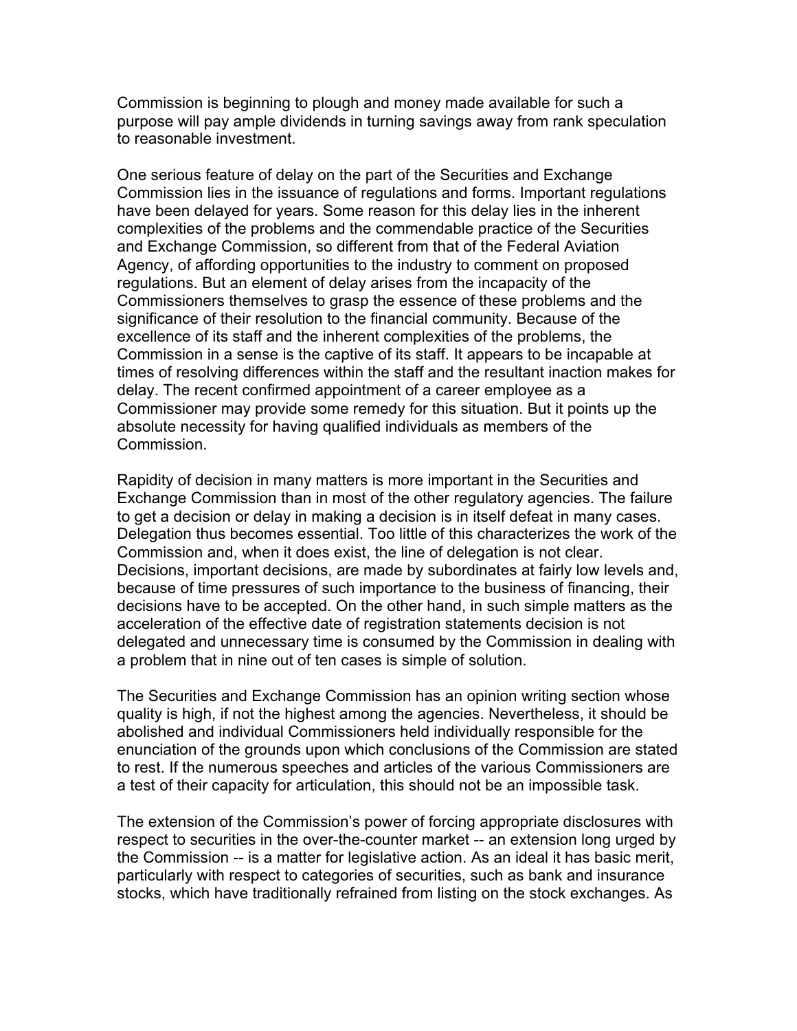Commission is beginning to plough and money made available for such a purpose will pay ample dividends in turning savings away from rank speculation to reasonable investment.

One serious feature of delay on the part of the Securities and Exchange Commission lies in the issuance of regulations and forms. Important regulations have been delayed for years. Some reason for this delay lies in the inherent complexities of the problems and the commendable practice of the Securities and Exchange Commission, so different from that of the Federal Aviation Agency, of affording opportunities to the industry to comment on proposed regulations. But an element of delay arises from the incapacity of the Commissioners themselves to grasp the essence of these problems and the significance of their resolution to the financial community. Because of the excellence of its staff and the inherent complexities of the problems, the Commission in a sense is the captive of its staff. It appears to be incapable at times of resolving differences within the staff and the resultant inaction makes for delay. The recent confirmed appointment of a career employee as a Commissioner may provide some remedy for this situation. But it points up the absolute necessity for having qualified individuals as members of the Commission.

Rapidity of decision in many matters is more important in the Securities and Exchange Commission than in most of the other regulatory agencies. The failure to get a decision or delay in making a decision is in itself defeat in many cases. Delegation thus becomes essential. Too little of this characterizes the work of the Commission and, when it does exist, the line of delegation is not clear. Decisions, important decisions, are made by subordinates at fairly low levels and, because of time pressures of such importance to the business of financing, their decisions have to be accepted. On the other hand, in such simple matters as the acceleration of the effective date of registration statements decision is not delegated and unnecessary time is consumed by the Commission in dealing with a problem that in nine out of ten cases is simple of solution.

The Securities and Exchange Commission has an opinion writing section whose quality is high, if not the highest among the agencies. Nevertheless, it should be abolished and individual Commissioners held individually responsible for the enunciation of the grounds upon which conclusions of the Commission are stated to rest. If the numerous speeches and articles of the various Commissioners are a test of their capacity for articulation, this should not be an impossible task.

The extension of the Commission's power of forcing appropriate disclosures with respect to securities in the over-the-counter market -- an extension long urged by the Commission -- is a matter for legislative action. As an ideal it has basic merit, particularly with respect to categories of securities, such as bank and insurance stocks, which have traditionally refrained from listing on the stock exchanges. As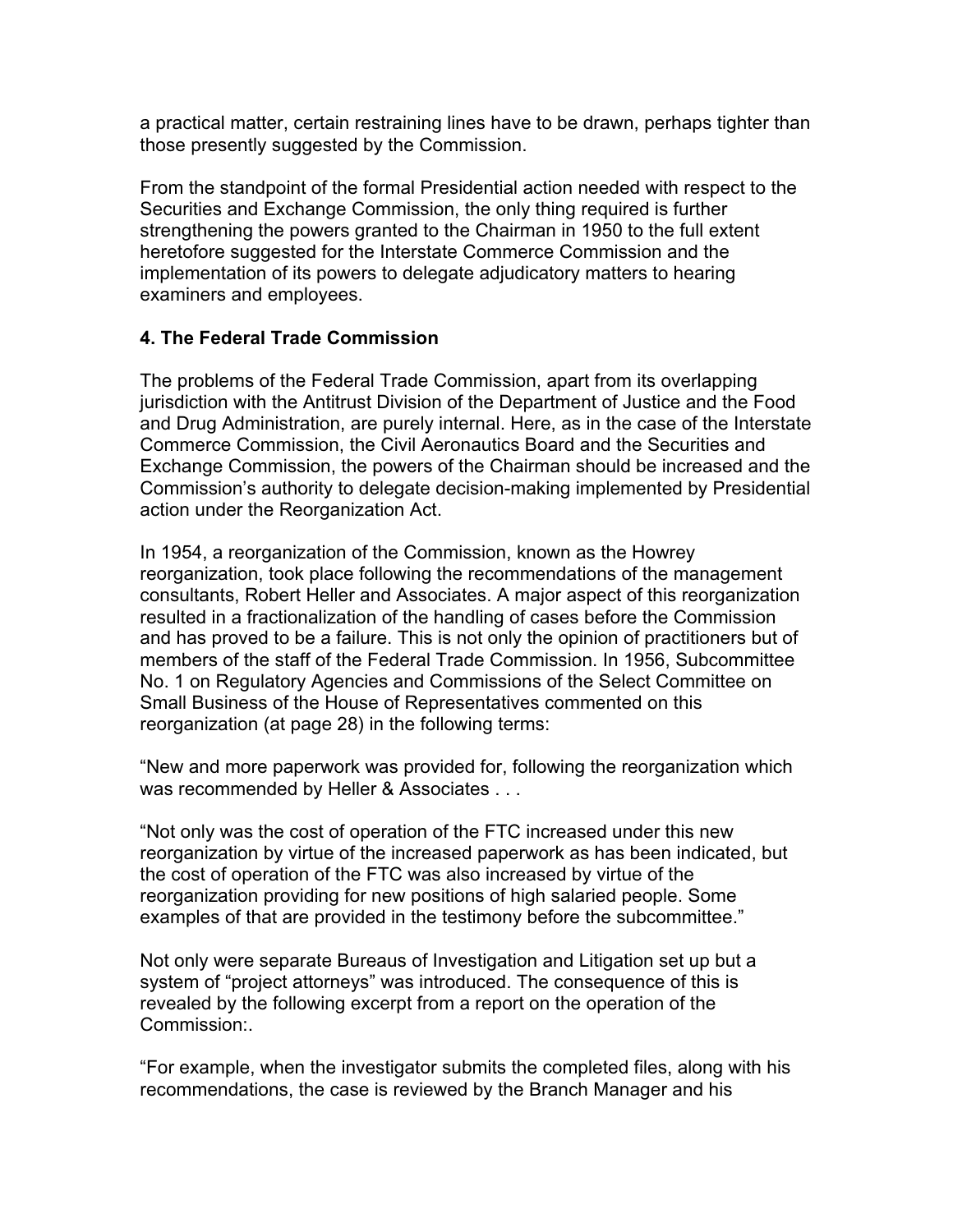a practical matter, certain restraining lines have to be drawn, perhaps tighter than those presently suggested by the Commission.

From the standpoint of the formal Presidential action needed with respect to the Securities and Exchange Commission, the only thing required is further strengthening the powers granted to the Chairman in 1950 to the full extent heretofore suggested for the Interstate Commerce Commission and the implementation of its powers to delegate adjudicatory matters to hearing examiners and employees.

**4. The Federal Trade Commission**

The problems of the Federal Trade Commission, apart from its overlapping jurisdiction with the Antitrust Division of the Department of Justice and the Food and Drug Administration, are purely internal. Here, as in the case of the Interstate Commerce Commission, the Civil Aeronautics Board and the Securities and Exchange Commission, the powers of the Chairman should be increased and the Commission's authority to delegate decision-making implemented by Presidential action under the Reorganization Act.

In 1954, a reorganization of the Commission, known as the Howrey reorganization, took place following the recommendations of the management consultants, Robert Heller and Associates. A major aspect of this reorganization resulted in a fractionalization of the handling of cases before the Commission and has proved to be a failure. This is not only the opinion of practitioners but of members of the staff of the Federal Trade Commission. In 1956, Subcommittee No. 1 on Regulatory Agencies and Commissions of the Select Committee on Small Business of the House of Representatives commented on this reorganization (at page 28) in the following terms:

"New and more paperwork was provided for, following the reorganization which was recommended by Heller & Associates . . .

"Not only was the cost of operation of the FTC increased under this new reorganization by virtue of the increased paperwork as has been indicated, but the cost of operation of the FTC was also increased by virtue of the reorganization providing for new positions of high salaried people. Some examples of that are provided in the testimony before the subcommittee."

Not only were separate Bureaus of Investigation and Litigation set up but a system of "project attorneys" was introduced. The consequence of this is revealed by the following excerpt from a report on the operation of the Commission:.

"For example, when the investigator submits the completed files, along with his recommendations, the case is reviewed by the Branch Manager and his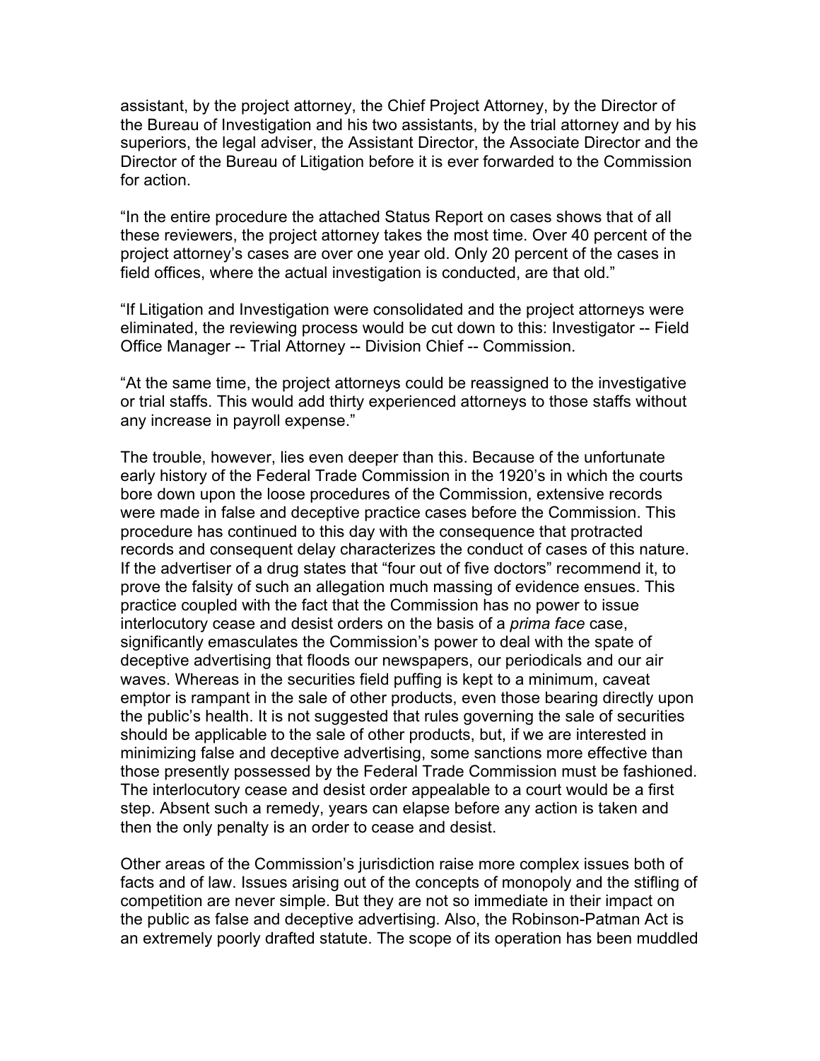assistant, by the project attorney, the Chief Project Attorney, by the Director of the Bureau of Investigation and his two assistants, by the trial attorney and by his superiors, the legal adviser, the Assistant Director, the Associate Director and the Director of the Bureau of Litigation before it is ever forwarded to the Commission for action.

"In the entire procedure the attached Status Report on cases shows that of all these reviewers, the project attorney takes the most time. Over 40 percent of the project attorney's cases are over one year old. Only 20 percent of the cases in field offices, where the actual investigation is conducted, are that old."

"If Litigation and Investigation were consolidated and the project attorneys were eliminated, the reviewing process would be cut down to this: Investigator -- Field Office Manager -- Trial Attorney -- Division Chief -- Commission.

"At the same time, the project attorneys could be reassigned to the investigative or trial staffs. This would add thirty experienced attorneys to those staffs without any increase in payroll expense."

The trouble, however, lies even deeper than this. Because of the unfortunate early history of the Federal Trade Commission in the 1920's in which the courts bore down upon the loose procedures of the Commission, extensive records were made in false and deceptive practice cases before the Commission. This procedure has continued to this day with the consequence that protracted records and consequent delay characterizes the conduct of cases of this nature. If the advertiser of a drug states that "four out of five doctors" recommend it, to prove the falsity of such an allegation much massing of evidence ensues. This practice coupled with the fact that the Commission has no power to issue interlocutory cease and desist orders on the basis of a *prima face* case, significantly emasculates the Commission's power to deal with the spate of deceptive advertising that floods our newspapers, our periodicals and our air waves. Whereas in the securities field puffing is kept to a minimum, caveat emptor is rampant in the sale of other products, even those bearing directly upon the public's health. It is not suggested that rules governing the sale of securities should be applicable to the sale of other products, but, if we are interested in minimizing false and deceptive advertising, some sanctions more effective than those presently possessed by the Federal Trade Commission must be fashioned. The interlocutory cease and desist order appealable to a court would be a first step. Absent such a remedy, years can elapse before any action is taken and then the only penalty is an order to cease and desist.

Other areas of the Commission's jurisdiction raise more complex issues both of facts and of law. Issues arising out of the concepts of monopoly and the stifling of competition are never simple. But they are not so immediate in their impact on the public as false and deceptive advertising. Also, the Robinson-Patman Act is an extremely poorly drafted statute. The scope of its operation has been muddled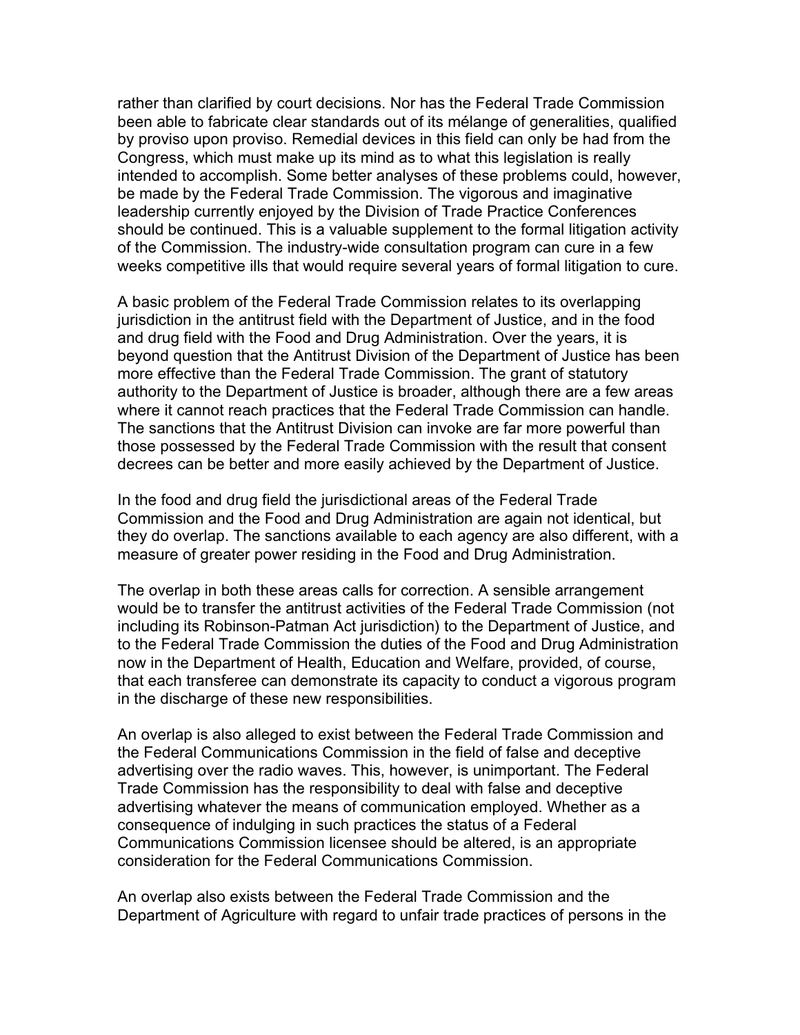rather than clarified by court decisions. Nor has the Federal Trade Commission been able to fabricate clear standards out of its mélange of generalities, qualified by proviso upon proviso. Remedial devices in this field can only be had from the Congress, which must make up its mind as to what this legislation is really intended to accomplish. Some better analyses of these problems could, however, be made by the Federal Trade Commission. The vigorous and imaginative leadership currently enjoyed by the Division of Trade Practice Conferences should be continued. This is a valuable supplement to the formal litigation activity of the Commission. The industry-wide consultation program can cure in a few weeks competitive ills that would require several years of formal litigation to cure.

A basic problem of the Federal Trade Commission relates to its overlapping jurisdiction in the antitrust field with the Department of Justice, and in the food and drug field with the Food and Drug Administration. Over the years, it is beyond question that the Antitrust Division of the Department of Justice has been more effective than the Federal Trade Commission. The grant of statutory authority to the Department of Justice is broader, although there are a few areas where it cannot reach practices that the Federal Trade Commission can handle. The sanctions that the Antitrust Division can invoke are far more powerful than those possessed by the Federal Trade Commission with the result that consent decrees can be better and more easily achieved by the Department of Justice.

In the food and drug field the jurisdictional areas of the Federal Trade Commission and the Food and Drug Administration are again not identical, but they do overlap. The sanctions available to each agency are also different, with a measure of greater power residing in the Food and Drug Administration.

The overlap in both these areas calls for correction. A sensible arrangement would be to transfer the antitrust activities of the Federal Trade Commission (not including its Robinson-Patman Act jurisdiction) to the Department of Justice, and to the Federal Trade Commission the duties of the Food and Drug Administration now in the Department of Health, Education and Welfare, provided, of course, that each transferee can demonstrate its capacity to conduct a vigorous program in the discharge of these new responsibilities.

An overlap is also alleged to exist between the Federal Trade Commission and the Federal Communications Commission in the field of false and deceptive advertising over the radio waves. This, however, is unimportant. The Federal Trade Commission has the responsibility to deal with false and deceptive advertising whatever the means of communication employed. Whether as a consequence of indulging in such practices the status of a Federal Communications Commission licensee should be altered, is an appropriate consideration for the Federal Communications Commission.

An overlap also exists between the Federal Trade Commission and the Department of Agriculture with regard to unfair trade practices of persons in the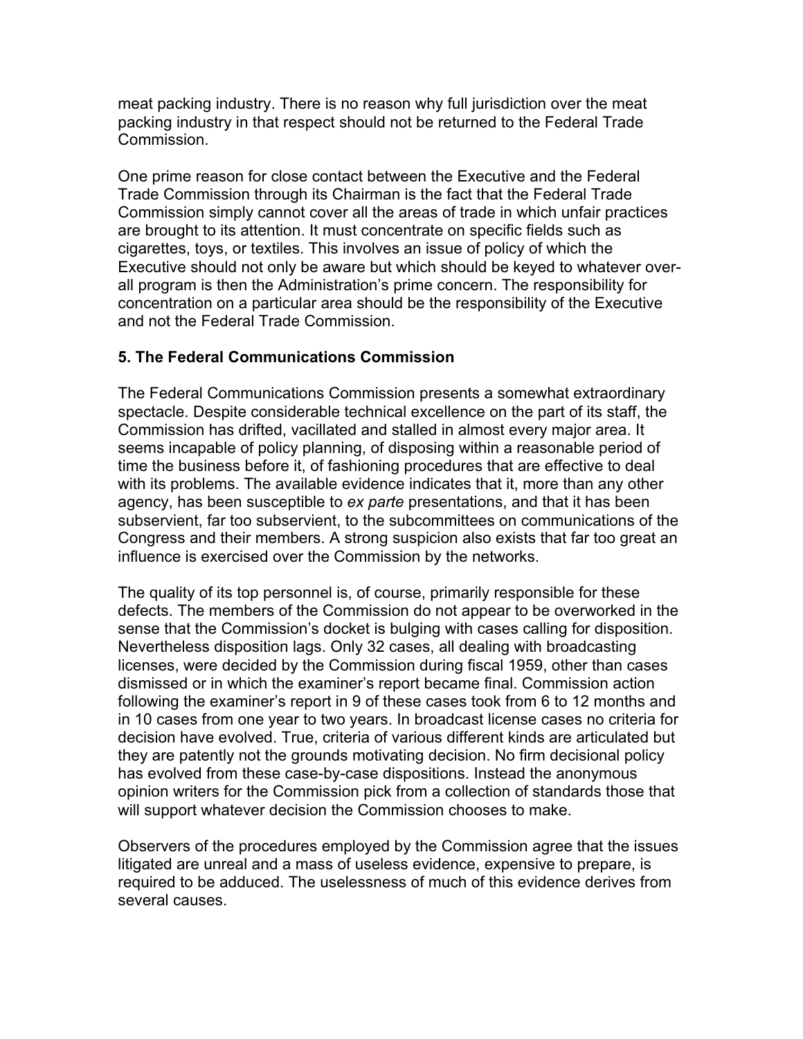meat packing industry. There is no reason why full jurisdiction over the meat packing industry in that respect should not be returned to the Federal Trade Commission.

One prime reason for close contact between the Executive and the Federal Trade Commission through its Chairman is the fact that the Federal Trade Commission simply cannot cover all the areas of trade in which unfair practices are brought to its attention. It must concentrate on specific fields such as cigarettes, toys, or textiles. This involves an issue of policy of which the Executive should not only be aware but which should be keyed to whatever over-all program is then the Administration's prime concern. The responsibility for concentration on a particular area should be the responsibility of the Executive and not the Federal Trade Commission.

### 5. The Federal Communications Commission

The Federal Communications Commission presents a somewhat extraordinary spectacle. Despite considerable technical excellence on the part of its staff, the Commission has drifted, vacillated and stalled in almost every major area. It seems incapable of policy planning, of disposing within a reasonable period of time the business before it, of fashioning procedures that are effective to deal with its problems. The available evidence indicates that it, more than any other agency, has been susceptible to *ex parte* presentations, and that it has been subservient, far too subservient, to the subcommittees on communications of the Congress and their members. A strong suspicion also exists that far too great an influence is exercised over the Commission by the networks.

The quality of its top personnel is, of course, primarily responsible for these defects. The members of the Commission do not appear to be overworked in the sense that the Commission's docket is bulging with cases calling for disposition. Nevertheless disposition lags. Only 32 cases, all dealing with broadcasting licenses, were decided by the Commission during fiscal 1959, other than cases dismissed or in which the examiner's report became final. Commission action following the examiner's report in 9 of these cases took from 6 to 12 months and in 10 cases from one year to two years. In broadcast license cases no criteria for decision have evolved. True, criteria of various different kinds are articulated but they are patently not the grounds motivating decision. No firm decisional policy has evolved from these case-by-case dispositions. Instead the anonymous opinion writers for the Commission pick from a collection of standards those that will support whatever decision the Commission chooses to make.

Observers of the procedures employed by the Commission agree that the issues litigated are unreal and a mass of useless evidence, expensive to prepare, is required to be adduced. The uselessness of much of this evidence derives from several causes.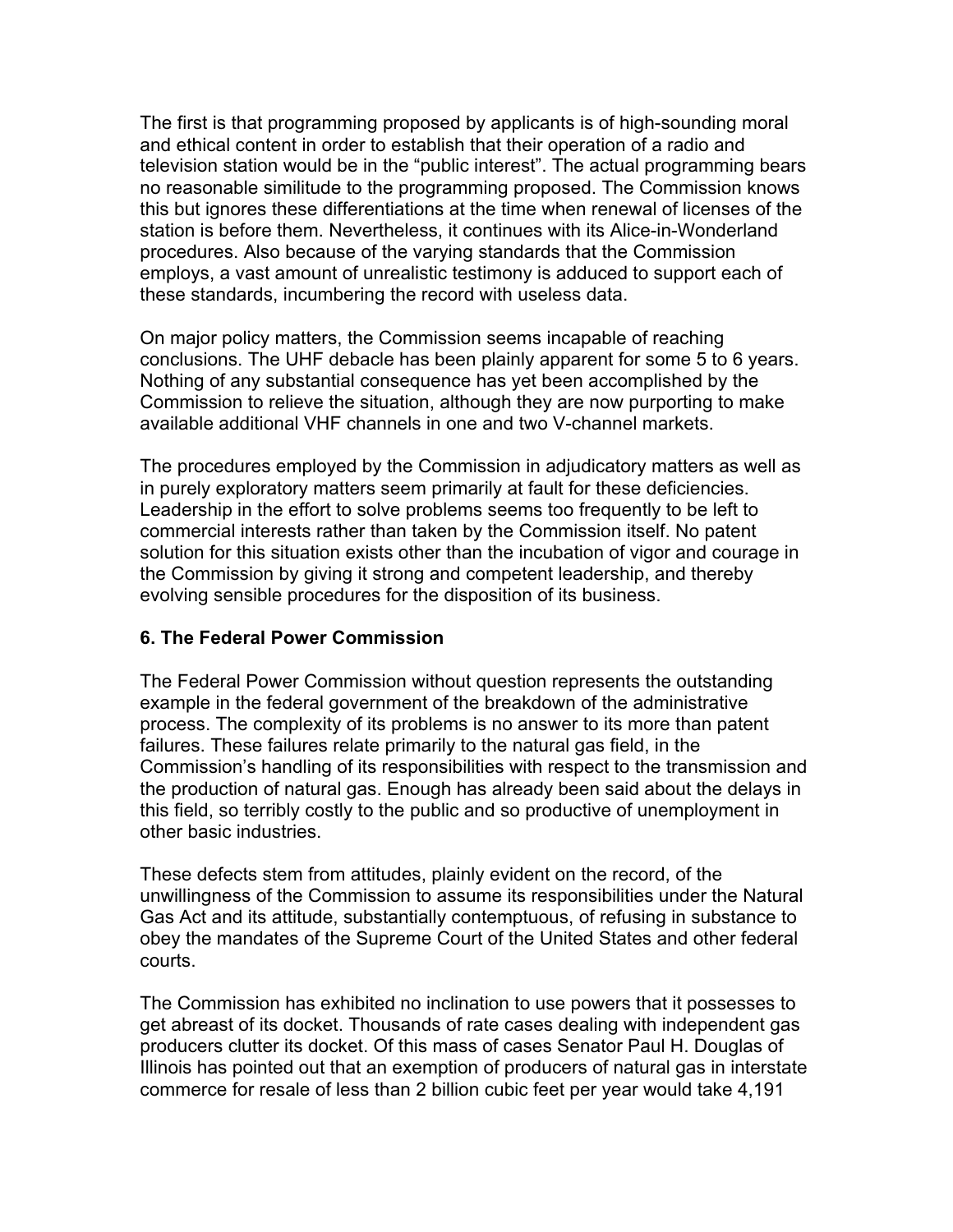The first is that programming proposed by applicants is of high-sounding moral and ethical content in order to establish that their operation of a radio and television station would be in the "public interest". The actual programming bears no reasonable similitude to the programming proposed. The Commission knows this but ignores these differentiations at the time when renewal of licenses of the station is before them. Nevertheless, it continues with its Alice-in-Wonderland procedures. Also because of the varying standards that the Commission employs, a vast amount of unrealistic testimony is adduced to support each of these standards, incumbering the record with useless data.

On major policy matters, the Commission seems incapable of reaching conclusions. The UHF debacle has been plainly apparent for some 5 to 6 years. Nothing of any substantial consequence has yet been accomplished by the Commission to relieve the situation, although they are now purporting to make available additional VHF channels in one and two V-channel markets.

The procedures employed by the Commission in adjudicatory matters as well as in purely exploratory matters seem primarily at fault for these deficiencies. Leadership in the effort to solve problems seems too frequently to be left to commercial interests rather than taken by the Commission itself. No patent solution for this situation exists other than the incubation of vigor and courage in the Commission by giving it strong and competent leadership, and thereby evolving sensible procedures for the disposition of its business.

### 6. The Federal Power Commission

The Federal Power Commission without question represents the outstanding example in the federal government of the breakdown of the administrative process. The complexity of its problems is no answer to its more than patent failures. These failures relate primarily to the natural gas field, in the Commission's handling of its responsibilities with respect to the transmission and the production of natural gas. Enough has already been said about the delays in this field, so terribly costly to the public and so productive of unemployment in other basic industries.

These defects stem from attitudes, plainly evident on the record, of the unwillingness of the Commission to assume its responsibilities under the Natural Gas Act and its attitude, substantially contemptuous, of refusing in substance to obey the mandates of the Supreme Court of the United States and other federal courts.

The Commission has exhibited no inclination to use powers that it possesses to get abreast of its docket. Thousands of rate cases dealing with independent gas producers clutter its docket. Of this mass of cases Senator Paul H. Douglas of Illinois has pointed out that an exemption of producers of natural gas in interstate commerce for resale of less than 2 billion cubic feet per year would take 4,191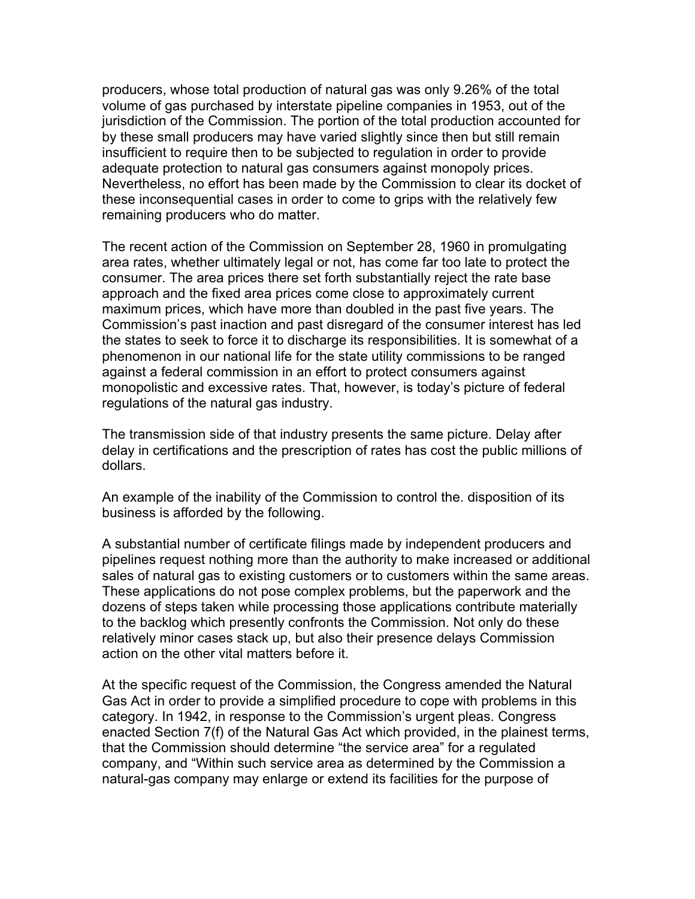producers, whose total production of natural gas was only 9.26% of the total volume of gas purchased by interstate pipeline companies in 1953, out of the jurisdiction of the Commission. The portion of the total production accounted for by these small producers may have varied slightly since then but still remain insufficient to require then to be subjected to regulation in order to provide adequate protection to natural gas consumers against monopoly prices. Nevertheless, no effort has been made by the Commission to clear its docket of these inconsequential cases in order to come to grips with the relatively few remaining producers who do matter.

The recent action of the Commission on September 28, 1960 in promulgating area rates, whether ultimately legal or not, has come far too late to protect the consumer. The area prices there set forth substantially reject the rate base approach and the fixed area prices come close to approximately current maximum prices, which have more than doubled in the past five years. The Commission's past inaction and past disregard of the consumer interest has led the states to seek to force it to discharge its responsibilities. It is somewhat of a phenomenon in our national life for the state utility commissions to be ranged against a federal commission in an effort to protect consumers against monopolistic and excessive rates. That, however, is today's picture of federal regulations of the natural gas industry.

The transmission side of that industry presents the same picture. Delay after delay in certifications and the prescription of rates has cost the public millions of dollars.

An example of the inability of the Commission to control the. disposition of its business is afforded by the following.

A substantial number of certificate filings made by independent producers and pipelines request nothing more than the authority to make increased or additional sales of natural gas to existing customers or to customers within the same areas. These applications do not pose complex problems, but the paperwork and the dozens of steps taken while processing those applications contribute materially to the backlog which presently confronts the Commission. Not only do these relatively minor cases stack up, but also their presence delays Commission action on the other vital matters before it.

At the specific request of the Commission, the Congress amended the Natural Gas Act in order to provide a simplified procedure to cope with problems in this category. In 1942, in response to the Commission's urgent pleas. Congress enacted Section 7(f) of the Natural Gas Act which provided, in the plainest terms, that the Commission should determine "the service area" for a regulated company, and "Within such service area as determined by the Commission a natural-gas company may enlarge or extend its facilities for the purpose of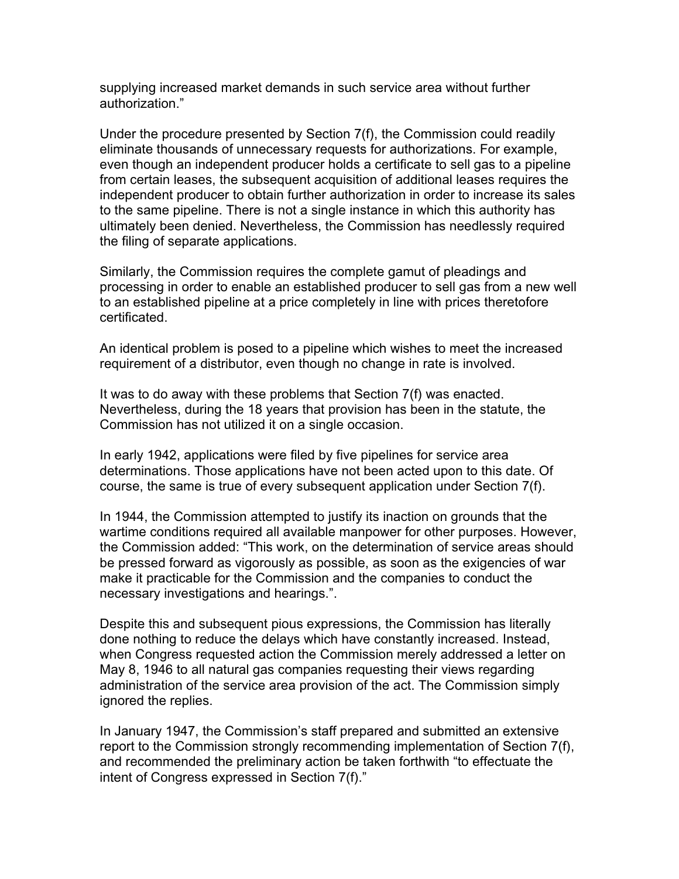supplying increased market demands in such service area without further authorization."

Under the procedure presented by Section 7(f), the Commission could readily eliminate thousands of unnecessary requests for authorizations. For example, even though an independent producer holds a certificate to sell gas to a pipeline from certain leases, the subsequent acquisition of additional leases requires the independent producer to obtain further authorization in order to increase its sales to the same pipeline. There is not a single instance in which this authority has ultimately been denied. Nevertheless, the Commission has needlessly required the filing of separate applications.

Similarly, the Commission requires the complete gamut of pleadings and processing in order to enable an established producer to sell gas from a new well to an established pipeline at a price completely in line with prices theretofore certificated.

An identical problem is posed to a pipeline which wishes to meet the increased requirement of a distributor, even though no change in rate is involved.

It was to do away with these problems that Section 7(f) was enacted. Nevertheless, during the 18 years that provision has been in the statute, the Commission has not utilized it on a single occasion.

In early 1942, applications were filed by five pipelines for service area determinations. Those applications have not been acted upon to this date. Of course, the same is true of every subsequent application under Section 7(f).

In 1944, the Commission attempted to justify its inaction on grounds that the wartime conditions required all available manpower for other purposes. However, the Commission added: "This work, on the determination of service areas should be pressed forward as vigorously as possible, as soon as the exigencies of war make it practicable for the Commission and the companies to conduct the necessary investigations and hearings.".

Despite this and subsequent pious expressions, the Commission has literally done nothing to reduce the delays which have constantly increased. Instead, when Congress requested action the Commission merely addressed a letter on May 8, 1946 to all natural gas companies requesting their views regarding administration of the service area provision of the act. The Commission simply ignored the replies.

In January 1947, the Commission's staff prepared and submitted an extensive report to the Commission strongly recommending implementation of Section 7(f), and recommended the preliminary action be taken forthwith "to effectuate the intent of Congress expressed in Section 7(f)."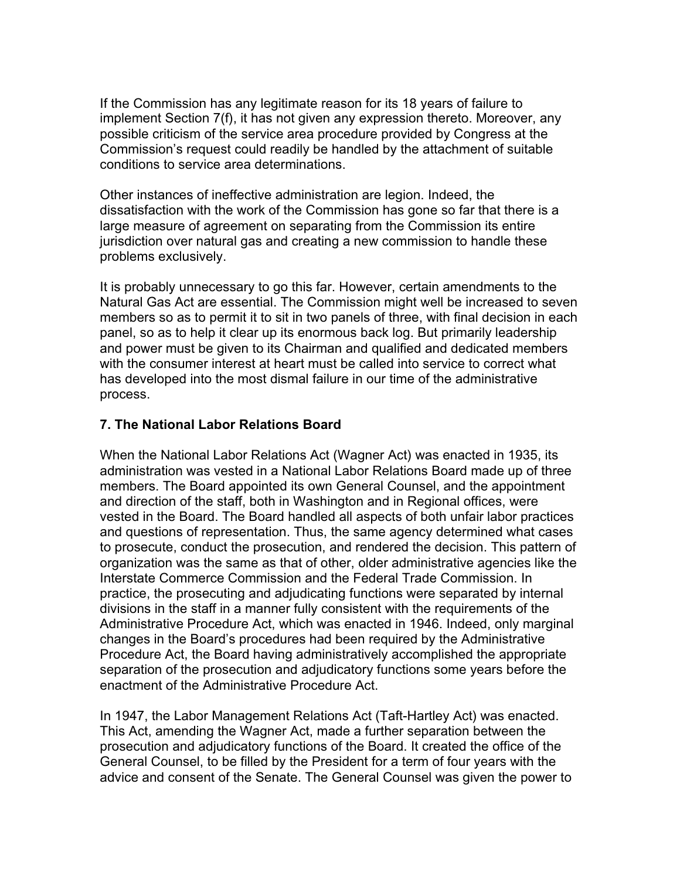If the Commission has any legitimate reason for its 18 years of failure to implement Section 7(f), it has not given any expression thereto. Moreover, any possible criticism of the service area procedure provided by Congress at the Commission's request could readily be handled by the attachment of suitable conditions to service area determinations.

Other instances of ineffective administration are legion. Indeed, the dissatisfaction with the work of the Commission has gone so far that there is a large measure of agreement on separating from the Commission its entire jurisdiction over natural gas and creating a new commission to handle these problems exclusively.

It is probably unnecessary to go this far. However, certain amendments to the Natural Gas Act are essential. The Commission might well be increased to seven members so as to permit it to sit in two panels of three, with final decision in each panel, so as to help it clear up its enormous back log. But primarily leadership and power must be given to its Chairman and qualified and dedicated members with the consumer interest at heart must be called into service to correct what has developed into the most dismal failure in our time of the administrative process.

### 7. The National Labor Relations Board

When the National Labor Relations Act (Wagner Act) was enacted in 1935, its administration was vested in a National Labor Relations Board made up of three members. The Board appointed its own General Counsel, and the appointment and direction of the staff, both in Washington and in Regional offices, were vested in the Board. The Board handled all aspects of both unfair labor practices and questions of representation. Thus, the same agency determined what cases to prosecute, conduct the prosecution, and rendered the decision. This pattern of organization was the same as that of other, older administrative agencies like the Interstate Commerce Commission and the Federal Trade Commission. In practice, the prosecuting and adjudicating functions were separated by internal divisions in the staff in a manner fully consistent with the requirements of the Administrative Procedure Act, which was enacted in 1946. Indeed, only marginal changes in the Board's procedures had been required by the Administrative Procedure Act, the Board having administratively accomplished the appropriate separation of the prosecution and adjudicatory functions some years before the enactment of the Administrative Procedure Act.

In 1947, the Labor Management Relations Act (Taft-Hartley Act) was enacted. This Act, amending the Wagner Act, made a further separation between the prosecution and adjudicatory functions of the Board. It created the office of the General Counsel, to be filled by the President for a term of four years with the advice and consent of the Senate. The General Counsel was given the power to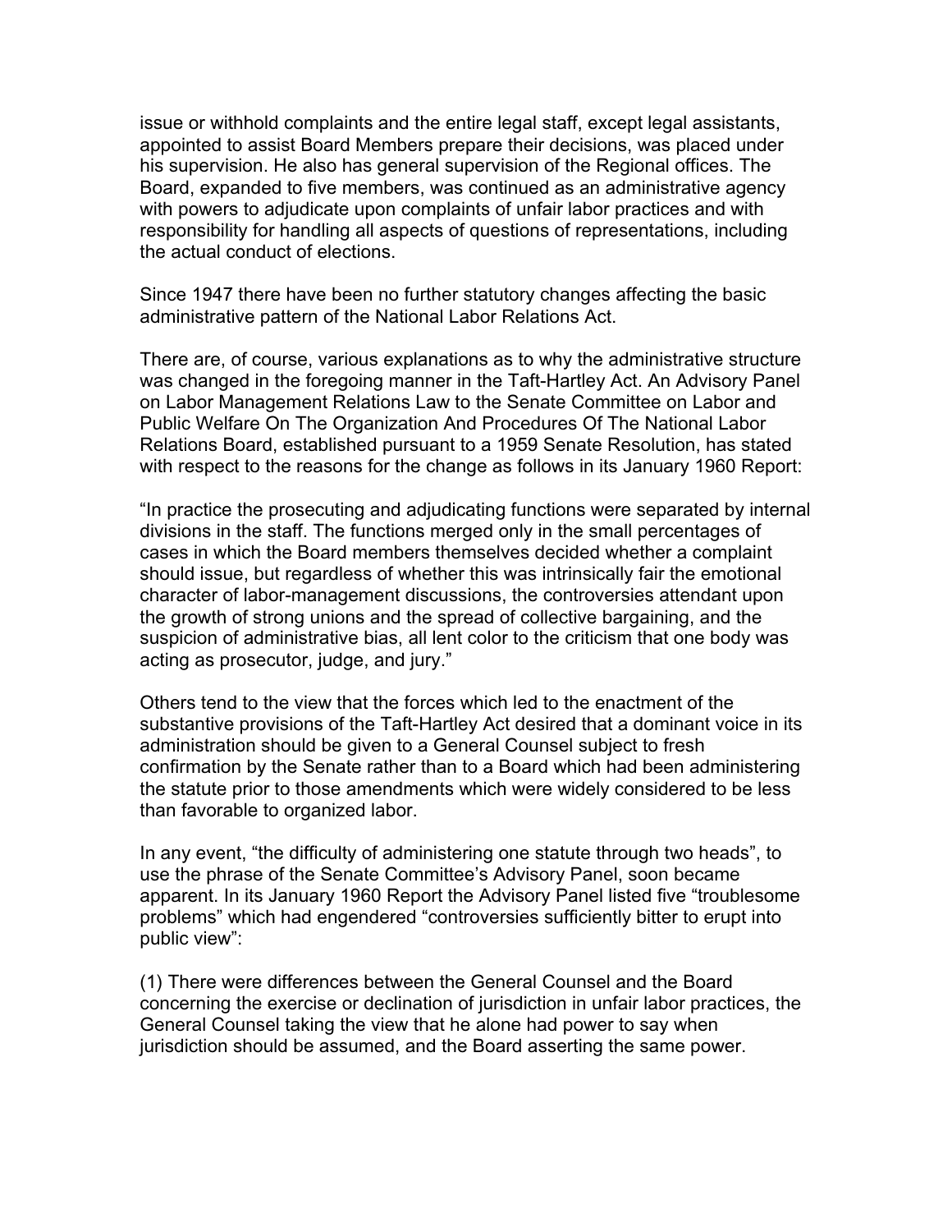issue or withhold complaints and the entire legal staff, except legal assistants, appointed to assist Board Members prepare their decisions, was placed under his supervision. He also has general supervision of the Regional offices. The Board, expanded to five members, was continued as an administrative agency with powers to adjudicate upon complaints of unfair labor practices and with responsibility for handling all aspects of questions of representations, including the actual conduct of elections.

Since 1947 there have been no further statutory changes affecting the basic administrative pattern of the National Labor Relations Act.

There are, of course, various explanations as to why the administrative structure was changed in the foregoing manner in the Taft-Hartley Act. An Advisory Panel on Labor Management Relations Law to the Senate Committee on Labor and Public Welfare On The Organization And Procedures Of The National Labor Relations Board, established pursuant to a 1959 Senate Resolution, has stated with respect to the reasons for the change as follows in its January 1960 Report:

"In practice the prosecuting and adjudicating functions were separated by internal divisions in the staff. The functions merged only in the small percentages of cases in which the Board members themselves decided whether a complaint should issue, but regardless of whether this was intrinsically fair the emotional character of labor-management discussions, the controversies attendant upon the growth of strong unions and the spread of collective bargaining, and the suspicion of administrative bias, all lent color to the criticism that one body was acting as prosecutor, judge, and jury."

Others tend to the view that the forces which led to the enactment of the substantive provisions of the Taft-Hartley Act desired that a dominant voice in its administration should be given to a General Counsel subject to fresh confirmation by the Senate rather than to a Board which had been administering the statute prior to those amendments which were widely considered to be less than favorable to organized labor.

In any event, "the difficulty of administering one statute through two heads", to use the phrase of the Senate Committee's Advisory Panel, soon became apparent. In its January 1960 Report the Advisory Panel listed five "troublesome problems" which had engendered "controversies sufficiently bitter to erupt into public view":

(1) There were differences between the General Counsel and the Board concerning the exercise or declination of jurisdiction in unfair labor practices, the General Counsel taking the view that he alone had power to say when jurisdiction should be assumed, and the Board asserting the same power.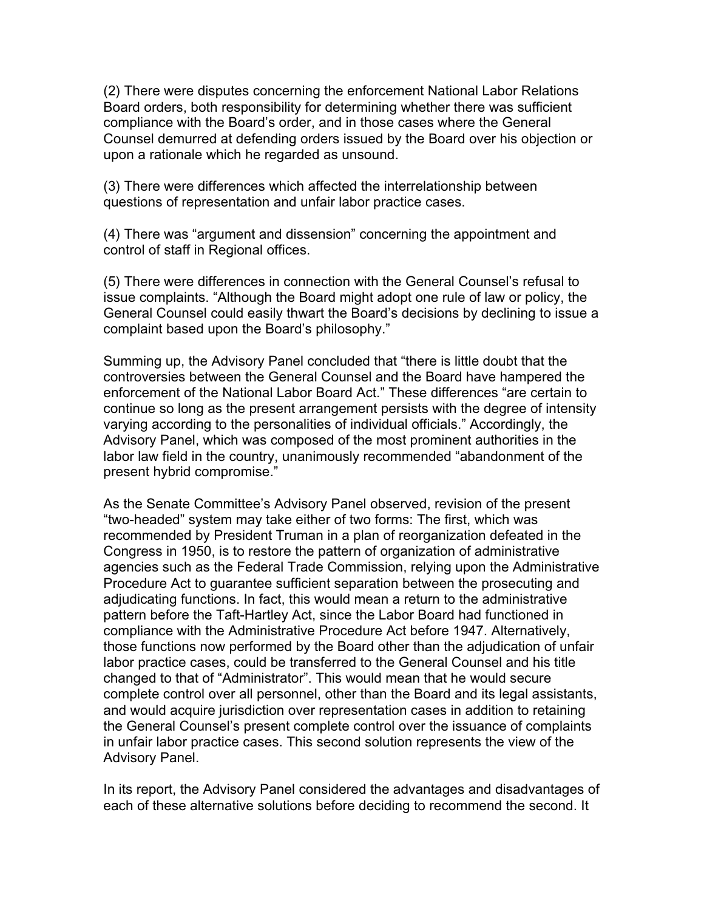(2) There were disputes concerning the enforcement National Labor Relations Board orders, both responsibility for determining whether there was sufficient compliance with the Board's order, and in those cases where the General Counsel demurred at defending orders issued by the Board over his objection or upon a rationale which he regarded as unsound.

(3) There were differences which affected the interrelationship between questions of representation and unfair labor practice cases.

(4) There was "argument and dissension" concerning the appointment and control of staff in Regional offices.

(5) There were differences in connection with the General Counsel's refusal to issue complaints. "Although the Board might adopt one rule of law or policy, the General Counsel could easily thwart the Board's decisions by declining to issue a complaint based upon the Board's philosophy."

Summing up, the Advisory Panel concluded that "there is little doubt that the controversies between the General Counsel and the Board have hampered the enforcement of the National Labor Board Act." These differences "are certain to continue so long as the present arrangement persists with the degree of intensity varying according to the personalities of individual officials." Accordingly, the Advisory Panel, which was composed of the most prominent authorities in the labor law field in the country, unanimously recommended "abandonment of the present hybrid compromise."

As the Senate Committee's Advisory Panel observed, revision of the present "two-headed" system may take either of two forms: The first, which was recommended by President Truman in a plan of reorganization defeated in the Congress in 1950, is to restore the pattern of organization of administrative agencies such as the Federal Trade Commission, relying upon the Administrative Procedure Act to guarantee sufficient separation between the prosecuting and adjudicating functions. In fact, this would mean a return to the administrative pattern before the Taft-Hartley Act, since the Labor Board had functioned in compliance with the Administrative Procedure Act before 1947. Alternatively, those functions now performed by the Board other than the adjudication of unfair labor practice cases, could be transferred to the General Counsel and his title changed to that of "Administrator". This would mean that he would secure complete control over all personnel, other than the Board and its legal assistants, and would acquire jurisdiction over representation cases in addition to retaining the General Counsel's present complete control over the issuance of complaints in unfair labor practice cases. This second solution represents the view of the Advisory Panel.

In its report, the Advisory Panel considered the advantages and disadvantages of each of these alternative solutions before deciding to recommend the second. It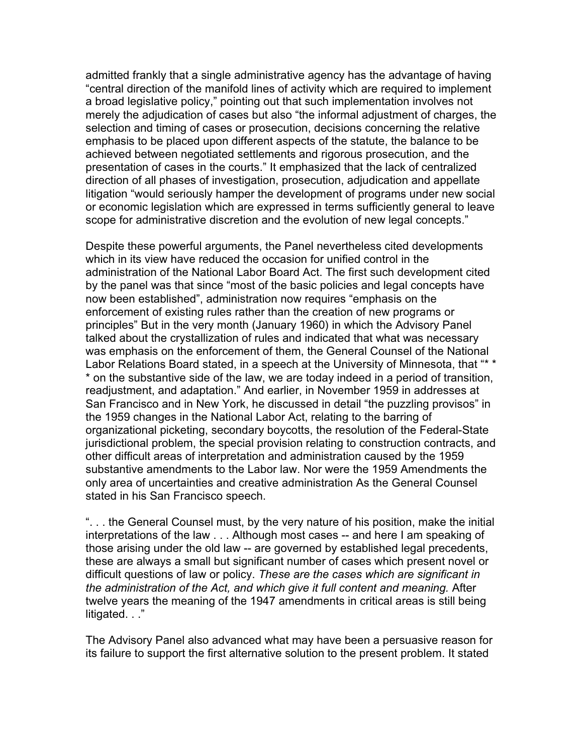admitted frankly that a single administrative agency has the advantage of having "central direction of the manifold lines of activity which are required to implement a broad legislative policy," pointing out that such implementation involves not merely the adjudication of cases but also "the informal adjustment of charges, the selection and timing of cases or prosecution, decisions concerning the relative emphasis to be placed upon different aspects of the statute, the balance to be achieved between negotiated settlements and rigorous prosecution, and the presentation of cases in the courts." It emphasized that the lack of centralized direction of all phases of investigation, prosecution, adjudication and appellate litigation "would seriously hamper the development of programs under new social or economic legislation which are expressed in terms sufficiently general to leave scope for administrative discretion and the evolution of new legal concepts."

Despite these powerful arguments, the Panel nevertheless cited developments which in its view have reduced the occasion for unified control in the administration of the National Labor Board Act. The first such development cited by the panel was that since "most of the basic policies and legal concepts have now been established", administration now requires "emphasis on the enforcement of existing rules rather than the creation of new programs or principles" But in the very month (January 1960) in which the Advisory Panel talked about the crystallization of rules and indicated that what was necessary was emphasis on the enforcement of them, the General Counsel of the National Labor Relations Board stated, in a speech at the University of Minnesota, that "* * * on the substantive side of the law, we are today indeed in a period of transition, readjustment, and adaptation." And earlier, in November 1959 in addresses at San Francisco and in New York, he discussed in detail "the puzzling provisos" in the 1959 changes in the National Labor Act, relating to the barring of organizational picketing, secondary boycotts, the resolution of the Federal-State jurisdictional problem, the special provision relating to construction contracts, and other difficult areas of interpretation and administration caused by the 1959 substantive amendments to the Labor law. Nor were the 1959 Amendments the only area of uncertainties and creative administration As the General Counsel stated in his San Francisco speech.

". . . the General Counsel must, by the very nature of his position, make the initial interpretations of the law . . . Although most cases -- and here I am speaking of those arising under the old law -- are governed by established legal precedents, these are always a small but significant number of cases which present novel or difficult questions of law or policy. *These are the cases which are significant in the administration of the Act, and which give it full content and meaning.* After twelve years the meaning of the 1947 amendments in critical areas is still being litigated. . ."

The Advisory Panel also advanced what may have been a persuasive reason for its failure to support the first alternative solution to the present problem. It stated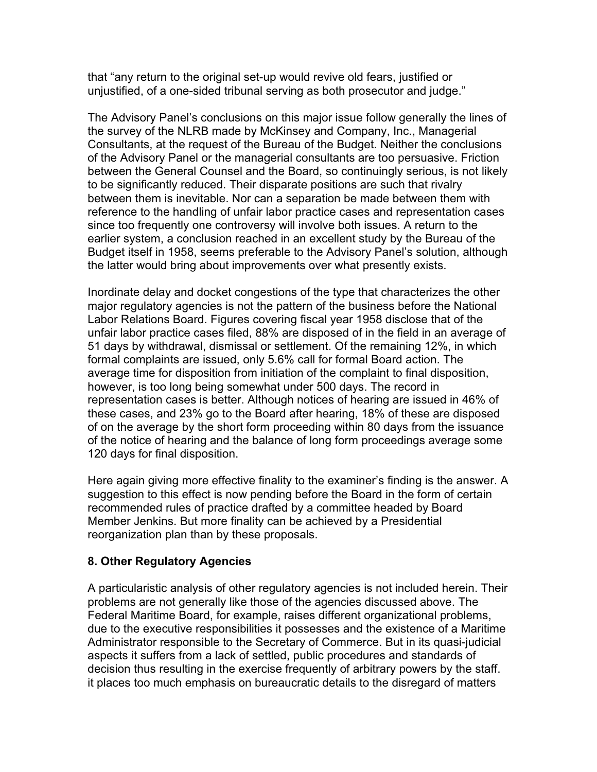that "any return to the original set-up would revive old fears, justified or unjustified, of a one-sided tribunal serving as both prosecutor and judge."

The Advisory Panel's conclusions on this major issue follow generally the lines of the survey of the NLRB made by McKinsey and Company, Inc., Managerial Consultants, at the request of the Bureau of the Budget. Neither the conclusions of the Advisory Panel or the managerial consultants are too persuasive. Friction between the General Counsel and the Board, so continuingly serious, is not likely to be significantly reduced. Their disparate positions are such that rivalry between them is inevitable. Nor can a separation be made between them with reference to the handling of unfair labor practice cases and representation cases since too frequently one controversy will involve both issues. A return to the earlier system, a conclusion reached in an excellent study by the Bureau of the Budget itself in 1958, seems preferable to the Advisory Panel's solution, although the latter would bring about improvements over what presently exists.

Inordinate delay and docket congestions of the type that characterizes the other major regulatory agencies is not the pattern of the business before the National Labor Relations Board. Figures covering fiscal year 1958 disclose that of the unfair labor practice cases filed, 88% are disposed of in the field in an average of 51 days by withdrawal, dismissal or settlement. Of the remaining 12%, in which formal complaints are issued, only 5.6% call for formal Board action. The average time for disposition from initiation of the complaint to final disposition, however, is too long being somewhat under 500 days. The record in representation cases is better. Although notices of hearing are issued in 46% of these cases, and 23% go to the Board after hearing, 18% of these are disposed of on the average by the short form proceeding within 80 days from the issuance of the notice of hearing and the balance of long form proceedings average some 120 days for final disposition.

Here again giving more effective finality to the examiner's finding is the answer. A suggestion to this effect is now pending before the Board in the form of certain recommended rules of practice drafted by a committee headed by Board Member Jenkins. But more finality can be achieved by a Presidential reorganization plan than by these proposals.

### 8. Other Regulatory Agencies

A particularistic analysis of other regulatory agencies is not included herein. Their problems are not generally like those of the agencies discussed above. The Federal Maritime Board, for example, raises different organizational problems, due to the executive responsibilities it possesses and the existence of a Maritime Administrator responsible to the Secretary of Commerce. But in its quasi-judicial aspects it suffers from a lack of settled, public procedures and standards of decision thus resulting in the exercise frequently of arbitrary powers by the staff. it places too much emphasis on bureaucratic details to the disregard of matters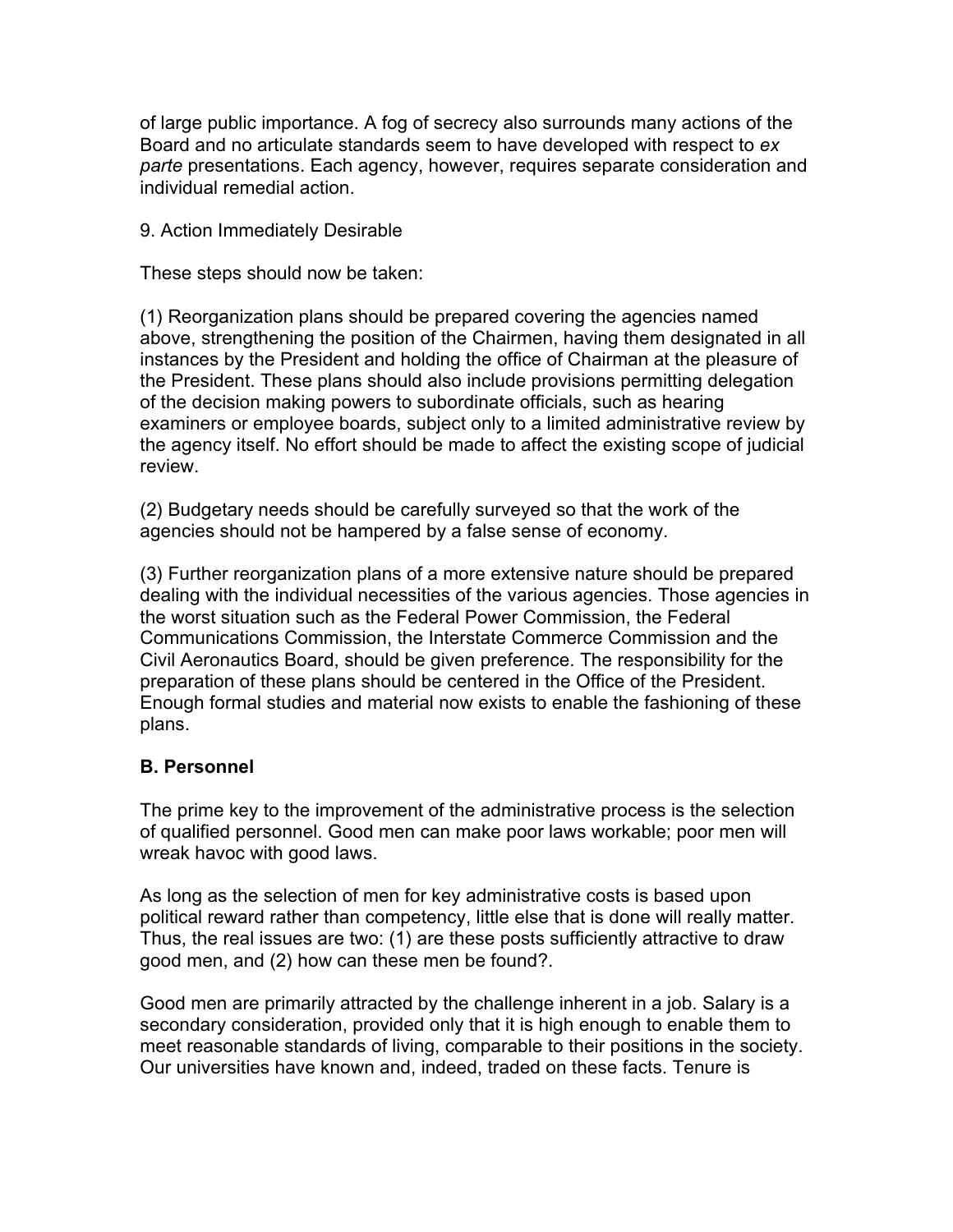of large public importance. A fog of secrecy also surrounds many actions of the Board and no articulate standards seem to have developed with respect to *ex parte* presentations. Each agency, however, requires separate consideration and individual remedial action.

9. Action Immediately Desirable

These steps should now be taken:

(1) Reorganization plans should be prepared covering the agencies named above, strengthening the position of the Chairmen, having them designated in all instances by the President and holding the office of Chairman at the pleasure of the President. These plans should also include provisions permitting delegation of the decision making powers to subordinate officials, such as hearing examiners or employee boards, subject only to a limited administrative review by the agency itself. No effort should be made to affect the existing scope of judicial review.

(2) Budgetary needs should be carefully surveyed so that the work of the agencies should not be hampered by a false sense of economy.

(3) Further reorganization plans of a more extensive nature should be prepared dealing with the individual necessities of the various agencies. Those agencies in the worst situation such as the Federal Power Commission, the Federal Communications Commission, the Interstate Commerce Commission and the Civil Aeronautics Board, should be given preference. The responsibility for the preparation of these plans should be centered in the Office of the President. Enough formal studies and material now exists to enable the fashioning of these plans.

### B. Personnel

The prime key to the improvement of the administrative process is the selection of qualified personnel. Good men can make poor laws workable; poor men will wreak havoc with good laws.

As long as the selection of men for key administrative costs is based upon political reward rather than competency, little else that is done will really matter. Thus, the real issues are two: (1) are these posts sufficiently attractive to draw good men, and (2) how can these men be found?.

Good men are primarily attracted by the challenge inherent in a job. Salary is a secondary consideration, provided only that it is high enough to enable them to meet reasonable standards of living, comparable to their positions in the society. Our universities have known and, indeed, traded on these facts. Tenure is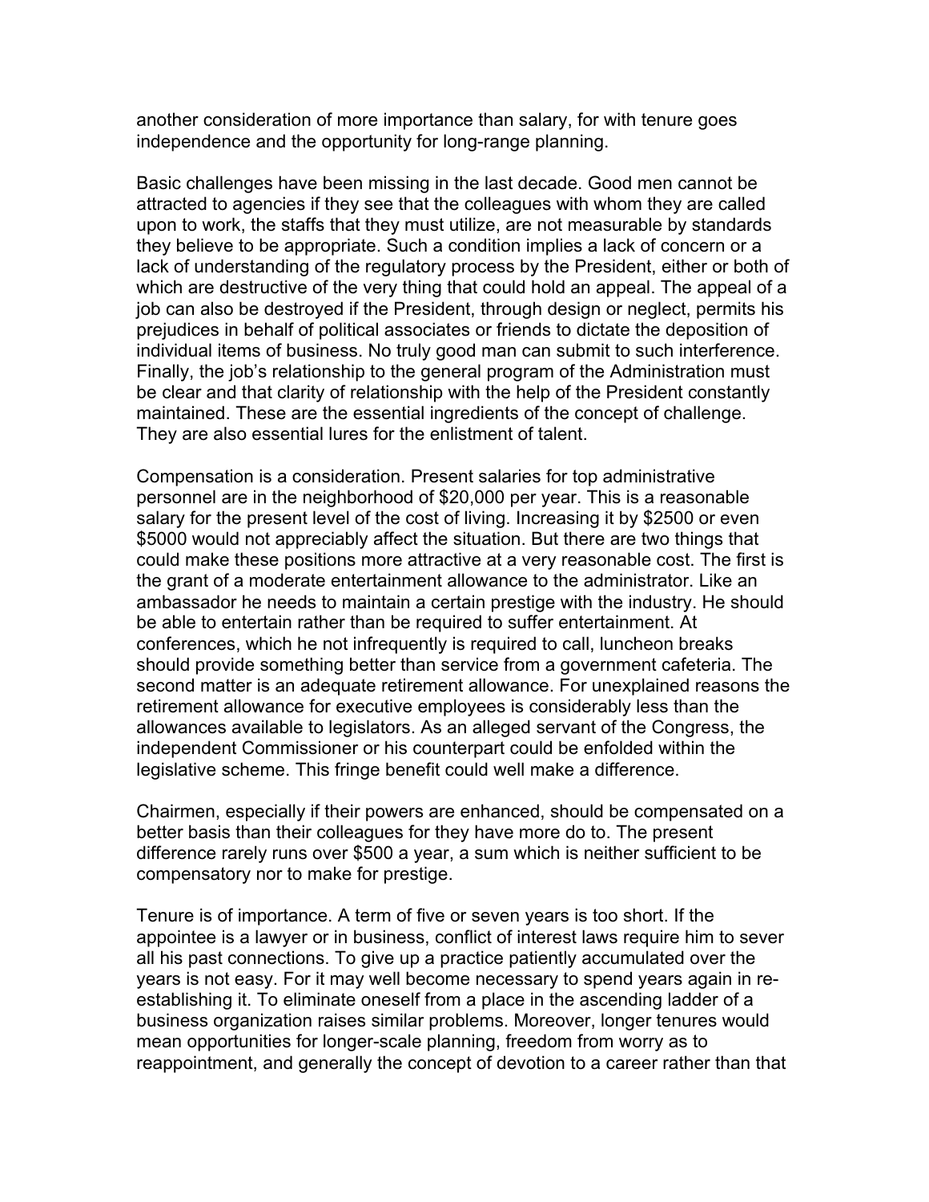another consideration of more importance than salary, for with tenure goes independence and the opportunity for long-range planning.

Basic challenges have been missing in the last decade. Good men cannot be attracted to agencies if they see that the colleagues with whom they are called upon to work, the staffs that they must utilize, are not measurable by standards they believe to be appropriate. Such a condition implies a lack of concern or a lack of understanding of the regulatory process by the President, either or both of which are destructive of the very thing that could hold an appeal. The appeal of a job can also be destroyed if the President, through design or neglect, permits his prejudices in behalf of political associates or friends to dictate the deposition of individual items of business. No truly good man can submit to such interference. Finally, the job's relationship to the general program of the Administration must be clear and that clarity of relationship with the help of the President constantly maintained. These are the essential ingredients of the concept of challenge. They are also essential lures for the enlistment of talent.

Compensation is a consideration. Present salaries for top administrative personnel are in the neighborhood of $20,000 per year. This is a reasonable salary for the present level of the cost of living. Increasing it by $2500 or even $5000 would not appreciably affect the situation. But there are two things that could make these positions more attractive at a very reasonable cost. The first is the grant of a moderate entertainment allowance to the administrator. Like an ambassador he needs to maintain a certain prestige with the industry. He should be able to entertain rather than be required to suffer entertainment. At conferences, which he not infrequently is required to call, luncheon breaks should provide something better than service from a government cafeteria. The second matter is an adequate retirement allowance. For unexplained reasons the retirement allowance for executive employees is considerably less than the allowances available to legislators. As an alleged servant of the Congress, the independent Commissioner or his counterpart could be enfolded within the legislative scheme. This fringe benefit could well make a difference.

Chairmen, especially if their powers are enhanced, should be compensated on a better basis than their colleagues for they have more do to. The present difference rarely runs over $500 a year, a sum which is neither sufficient to be compensatory nor to make for prestige.

Tenure is of importance. A term of five or seven years is too short. If the appointee is a lawyer or in business, conflict of interest laws require him to sever all his past connections. To give up a practice patiently accumulated over the years is not easy. For it may well become necessary to spend years again in re-establishing it. To eliminate oneself from a place in the ascending ladder of a business organization raises similar problems. Moreover, longer tenures would mean opportunities for longer-scale planning, freedom from worry as to reappointment, and generally the concept of devotion to a career rather than that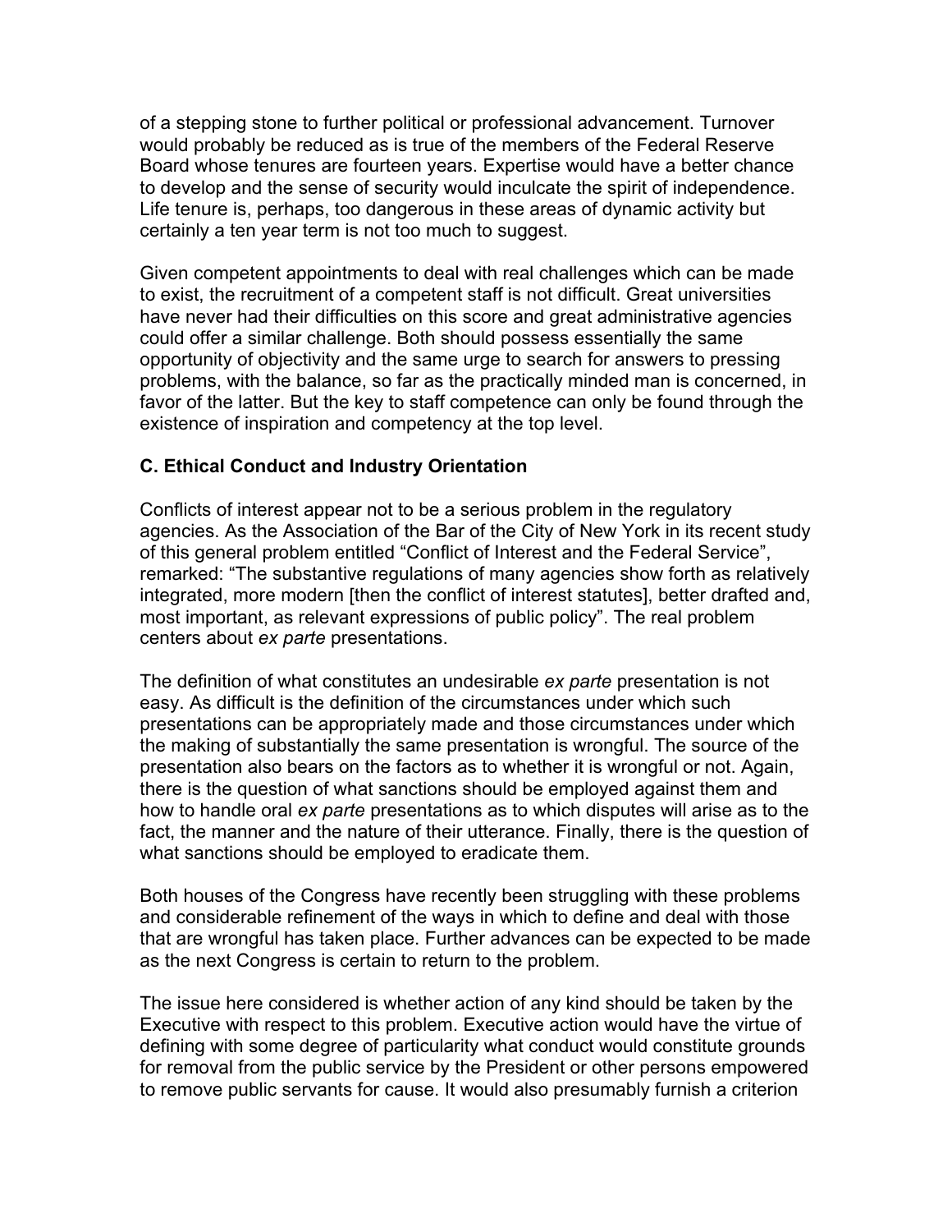of a stepping stone to further political or professional advancement. Turnover would probably be reduced as is true of the members of the Federal Reserve Board whose tenures are fourteen years. Expertise would have a better chance to develop and the sense of security would inculcate the spirit of independence. Life tenure is, perhaps, too dangerous in these areas of dynamic activity but certainly a ten year term is not too much to suggest.

Given competent appointments to deal with real challenges which can be made to exist, the recruitment of a competent staff is not difficult. Great universities have never had their difficulties on this score and great administrative agencies could offer a similar challenge. Both should possess essentially the same opportunity of objectivity and the same urge to search for answers to pressing problems, with the balance, so far as the practically minded man is concerned, in favor of the latter. But the key to staff competence can only be found through the existence of inspiration and competency at the top level.

### C. Ethical Conduct and Industry Orientation

Conflicts of interest appear not to be a serious problem in the regulatory agencies. As the Association of the Bar of the City of New York in its recent study of this general problem entitled "Conflict of Interest and the Federal Service", remarked: "The substantive regulations of many agencies show forth as relatively integrated, more modern [then the conflict of interest statutes], better drafted and, most important, as relevant expressions of public policy". The real problem centers about *ex parte* presentations.

The definition of what constitutes an undesirable *ex parte* presentation is not easy. As difficult is the definition of the circumstances under which such presentations can be appropriately made and those circumstances under which the making of substantially the same presentation is wrongful. The source of the presentation also bears on the factors as to whether it is wrongful or not. Again, there is the question of what sanctions should be employed against them and how to handle oral *ex parte* presentations as to which disputes will arise as to the fact, the manner and the nature of their utterance. Finally, there is the question of what sanctions should be employed to eradicate them.

Both houses of the Congress have recently been struggling with these problems and considerable refinement of the ways in which to define and deal with those that are wrongful has taken place. Further advances can be expected to be made as the next Congress is certain to return to the problem.

The issue here considered is whether action of any kind should be taken by the Executive with respect to this problem. Executive action would have the virtue of defining with some degree of particularity what conduct would constitute grounds for removal from the public service by the President or other persons empowered to remove public servants for cause. It would also presumably furnish a criterion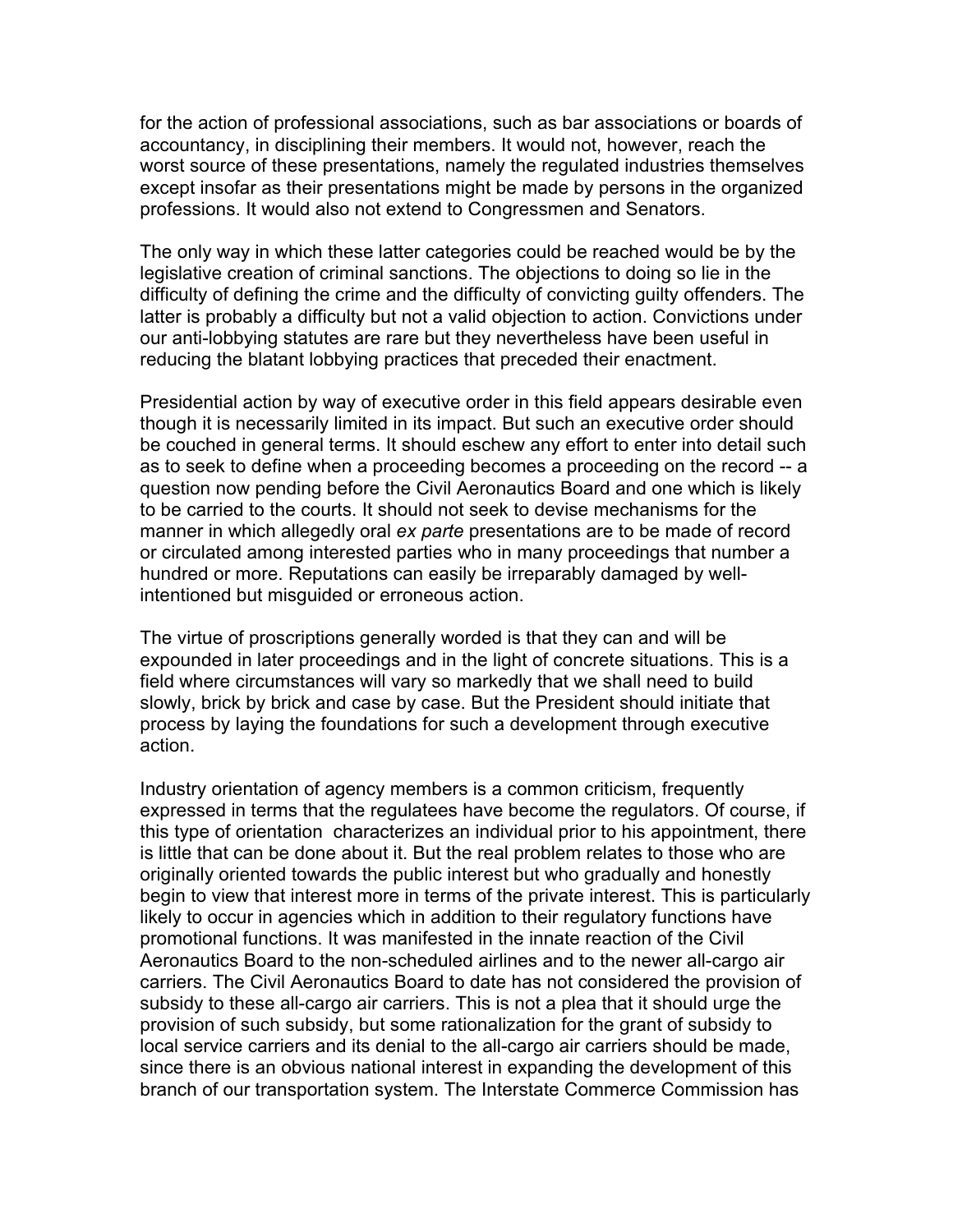for the action of professional associations, such as bar associations or boards of accountancy, in disciplining their members. It would not, however, reach the worst source of these presentations, namely the regulated industries themselves except insofar as their presentations might be made by persons in the organized professions. It would also not extend to Congressmen and Senators.

The only way in which these latter categories could be reached would be by the legislative creation of criminal sanctions. The objections to doing so lie in the difficulty of defining the crime and the difficulty of convicting guilty offenders. The latter is probably a difficulty but not a valid objection to action. Convictions under our anti-lobbying statutes are rare but they nevertheless have been useful in reducing the blatant lobbying practices that preceded their enactment.

Presidential action by way of executive order in this field appears desirable even though it is necessarily limited in its impact. But such an executive order should be couched in general terms. It should eschew any effort to enter into detail such as to seek to define when a proceeding becomes a proceeding on the record -- a question now pending before the Civil Aeronautics Board and one which is likely to be carried to the courts. It should not seek to devise mechanisms for the manner in which allegedly oral *ex parte* presentations are to be made of record or circulated among interested parties who in many proceedings that number a hundred or more. Reputations can easily be irreparably damaged by well-intentioned but misguided or erroneous action.

The virtue of proscriptions generally worded is that they can and will be expounded in later proceedings and in the light of concrete situations. This is a field where circumstances will vary so markedly that we shall need to build slowly, brick by brick and case by case. But the President should initiate that process by laying the foundations for such a development through executive action.

Industry orientation of agency members is a common criticism, frequently expressed in terms that the regulatees have become the regulators. Of course, if this type of orientation characterizes an individual prior to his appointment, there is little that can be done about it. But the real problem relates to those who are originally oriented towards the public interest but who gradually and honestly begin to view that interest more in terms of the private interest. This is particularly likely to occur in agencies which in addition to their regulatory functions have promotional functions. It was manifested in the innate reaction of the Civil Aeronautics Board to the non-scheduled airlines and to the newer all-cargo air carriers. The Civil Aeronautics Board to date has not considered the provision of subsidy to these all-cargo air carriers. This is not a plea that it should urge the provision of such subsidy, but some rationalization for the grant of subsidy to local service carriers and its denial to the all-cargo air carriers should be made, since there is an obvious national interest in expanding the development of this branch of our transportation system. The Interstate Commerce Commission has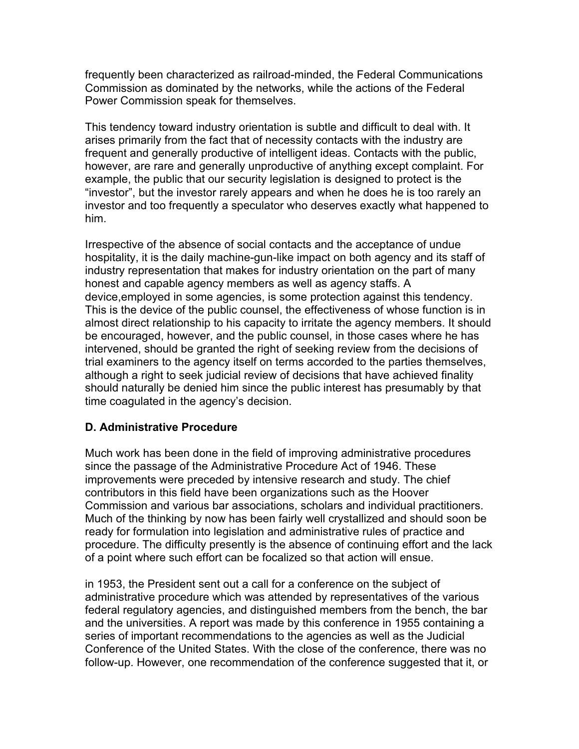frequently been characterized as railroad-minded, the Federal Communications Commission as dominated by the networks, while the actions of the Federal Power Commission speak for themselves.

This tendency toward industry orientation is subtle and difficult to deal with. It arises primarily from the fact that of necessity contacts with the industry are frequent and generally productive of intelligent ideas. Contacts with the public, however, are rare and generally unproductive of anything except complaint. For example, the public that our security legislation is designed to protect is the "investor", but the investor rarely appears and when he does he is too rarely an investor and too frequently a speculator who deserves exactly what happened to him.

Irrespective of the absence of social contacts and the acceptance of undue hospitality, it is the daily machine-gun-like impact on both agency and its staff of industry representation that makes for industry orientation on the part of many honest and capable agency members as well as agency staffs. A device,employed in some agencies, is some protection against this tendency. This is the device of the public counsel, the effectiveness of whose function is in almost direct relationship to his capacity to irritate the agency members. It should be encouraged, however, and the public counsel, in those cases where he has intervened, should be granted the right of seeking review from the decisions of trial examiners to the agency itself on terms accorded to the parties themselves, although a right to seek judicial review of decisions that have achieved finality should naturally be denied him since the public interest has presumably by that time coagulated in the agency's decision.

**D. Administrative Procedure**

Much work has been done in the field of improving administrative procedures since the passage of the Administrative Procedure Act of 1946. These improvements were preceded by intensive research and study. The chief contributors in this field have been organizations such as the Hoover Commission and various bar associations, scholars and individual practitioners. Much of the thinking by now has been fairly well crystallized and should soon be ready for formulation into legislation and administrative rules of practice and procedure. The difficulty presently is the absence of continuing effort and the lack of a point where such effort can be focalized so that action will ensue.

in 1953, the President sent out a call for a conference on the subject of administrative procedure which was attended by representatives of the various federal regulatory agencies, and distinguished members from the bench, the bar and the universities. A report was made by this conference in 1955 containing a series of important recommendations to the agencies as well as the Judicial Conference of the United States. With the close of the conference, there was no follow-up. However, one recommendation of the conference suggested that it, or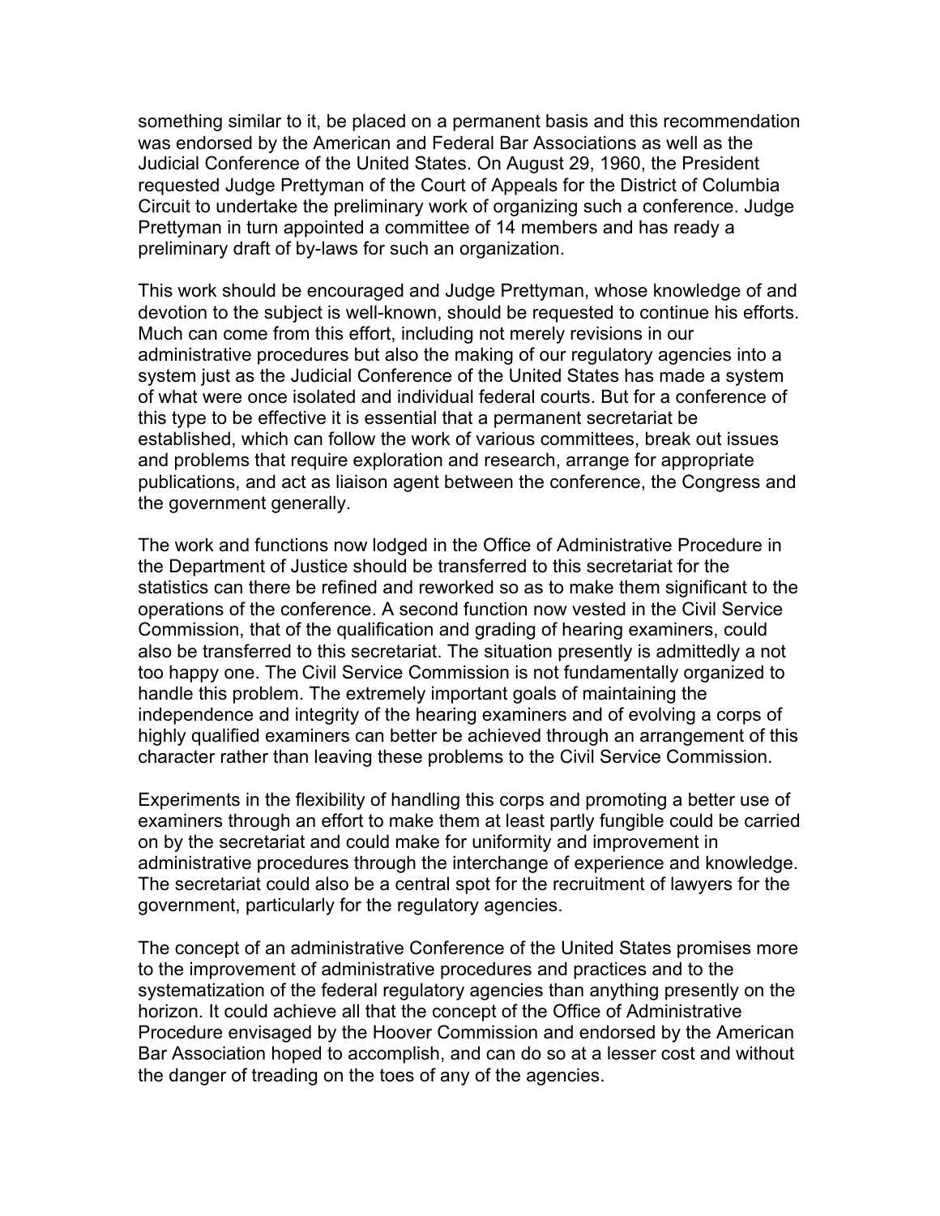something similar to it, be placed on a permanent basis and this recommendation was endorsed by the American and Federal Bar Associations as well as the Judicial Conference of the United States. On August 29, 1960, the President requested Judge Prettyman of the Court of Appeals for the District of Columbia Circuit to undertake the preliminary work of organizing such a conference. Judge Prettyman in turn appointed a committee of 14 members and has ready a preliminary draft of by-laws for such an organization.

This work should be encouraged and Judge Prettyman, whose knowledge of and devotion to the subject is well-known, should be requested to continue his efforts. Much can come from this effort, including not merely revisions in our administrative procedures but also the making of our regulatory agencies into a system just as the Judicial Conference of the United States has made a system of what were once isolated and individual federal courts. But for a conference of this type to be effective it is essential that a permanent secretariat be established, which can follow the work of various committees, break out issues and problems that require exploration and research, arrange for appropriate publications, and act as liaison agent between the conference, the Congress and the government generally.

The work and functions now lodged in the Office of Administrative Procedure in the Department of Justice should be transferred to this secretariat for the statistics can there be refined and reworked so as to make them significant to the operations of the conference. A second function now vested in the Civil Service Commission, that of the qualification and grading of hearing examiners, could also be transferred to this secretariat. The situation presently is admittedly a not too happy one. The Civil Service Commission is not fundamentally organized to handle this problem. The extremely important goals of maintaining the independence and integrity of the hearing examiners and of evolving a corps of highly qualified examiners can better be achieved through an arrangement of this character rather than leaving these problems to the Civil Service Commission.

Experiments in the flexibility of handling this corps and promoting a better use of examiners through an effort to make them at least partly fungible could be carried on by the secretariat and could make for uniformity and improvement in administrative procedures through the interchange of experience and knowledge. The secretariat could also be a central spot for the recruitment of lawyers for the government, particularly for the regulatory agencies.

The concept of an administrative Conference of the United States promises more to the improvement of administrative procedures and practices and to the systematization of the federal regulatory agencies than anything presently on the horizon. It could achieve all that the concept of the Office of Administrative Procedure envisaged by the Hoover Commission and endorsed by the American Bar Association hoped to accomplish, and can do so at a lesser cost and without the danger of treading on the toes of any of the agencies.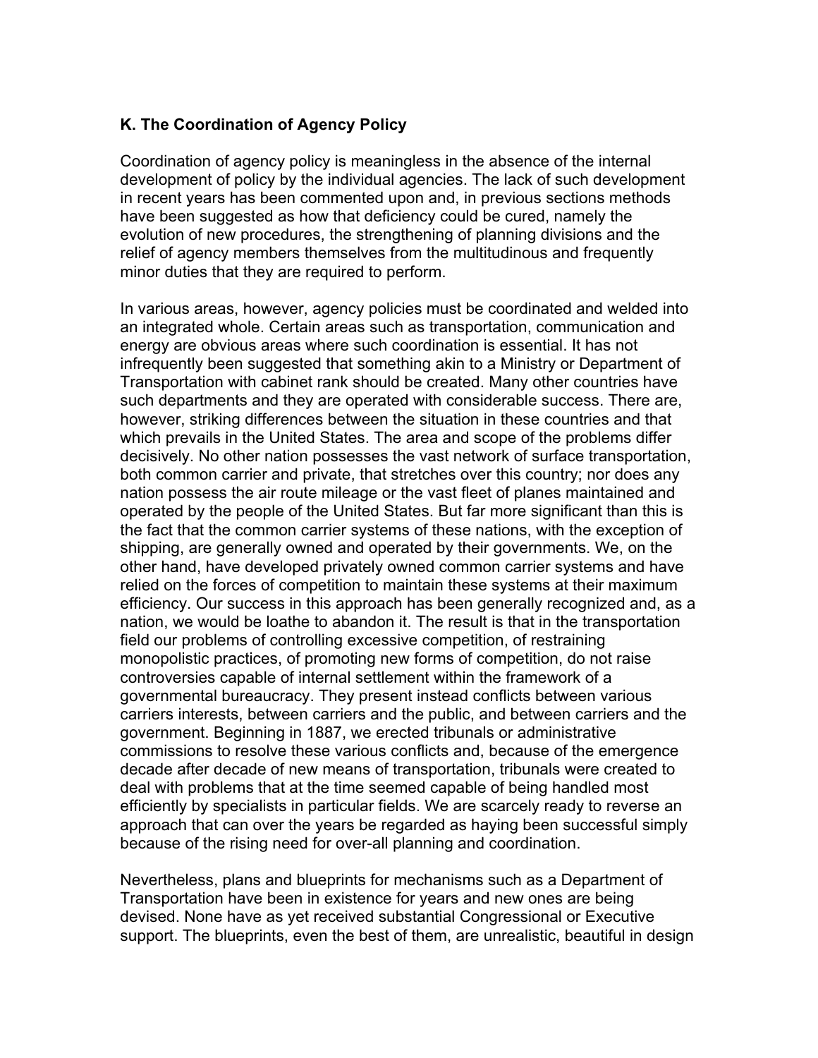### K. The Coordination of Agency Policy

Coordination of agency policy is meaningless in the absence of the internal development of policy by the individual agencies. The lack of such development in recent years has been commented upon and, in previous sections methods have been suggested as how that deficiency could be cured, namely the evolution of new procedures, the strengthening of planning divisions and the relief of agency members themselves from the multitudinous and frequently minor duties that they are required to perform.

In various areas, however, agency policies must be coordinated and welded into an integrated whole. Certain areas such as transportation, communication and energy are obvious areas where such coordination is essential. It has not infrequently been suggested that something akin to a Ministry or Department of Transportation with cabinet rank should be created. Many other countries have such departments and they are operated with considerable success. There are, however, striking differences between the situation in these countries and that which prevails in the United States. The area and scope of the problems differ decisively. No other nation possesses the vast network of surface transportation, both common carrier and private, that stretches over this country; nor does any nation possess the air route mileage or the vast fleet of planes maintained and operated by the people of the United States. But far more significant than this is the fact that the common carrier systems of these nations, with the exception of shipping, are generally owned and operated by their governments. We, on the other hand, have developed privately owned common carrier systems and have relied on the forces of competition to maintain these systems at their maximum efficiency. Our success in this approach has been generally recognized and, as a nation, we would be loathe to abandon it. The result is that in the transportation field our problems of controlling excessive competition, of restraining monopolistic practices, of promoting new forms of competition, do not raise controversies capable of internal settlement within the framework of a governmental bureaucracy. They present instead conflicts between various carriers interests, between carriers and the public, and between carriers and the government. Beginning in 1887, we erected tribunals or administrative commissions to resolve these various conflicts and, because of the emergence decade after decade of new means of transportation, tribunals were created to deal with problems that at the time seemed capable of being handled most efficiently by specialists in particular fields. We are scarcely ready to reverse an approach that can over the years be regarded as haying been successful simply because of the rising need for over-all planning and coordination.

Nevertheless, plans and blueprints for mechanisms such as a Department of Transportation have been in existence for years and new ones are being devised. None have as yet received substantial Congressional or Executive support. The blueprints, even the best of them, are unrealistic, beautiful in design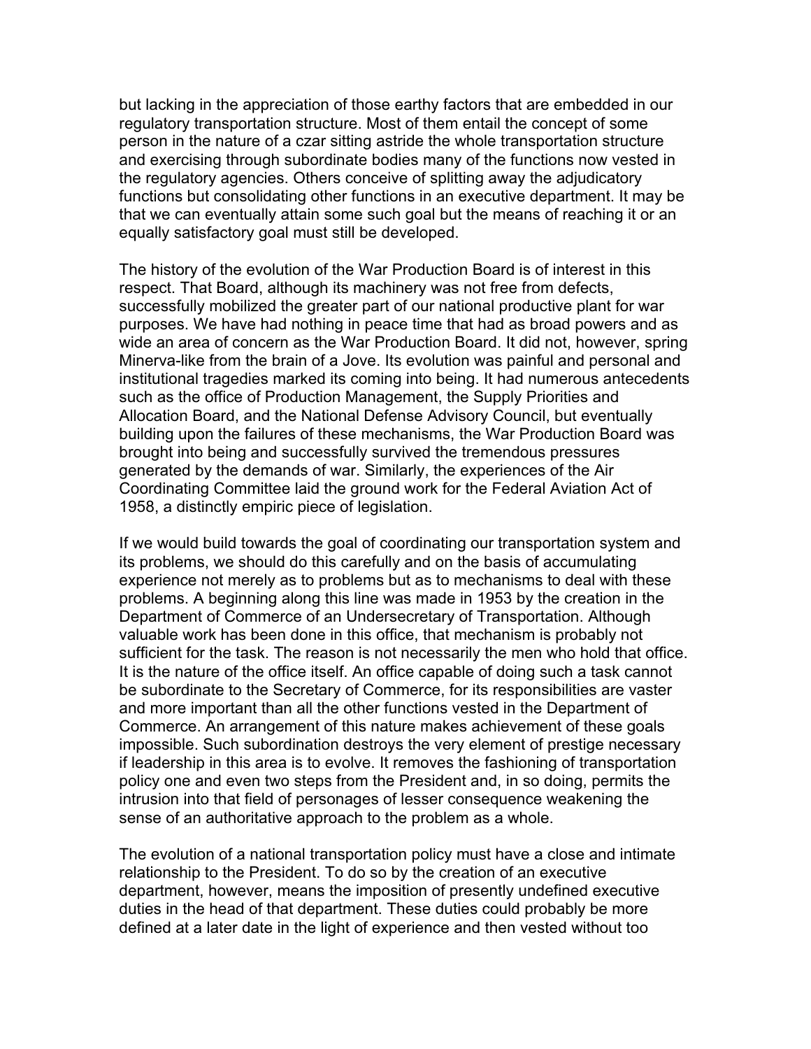but lacking in the appreciation of those earthy factors that are embedded in our regulatory transportation structure. Most of them entail the concept of some person in the nature of a czar sitting astride the whole transportation structure and exercising through subordinate bodies many of the functions now vested in the regulatory agencies. Others conceive of splitting away the adjudicatory functions but consolidating other functions in an executive department. It may be that we can eventually attain some such goal but the means of reaching it or an equally satisfactory goal must still be developed.

The history of the evolution of the War Production Board is of interest in this respect. That Board, although its machinery was not free from defects, successfully mobilized the greater part of our national productive plant for war purposes. We have had nothing in peace time that had as broad powers and as wide an area of concern as the War Production Board. It did not, however, spring Minerva-like from the brain of a Jove. Its evolution was painful and personal and institutional tragedies marked its coming into being. It had numerous antecedents such as the office of Production Management, the Supply Priorities and Allocation Board, and the National Defense Advisory Council, but eventually building upon the failures of these mechanisms, the War Production Board was brought into being and successfully survived the tremendous pressures generated by the demands of war. Similarly, the experiences of the Air Coordinating Committee laid the ground work for the Federal Aviation Act of 1958, a distinctly empiric piece of legislation.

If we would build towards the goal of coordinating our transportation system and its problems, we should do this carefully and on the basis of accumulating experience not merely as to problems but as to mechanisms to deal with these problems. A beginning along this line was made in 1953 by the creation in the Department of Commerce of an Undersecretary of Transportation. Although valuable work has been done in this office, that mechanism is probably not sufficient for the task. The reason is not necessarily the men who hold that office. It is the nature of the office itself. An office capable of doing such a task cannot be subordinate to the Secretary of Commerce, for its responsibilities are vaster and more important than all the other functions vested in the Department of Commerce. An arrangement of this nature makes achievement of these goals impossible. Such subordination destroys the very element of prestige necessary if leadership in this area is to evolve. It removes the fashioning of transportation policy one and even two steps from the President and, in so doing, permits the intrusion into that field of personages of lesser consequence weakening the sense of an authoritative approach to the problem as a whole.

The evolution of a national transportation policy must have a close and intimate relationship to the President. To do so by the creation of an executive department, however, means the imposition of presently undefined executive duties in the head of that department. These duties could probably be more defined at a later date in the light of experience and then vested without too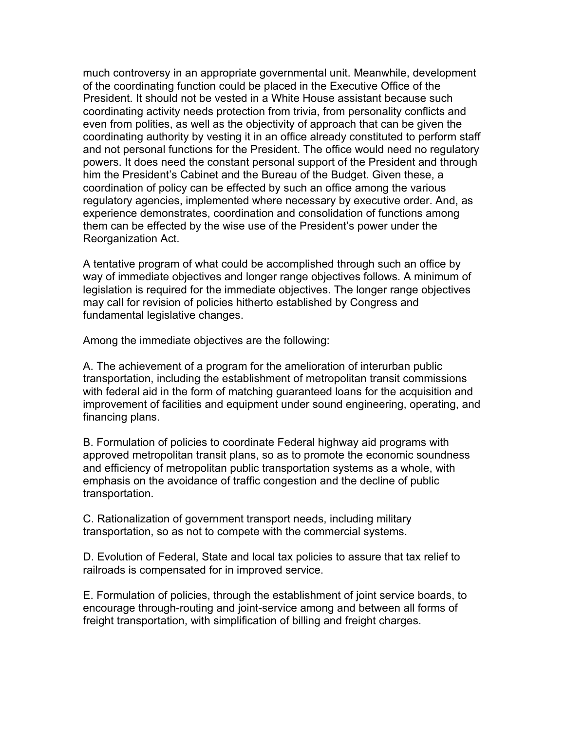much controversy in an appropriate governmental unit. Meanwhile, development of the coordinating function could be placed in the Executive Office of the President. It should not be vested in a White House assistant because such coordinating activity needs protection from trivia, from personality conflicts and even from polities, as well as the objectivity of approach that can be given the coordinating authority by vesting it in an office already constituted to perform staff and not personal functions for the President. The office would need no regulatory powers. It does need the constant personal support of the President and through him the President's Cabinet and the Bureau of the Budget. Given these, a coordination of policy can be effected by such an office among the various regulatory agencies, implemented where necessary by executive order. And, as experience demonstrates, coordination and consolidation of functions among them can be effected by the wise use of the President's power under the Reorganization Act.

A tentative program of what could be accomplished through such an office by way of immediate objectives and longer range objectives follows. A minimum of legislation is required for the immediate objectives. The longer range objectives may call for revision of policies hitherto established by Congress and fundamental legislative changes.

Among the immediate objectives are the following:

A. The achievement of a program for the amelioration of interurban public transportation, including the establishment of metropolitan transit commissions with federal aid in the form of matching guaranteed loans for the acquisition and improvement of facilities and equipment under sound engineering, operating, and financing plans.

B. Formulation of policies to coordinate Federal highway aid programs with approved metropolitan transit plans, so as to promote the economic soundness and efficiency of metropolitan public transportation systems as a whole, with emphasis on the avoidance of traffic congestion and the decline of public transportation.

C. Rationalization of government transport needs, including military transportation, so as not to compete with the commercial systems.

D. Evolution of Federal, State and local tax policies to assure that tax relief to railroads is compensated for in improved service.

E. Formulation of policies, through the establishment of joint service boards, to encourage through-routing and joint-service among and between all forms of freight transportation, with simplification of billing and freight charges.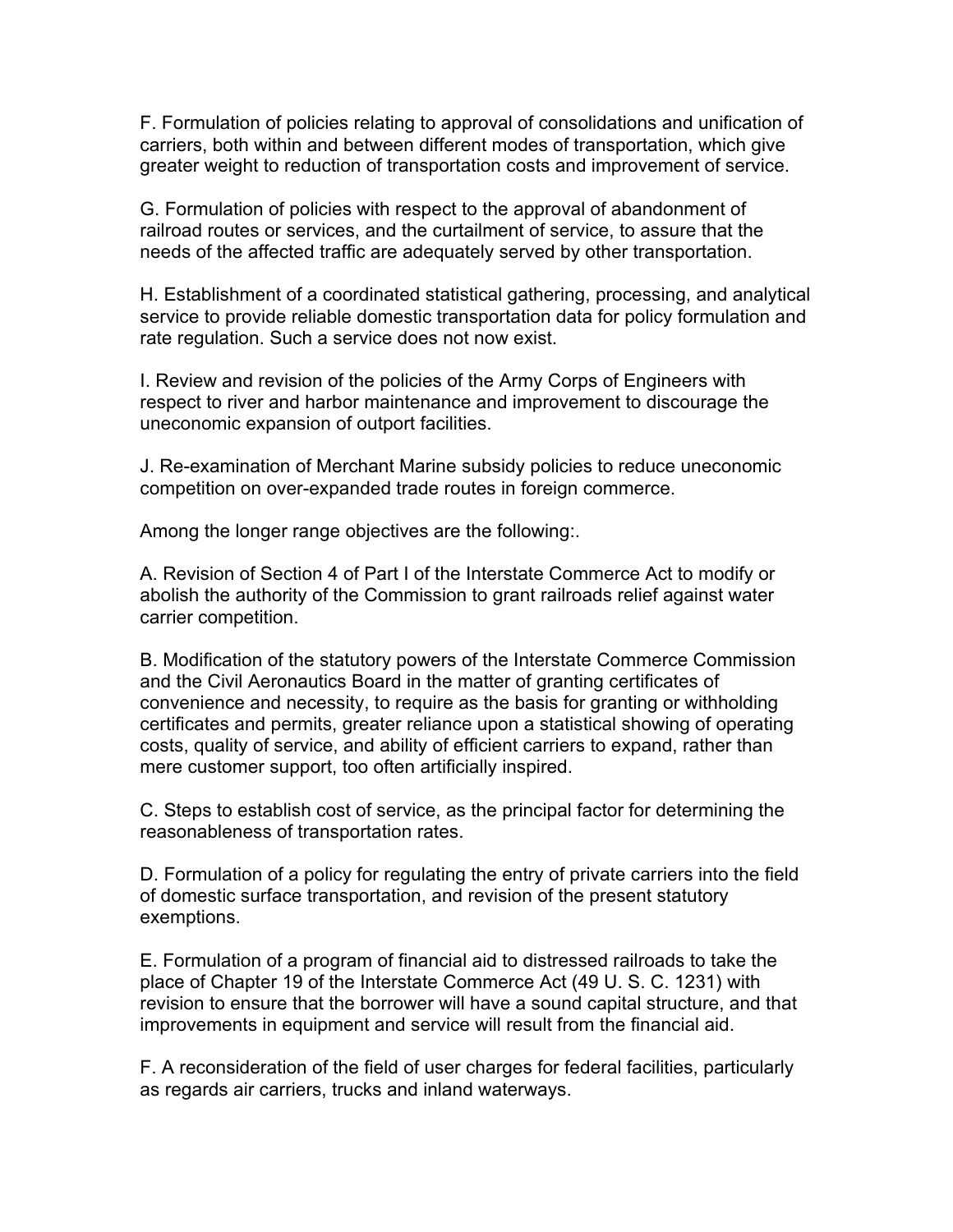F. Formulation of policies relating to approval of consolidations and unification of carriers, both within and between different modes of transportation, which give greater weight to reduction of transportation costs and improvement of service.

G. Formulation of policies with respect to the approval of abandonment of railroad routes or services, and the curtailment of service, to assure that the needs of the affected traffic are adequately served by other transportation.

H. Establishment of a coordinated statistical gathering, processing, and analytical service to provide reliable domestic transportation data for policy formulation and rate regulation. Such a service does not now exist.

I. Review and revision of the policies of the Army Corps of Engineers with respect to river and harbor maintenance and improvement to discourage the uneconomic expansion of outport facilities.

J. Re-examination of Merchant Marine subsidy policies to reduce uneconomic competition on over-expanded trade routes in foreign commerce.

Among the longer range objectives are the following:.

A. Revision of Section 4 of Part I of the Interstate Commerce Act to modify or abolish the authority of the Commission to grant railroads relief against water carrier competition.

B. Modification of the statutory powers of the Interstate Commerce Commission and the Civil Aeronautics Board in the matter of granting certificates of convenience and necessity, to require as the basis for granting or withholding certificates and permits, greater reliance upon a statistical showing of operating costs, quality of service, and ability of efficient carriers to expand, rather than mere customer support, too often artificially inspired.

C. Steps to establish cost of service, as the principal factor for determining the reasonableness of transportation rates.

D. Formulation of a policy for regulating the entry of private carriers into the field of domestic surface transportation, and revision of the present statutory exemptions.

E. Formulation of a program of financial aid to distressed railroads to take the place of Chapter 19 of the Interstate Commerce Act (49 U. S. C. 1231) with revision to ensure that the borrower will have a sound capital structure, and that improvements in equipment and service will result from the financial aid.

F. A reconsideration of the field of user charges for federal facilities, particularly as regards air carriers, trucks and inland waterways.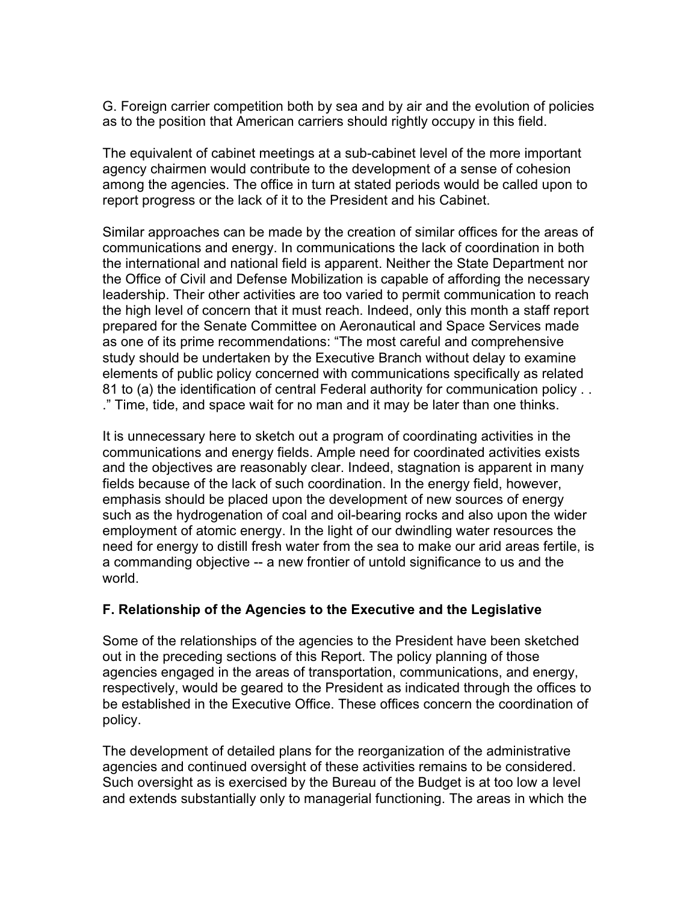G. Foreign carrier competition both by sea and by air and the evolution of policies as to the position that American carriers should rightly occupy in this field.

The equivalent of cabinet meetings at a sub-cabinet level of the more important agency chairmen would contribute to the development of a sense of cohesion among the agencies. The office in turn at stated periods would be called upon to report progress or the lack of it to the President and his Cabinet.

Similar approaches can be made by the creation of similar offices for the areas of communications and energy. In communications the lack of coordination in both the international and national field is apparent. Neither the State Department nor the Office of Civil and Defense Mobilization is capable of affording the necessary leadership. Their other activities are too varied to permit communication to reach the high level of concern that it must reach. Indeed, only this month a staff report prepared for the Senate Committee on Aeronautical and Space Services made as one of its prime recommendations: "The most careful and comprehensive study should be undertaken by the Executive Branch without delay to examine elements of public policy concerned with communications specifically as related 81 to (a) the identification of central Federal authority for communication policy . . ." Time, tide, and space wait for no man and it may be later than one thinks.

It is unnecessary here to sketch out a program of coordinating activities in the communications and energy fields. Ample need for coordinated activities exists and the objectives are reasonably clear. Indeed, stagnation is apparent in many fields because of the lack of such coordination. In the energy field, however, emphasis should be placed upon the development of new sources of energy such as the hydrogenation of coal and oil-bearing rocks and also upon the wider employment of atomic energy. In the light of our dwindling water resources the need for energy to distill fresh water from the sea to make our arid areas fertile, is a commanding objective -- a new frontier of untold significance to us and the world.

### F. Relationship of the Agencies to the Executive and the Legislative

Some of the relationships of the agencies to the President have been sketched out in the preceding sections of this Report. The policy planning of those agencies engaged in the areas of transportation, communications, and energy, respectively, would be geared to the President as indicated through the offices to be established in the Executive Office. These offices concern the coordination of policy.

The development of detailed plans for the reorganization of the administrative agencies and continued oversight of these activities remains to be considered. Such oversight as is exercised by the Bureau of the Budget is at too low a level and extends substantially only to managerial functioning. The areas in which the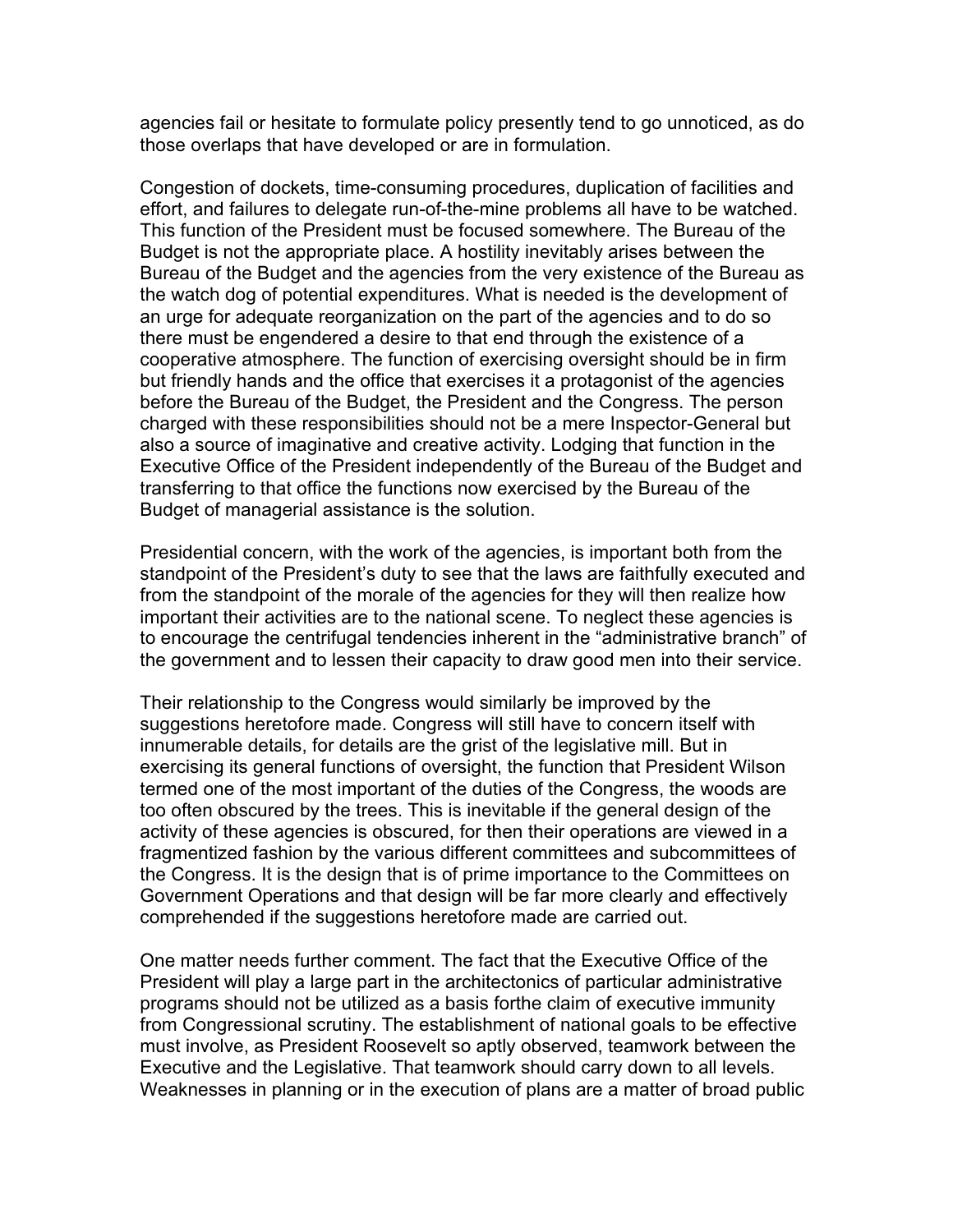agencies fail or hesitate to formulate policy presently tend to go unnoticed, as do those overlaps that have developed or are in formulation.

Congestion of dockets, time-consuming procedures, duplication of facilities and effort, and failures to delegate run-of-the-mine problems all have to be watched. This function of the President must be focused somewhere. The Bureau of the Budget is not the appropriate place. A hostility inevitably arises between the Bureau of the Budget and the agencies from the very existence of the Bureau as the watch dog of potential expenditures. What is needed is the development of an urge for adequate reorganization on the part of the agencies and to do so there must be engendered a desire to that end through the existence of a cooperative atmosphere. The function of exercising oversight should be in firm but friendly hands and the office that exercises it a protagonist of the agencies before the Bureau of the Budget, the President and the Congress. The person charged with these responsibilities should not be a mere Inspector-General but also a source of imaginative and creative activity. Lodging that function in the Executive Office of the President independently of the Bureau of the Budget and transferring to that office the functions now exercised by the Bureau of the Budget of managerial assistance is the solution.

Presidential concern, with the work of the agencies, is important both from the standpoint of the President's duty to see that the laws are faithfully executed and from the standpoint of the morale of the agencies for they will then realize how important their activities are to the national scene. To neglect these agencies is to encourage the centrifugal tendencies inherent in the "administrative branch" of the government and to lessen their capacity to draw good men into their service.

Their relationship to the Congress would similarly be improved by the suggestions heretofore made. Congress will still have to concern itself with innumerable details, for details are the grist of the legislative mill. But in exercising its general functions of oversight, the function that President Wilson termed one of the most important of the duties of the Congress, the woods are too often obscured by the trees. This is inevitable if the general design of the activity of these agencies is obscured, for then their operations are viewed in a fragmentized fashion by the various different committees and subcommittees of the Congress. It is the design that is of prime importance to the Committees on Government Operations and that design will be far more clearly and effectively comprehended if the suggestions heretofore made are carried out.

One matter needs further comment. The fact that the Executive Office of the President will play a large part in the architectonics of particular administrative programs should not be utilized as a basis forthe claim of executive immunity from Congressional scrutiny. The establishment of national goals to be effective must involve, as President Roosevelt so aptly observed, teamwork between the Executive and the Legislative. That teamwork should carry down to all levels. Weaknesses in planning or in the execution of plans are a matter of broad public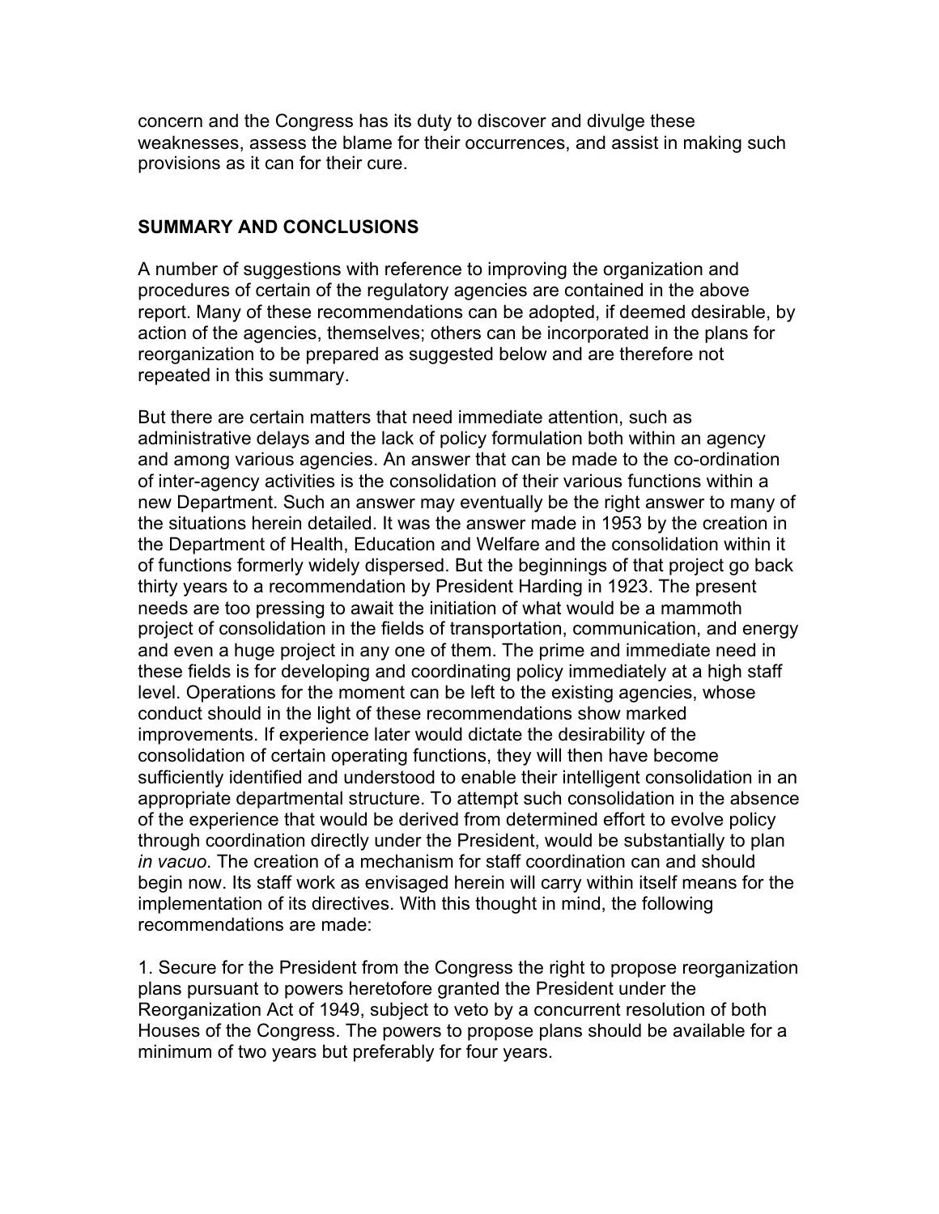concern and the Congress has its duty to discover and divulge these weaknesses, assess the blame for their occurrences, and assist in making such provisions as it can for their cure.

## SUMMARY AND CONCLUSIONS

A number of suggestions with reference to improving the organization and procedures of certain of the regulatory agencies are contained in the above report. Many of these recommendations can be adopted, if deemed desirable, by action of the agencies, themselves; others can be incorporated in the plans for reorganization to be prepared as suggested below and are therefore not repeated in this summary.

But there are certain matters that need immediate attention, such as administrative delays and the lack of policy formulation both within an agency and among various agencies. An answer that can be made to the co-ordination of inter-agency activities is the consolidation of their various functions within a new Department. Such an answer may eventually be the right answer to many of the situations herein detailed. It was the answer made in 1953 by the creation in the Department of Health, Education and Welfare and the consolidation within it of functions formerly widely dispersed. But the beginnings of that project go back thirty years to a recommendation by President Harding in 1923. The present needs are too pressing to await the initiation of what would be a mammoth project of consolidation in the fields of transportation, communication, and energy and even a huge project in any one of them. The prime and immediate need in these fields is for developing and coordinating policy immediately at a high staff level. Operations for the moment can be left to the existing agencies, whose conduct should in the light of these recommendations show marked improvements. If experience later would dictate the desirability of the consolidation of certain operating functions, they will then have become sufficiently identified and understood to enable their intelligent consolidation in an appropriate departmental structure. To attempt such consolidation in the absence of the experience that would be derived from determined effort to evolve policy through coordination directly under the President, would be substantially to plan *in vacuo*. The creation of a mechanism for staff coordination can and should begin now. Its staff work as envisaged herein will carry within itself means for the implementation of its directives. With this thought in mind, the following recommendations are made:

1. Secure for the President from the Congress the right to propose reorganization plans pursuant to powers heretofore granted the President under the Reorganization Act of 1949, subject to veto by a concurrent resolution of both Houses of the Congress. The powers to propose plans should be available for a minimum of two years but preferably for four years.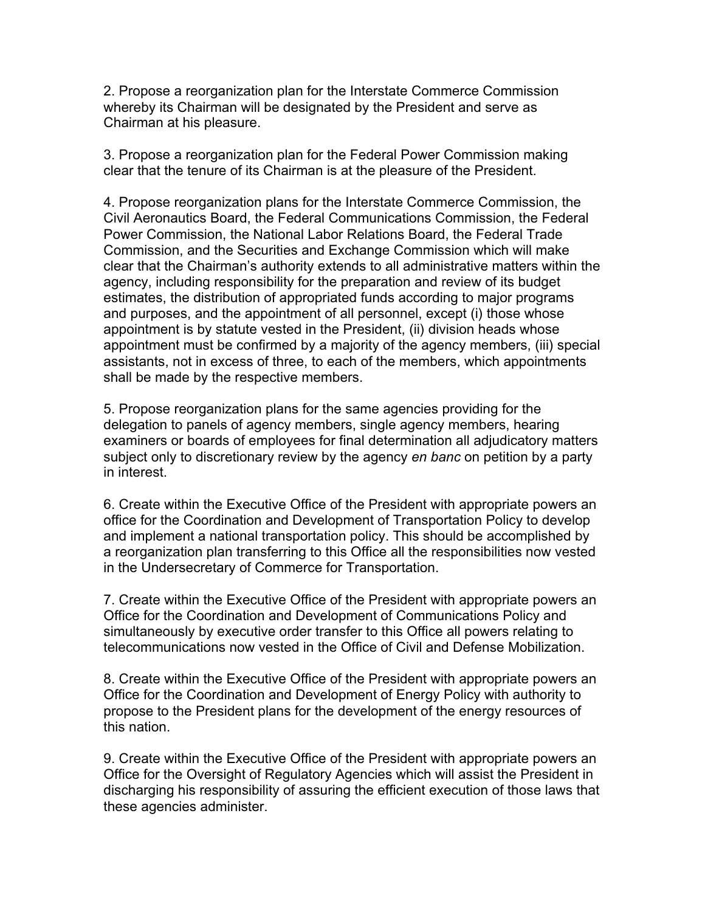2. Propose a reorganization plan for the Interstate Commerce Commission whereby its Chairman will be designated by the President and serve as Chairman at his pleasure.

3. Propose a reorganization plan for the Federal Power Commission making clear that the tenure of its Chairman is at the pleasure of the President.

4. Propose reorganization plans for the Interstate Commerce Commission, the Civil Aeronautics Board, the Federal Communications Commission, the Federal Power Commission, the National Labor Relations Board, the Federal Trade Commission, and the Securities and Exchange Commission which will make clear that the Chairman's authority extends to all administrative matters within the agency, including responsibility for the preparation and review of its budget estimates, the distribution of appropriated funds according to major programs and purposes, and the appointment of all personnel, except (i) those whose appointment is by statute vested in the President, (ii) division heads whose appointment must be confirmed by a majority of the agency members, (iii) special assistants, not in excess of three, to each of the members, which appointments shall be made by the respective members.

5. Propose reorganization plans for the same agencies providing for the delegation to panels of agency members, single agency members, hearing examiners or boards of employees for final determination all adjudicatory matters subject only to discretionary review by the agency *en banc* on petition by a party in interest.

6. Create within the Executive Office of the President with appropriate powers an office for the Coordination and Development of Transportation Policy to develop and implement a national transportation policy. This should be accomplished by a reorganization plan transferring to this Office all the responsibilities now vested in the Undersecretary of Commerce for Transportation.

7. Create within the Executive Office of the President with appropriate powers an Office for the Coordination and Development of Communications Policy and simultaneously by executive order transfer to this Office all powers relating to telecommunications now vested in the Office of Civil and Defense Mobilization.

8. Create within the Executive Office of the President with appropriate powers an Office for the Coordination and Development of Energy Policy with authority to propose to the President plans for the development of the energy resources of this nation.

9. Create within the Executive Office of the President with appropriate powers an Office for the Oversight of Regulatory Agencies which will assist the President in discharging his responsibility of assuring the efficient execution of those laws that these agencies administer.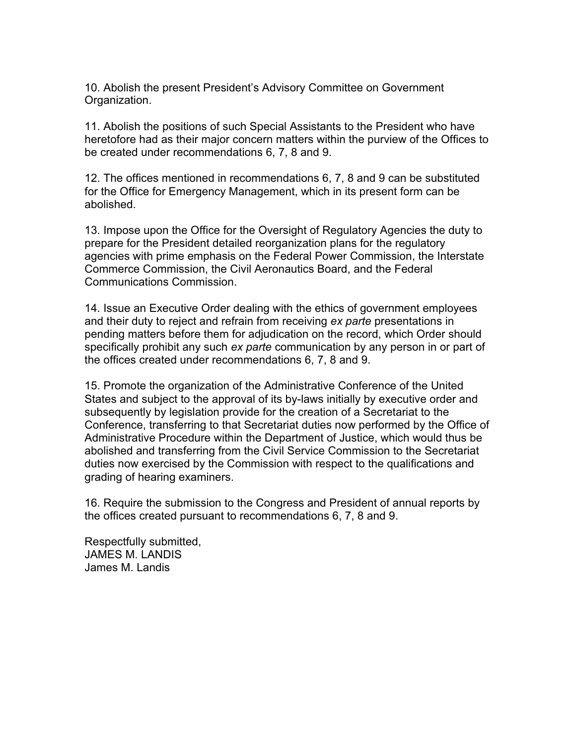10. Abolish the present President's Advisory Committee on Government Organization.

11. Abolish the positions of such Special Assistants to the President who have heretofore had as their major concern matters within the purview of the Offices to be created under recommendations 6, 7, 8 and 9.

12. The offices mentioned in recommendations 6, 7, 8 and 9 can be substituted for the Office for Emergency Management, which in its present form can be abolished.

13. Impose upon the Office for the Oversight of Regulatory Agencies the duty to prepare for the President detailed reorganization plans for the regulatory agencies with prime emphasis on the Federal Power Commission, the Interstate Commerce Commission, the Civil Aeronautics Board, and the Federal Communications Commission.

14. Issue an Executive Order dealing with the ethics of government employees and their duty to reject and refrain from receiving *ex parte* presentations in pending matters before them for adjudication on the record, which Order should specifically prohibit any such *ex parte* communication by any person in or part of the offices created under recommendations 6, 7, 8 and 9.

15. Promote the organization of the Administrative Conference of the United States and subject to the approval of its by-laws initially by executive order and subsequently by legislation provide for the creation of a Secretariat to the Conference, transferring to that Secretariat duties now performed by the Office of Administrative Procedure within the Department of Justice, which would thus be abolished and transferring from the Civil Service Commission to the Secretariat duties now exercised by the Commission with respect to the qualifications and grading of hearing examiners.

16. Require the submission to the Congress and President of annual reports by the offices created pursuant to recommendations 6, 7, 8 and 9.

Respectfully submitted,
JAMES M. LANDIS
James M. Landis